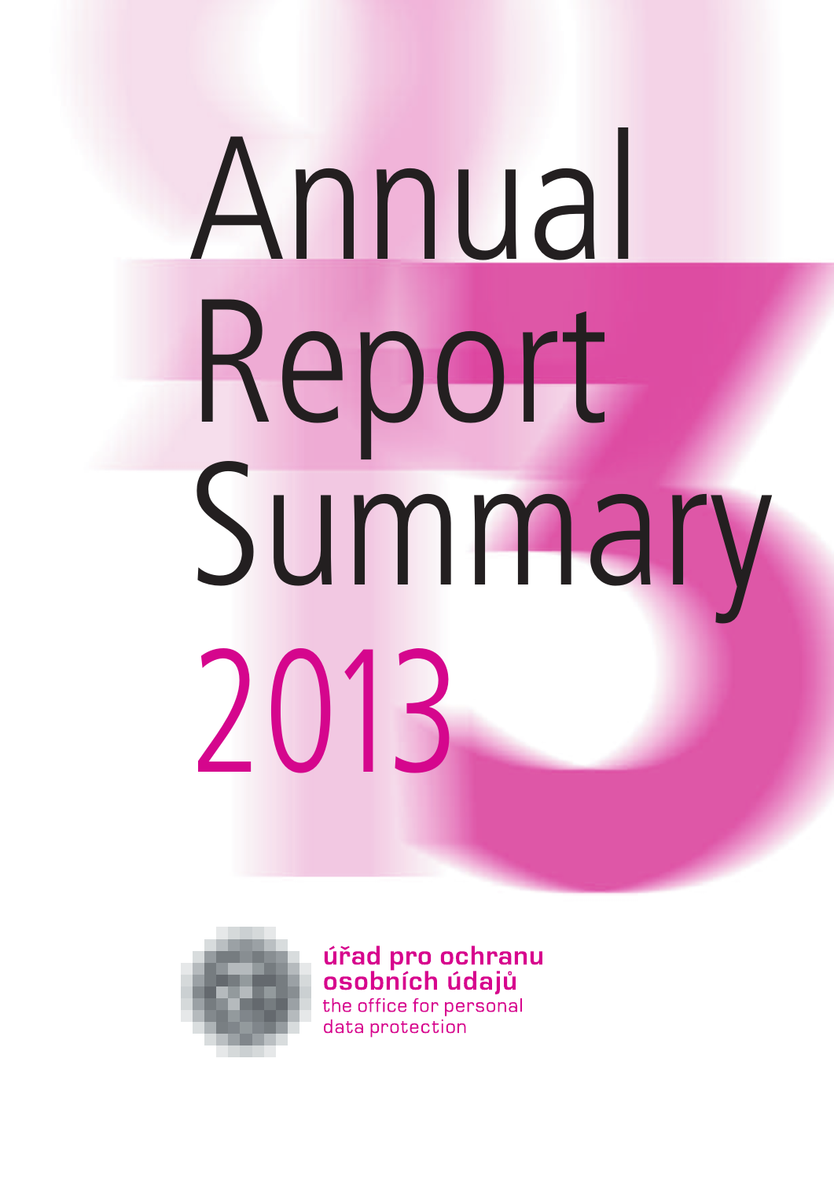# Annual Report Summary 2013

**úřad pro ochranu osobních údajů**
the office for personal data protection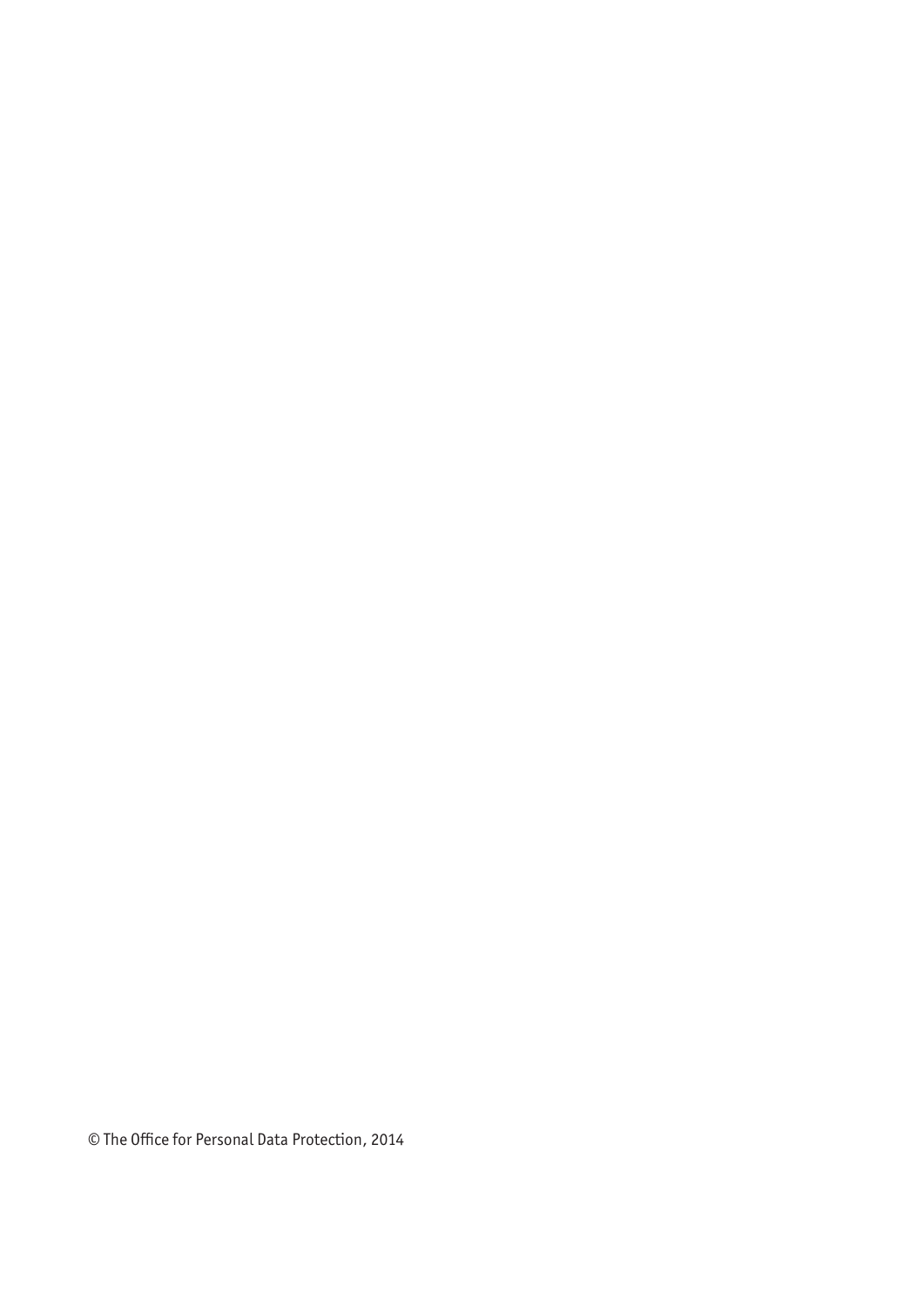© The Office for Personal Data Protection, 2014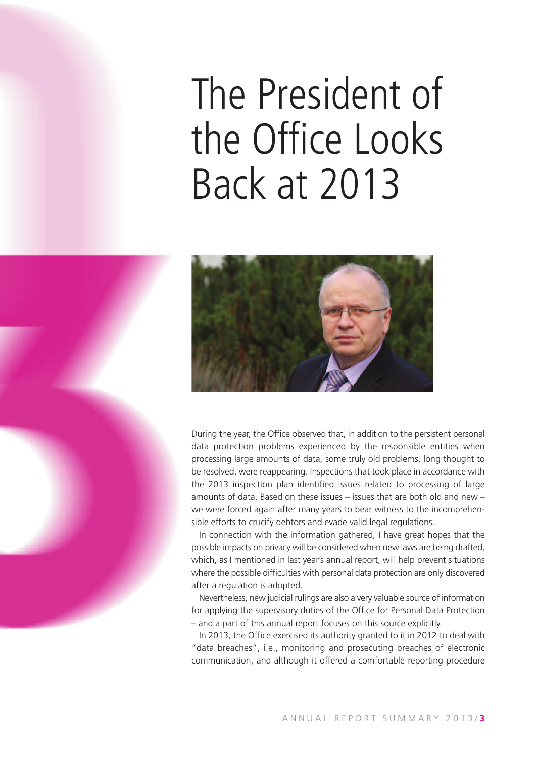# The President of the Office Looks Back at 2013

During the year, the Office observed that, in addition to the persistent personal data protection problems experienced by the responsible entities when processing large amounts of data, some truly old problems, long thought to be resolved, were reappearing. Inspections that took place in accordance with the 2013 inspection plan identified issues related to processing of large amounts of data. Based on these issues – issues that are both old and new – we were forced again after many years to bear witness to the incomprehensible efforts to crucify debtors and evade valid legal regulations.

In connection with the information gathered, I have great hopes that the possible impacts on privacy will be considered when new laws are being drafted, which, as I mentioned in last year's annual report, will help prevent situations where the possible difficulties with personal data protection are only discovered after a regulation is adopted.

Nevertheless, new judicial rulings are also a very valuable source of information for applying the supervisory duties of the Office for Personal Data Protection – and a part of this annual report focuses on this source explicitly.

In 2013, the Office exercised its authority granted to it in 2012 to deal with "data breaches", i.e., monitoring and prosecuting breaches of electronic communication, and although it offered a comfortable reporting procedure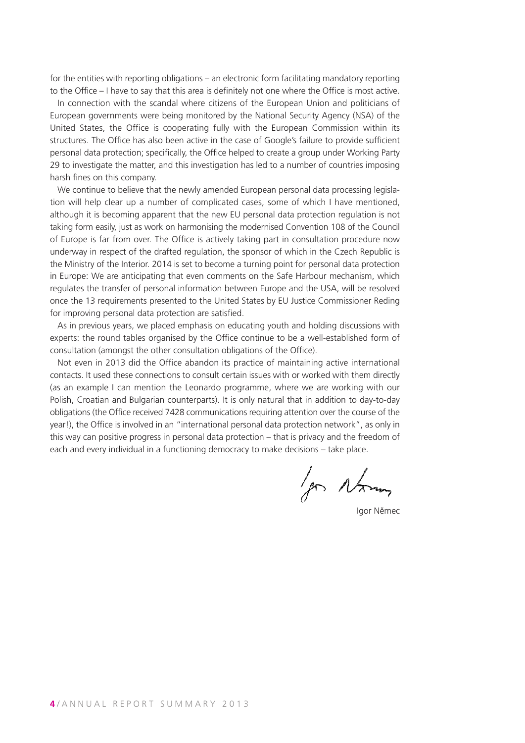for the entities with reporting obligations – an electronic form facilitating mandatory reporting to the Office – I have to say that this area is definitely not one where the Office is most active.

In connection with the scandal where citizens of the European Union and politicians of European governments were being monitored by the National Security Agency (NSA) of the United States, the Office is cooperating fully with the European Commission within its structures. The Office has also been active in the case of Google's failure to provide sufficient personal data protection; specifically, the Office helped to create a group under Working Party 29 to investigate the matter, and this investigation has led to a number of countries imposing harsh fines on this company.

We continue to believe that the newly amended European personal data processing legislation will help clear up a number of complicated cases, some of which I have mentioned, although it is becoming apparent that the new EU personal data protection regulation is not taking form easily, just as work on harmonising the modernised Convention 108 of the Council of Europe is far from over. The Office is actively taking part in consultation procedure now underway in respect of the drafted regulation, the sponsor of which in the Czech Republic is the Ministry of the Interior. 2014 is set to become a turning point for personal data protection in Europe: We are anticipating that even comments on the Safe Harbour mechanism, which regulates the transfer of personal information between Europe and the USA, will be resolved once the 13 requirements presented to the United States by EU Justice Commissioner Reding for improving personal data protection are satisfied.

As in previous years, we placed emphasis on educating youth and holding discussions with experts: the round tables organised by the Office continue to be a well-established form of consultation (amongst the other consultation obligations of the Office).

Not even in 2013 did the Office abandon its practice of maintaining active international contacts. It used these connections to consult certain issues with or worked with them directly (as an example I can mention the Leonardo programme, where we are working with our Polish, Croatian and Bulgarian counterparts). It is only natural that in addition to day-to-day obligations (the Office received 7428 communications requiring attention over the course of the year!), the Office is involved in an "international personal data protection network", as only in this way can positive progress in personal data protection – that is privacy and the freedom of each and every individual in a functioning democracy to make decisions – take place.

Igor Němec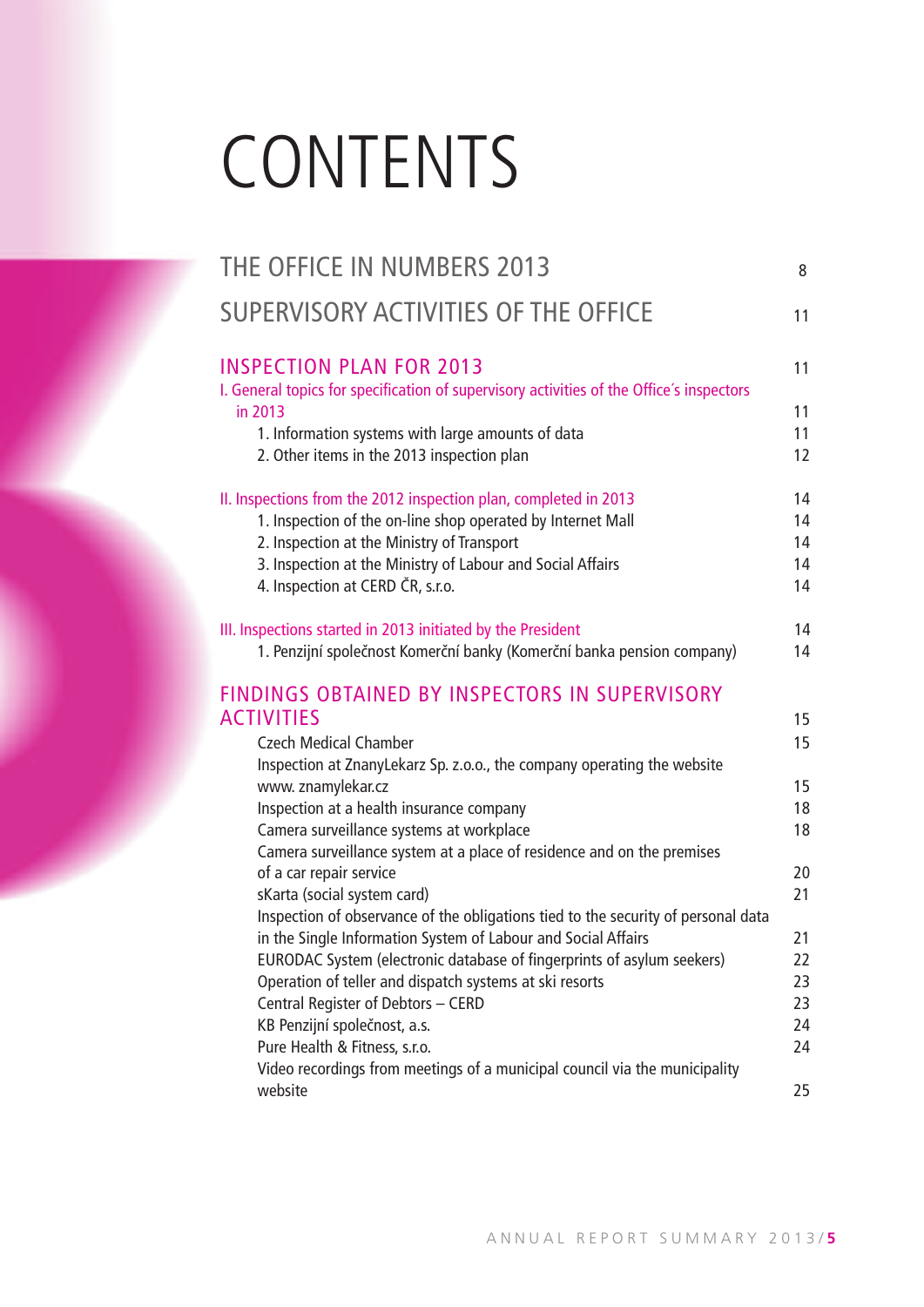# CONTENTS

| | |
|---|---|
| THE OFFICE IN NUMBERS 2013 | 8 |
| SUPERVISORY ACTIVITIES OF THE OFFICE | 11 |
| **INSPECTION PLAN FOR 2013** | 11 |
| I. General topics for specification of supervisory activities of the Office´s inspectors in 2013 | 11 |
| 1. Information systems with large amounts of data | 11 |
| 2. Other items in the 2013 inspection plan | 12 |
| II. Inspections from the 2012 inspection plan, completed in 2013 | 14 |
| 1. Inspection of the on-line shop operated by Internet Mall | 14 |
| 2. Inspection at the Ministry of Transport | 14 |
| 3. Inspection at the Ministry of Labour and Social Affairs | 14 |
| 4. Inspection at CERD ČR, s.r.o. | 14 |
| III. Inspections started in 2013 initiated by the President | 14 |
| 1. Penzijní společnost Komerční banky (Komerční banka pension company) | 14 |
| **FINDINGS OBTAINED BY INSPECTORS IN SUPERVISORY ACTIVITIES** | 15 |
| Czech Medical Chamber | 15 |
| Inspection at ZnanyLekarz Sp. z.o.o., the company operating the website www. znamylekar.cz | 15 |
| Inspection at a health insurance company | 18 |
| Camera surveillance systems at workplace | 18 |
| Camera surveillance system at a place of residence and on the premises of a car repair service | 20 |
| sKarta (social system card) | 21 |
| Inspection of observance of the obligations tied to the security of personal data in the Single Information System of Labour and Social Affairs | 21 |
| EURODAC System (electronic database of fingerprints of asylum seekers) | 22 |
| Operation of teller and dispatch systems at ski resorts | 23 |
| Central Register of Debtors – CERD | 23 |
| KB Penzijní společnost, a.s. | 24 |
| Pure Health & Fitness, s.r.o. | 24 |
| Video recordings from meetings of a municipal council via the municipality website | 25 |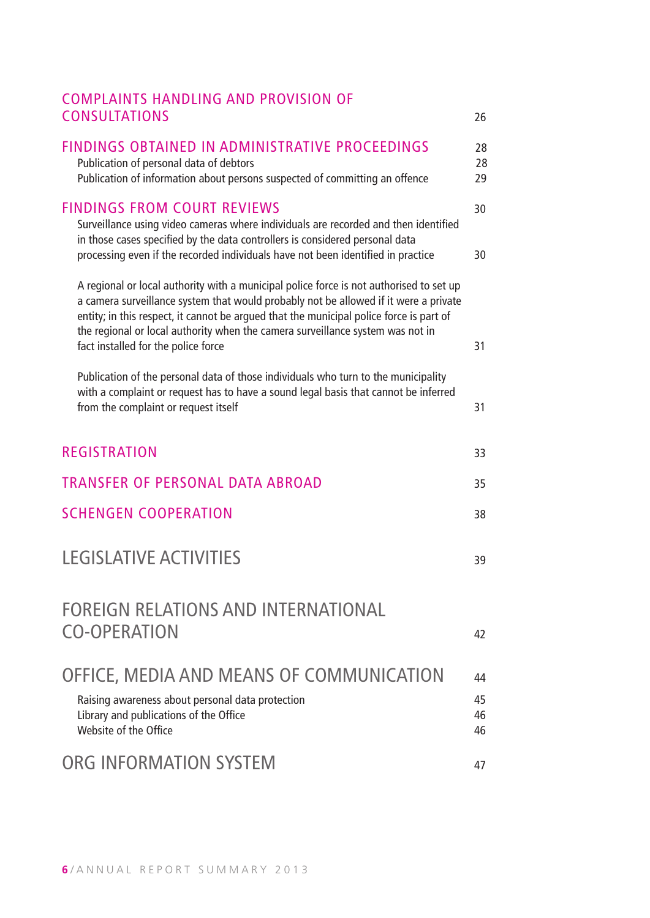| | |
|---|---|
| COMPLAINTS HANDLING AND PROVISION OF CONSULTATIONS | 26 |
| FINDINGS OBTAINED IN ADMINISTRATIVE PROCEEDINGS | 28 |
| Publication of personal data of debtors | 28 |
| Publication of information about persons suspected of committing an offence | 29 |
| FINDINGS FROM COURT REVIEWS | 30 |
| Surveillance using video cameras where individuals are recorded and then identified in those cases specified by the data controllers is considered personal data processing even if the recorded individuals have not been identified in practice | 30 |
| A regional or local authority with a municipal police force is not authorised to set up a camera surveillance system that would probably not be allowed if it were a private entity; in this respect, it cannot be argued that the municipal police force is part of the regional or local authority when the camera surveillance system was not in fact installed for the police force | 31 |
| Publication of the personal data of those individuals who turn to the municipality with a complaint or request has to have a sound legal basis that cannot be inferred from the complaint or request itself | 31 |
| REGISTRATION | 33 |
| TRANSFER OF PERSONAL DATA ABROAD | 35 |
| SCHENGEN COOPERATION | 38 |
| LEGISLATIVE ACTIVITIES | 39 |
| FOREIGN RELATIONS AND INTERNATIONAL CO-OPERATION | 42 |
| OFFICE, MEDIA AND MEANS OF COMMUNICATION | 44 |
| Raising awareness about personal data protection | 45 |
| Library and publications of the Office | 46 |
| Website of the Office | 46 |
| ORG INFORMATION SYSTEM | 47 |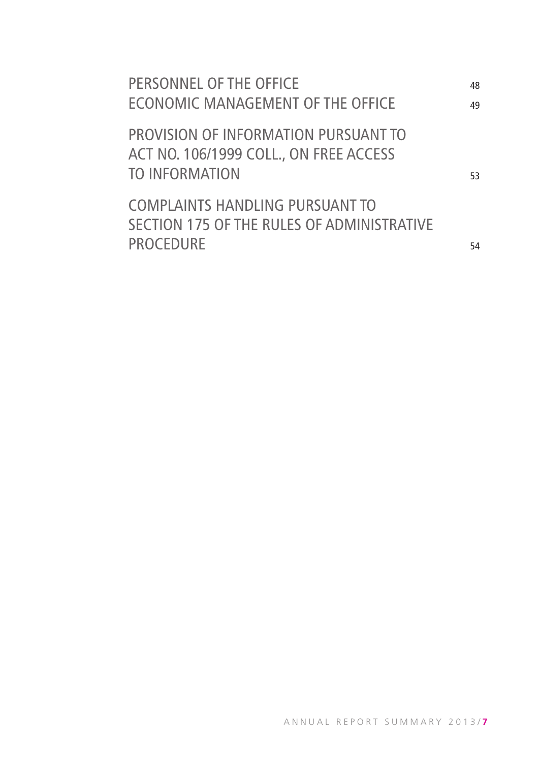PERSONNEL OF THE OFFICE 48

ECONOMIC MANAGEMENT OF THE OFFICE 49

PROVISION OF INFORMATION PURSUANT TO ACT NO. 106/1999 COLL., ON FREE ACCESS TO INFORMATION 53

COMPLAINTS HANDLING PURSUANT TO SECTION 175 OF THE RULES OF ADMINISTRATIVE PROCEDURE 54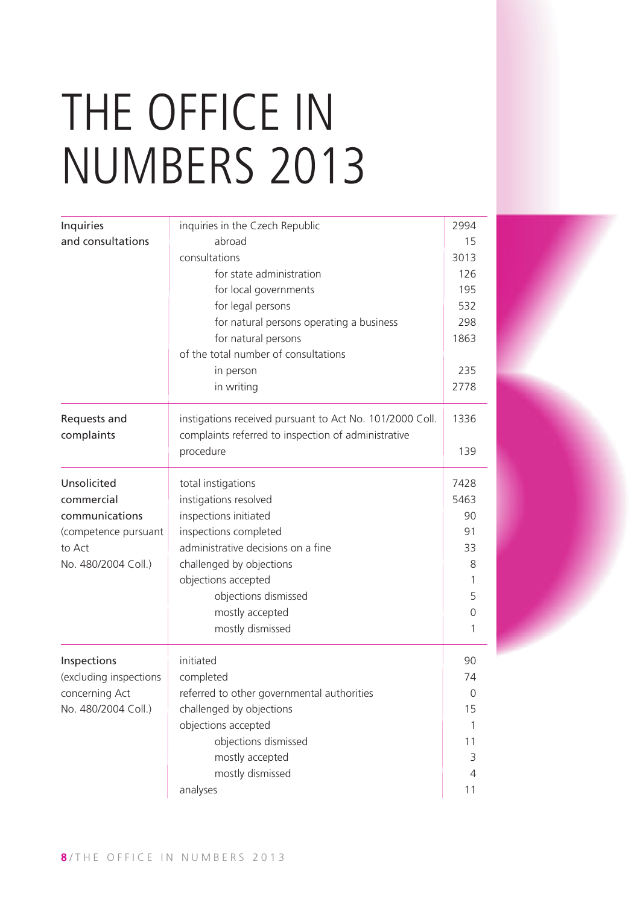# THE OFFICE IN NUMBERS 2013

| | | |
|---|---|---|
| Inquiries and consultations | inquiries in the Czech Republic | 2994 |
| | abroad | 15 |
| | consultations | 3013 |
| | for state administration | 126 |
| | for local governments | 195 |
| | for legal persons | 532 |
| | for natural persons operating a business | 298 |
| | for natural persons | 1863 |
| | of the total number of consultations | |
| | in person | 235 |
| | in writing | 2778 |
| Requests and complaints | instigations received pursuant to Act No. 101/2000 Coll. | 1336 |
| | complaints referred to inspection of administrative procedure | 139 |
| Unsolicited commercial communications (competence pursuant to Act No. 480/2004 Coll.) | total instigations | 7428 |
| | instigations resolved | 5463 |
| | inspections initiated | 90 |
| | inspections completed | 91 |
| | administrative decisions on a fine | 33 |
| | challenged by objections | 8 |
| | objections accepted | 1 |
| | objections dismissed | 5 |
| | mostly accepted | 0 |
| | mostly dismissed | 1 |
| Inspections (excluding inspections concerning Act No. 480/2004 Coll.) | initiated | 90 |
| | completed | 74 |
| | referred to other governmental authorities | 0 |
| | challenged by objections | 15 |
| | objections accepted | 1 |
| | objections dismissed | 11 |
| | mostly accepted | 3 |
| | mostly dismissed | 4 |
| | analyses | 11 |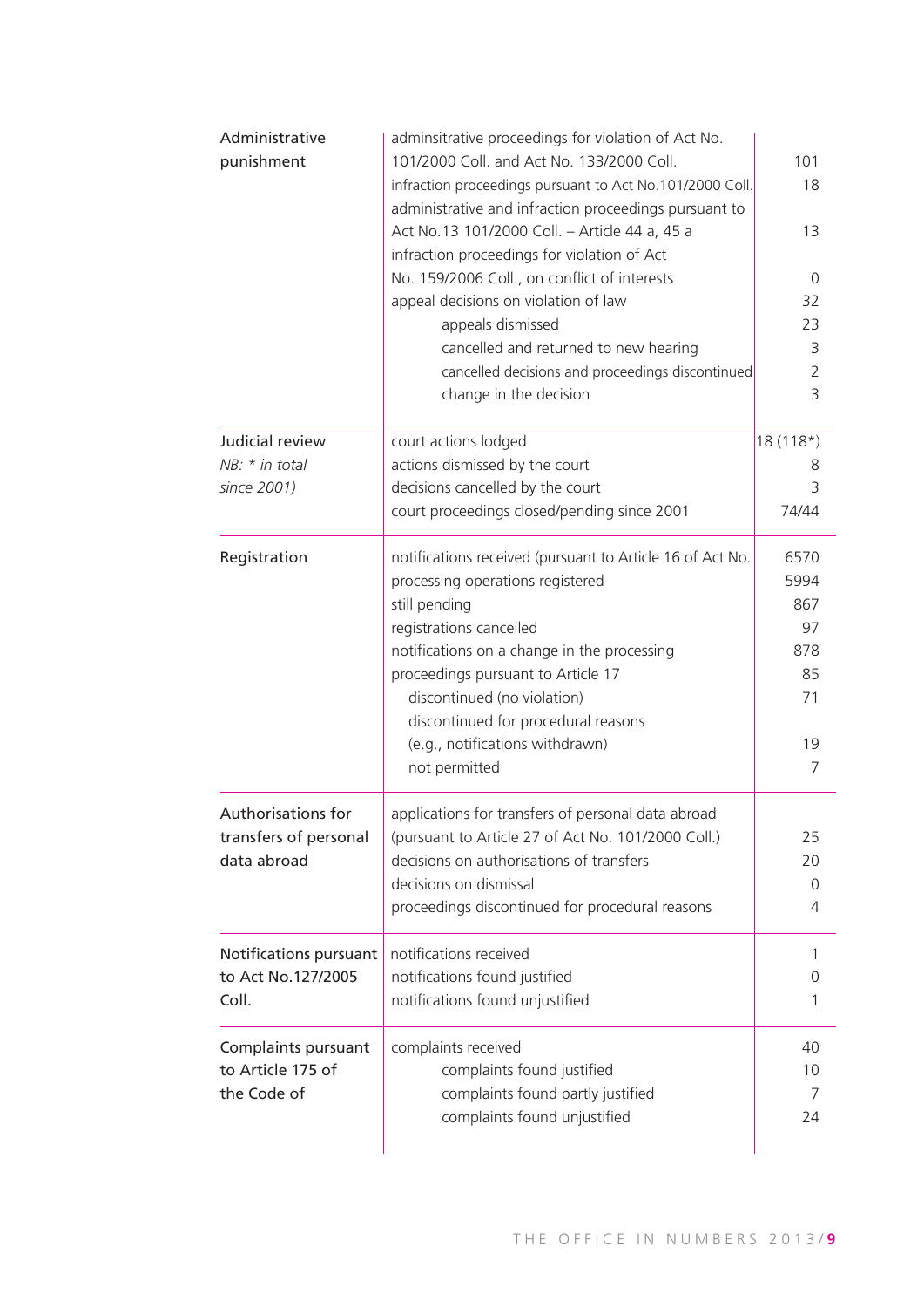| | | |
|---|---|---|
| Administrative punishment | adminsitrative proceedings for violation of Act No. 101/2000 Coll. and Act No. 133/2000 Coll. | 101 |
| | infraction proceedings pursuant to Act No.101/2000 Coll. | 18 |
| | administrative and infraction proceedings pursuant to Act No.13 101/2000 Coll. – Article 44 a, 45 a | 13 |
| | infraction proceedings for violation of Act No. 159/2006 Coll., on conflict of interests | 0 |
| | appeal decisions on violation of law | 32 |
| | appeals dismissed | 23 |
| | cancelled and returned to new hearing | 3 |
| | cancelled decisions and proceedings discontinued | 2 |
| | change in the decision | 3 |
| Judicial review *NB: * in total since 2001)* | court actions lodged | 18 (118*) |
| | actions dismissed by the court | 8 |
| | decisions cancelled by the court | 3 |
| | court proceedings closed/pending since 2001 | 74/44 |
| Registration | notifications received (pursuant to Article 16 of Act No. | 6570 |
| | processing operations registered | 5994 |
| | still pending | 867 |
| | registrations cancelled | 97 |
| | notifications on a change in the processing | 878 |
| | proceedings pursuant to Article 17 | 85 |
| | discontinued (no violation) | 71 |
| | discontinued for procedural reasons (e.g., notifications withdrawn) | 19 |
| | not permitted | 7 |
| Authorisations for transfers of personal data abroad | applications for transfers of personal data abroad (pursuant to Article 27 of Act No. 101/2000 Coll.) | 25 |
| | decisions on authorisations of transfers | 20 |
| | decisions on dismissal | 0 |
| | proceedings discontinued for procedural reasons | 4 |
| Notifications pursuant to Act No.127/2005 Coll. | notifications received | 1 |
| | notifications found justified | 0 |
| | notifications found unjustified | 1 |
| Complaints pursuant to Article 175 of the Code of | complaints received | 40 |
| | complaints found justified | 10 |
| | complaints found partly justified | 7 |
| | complaints found unjustified | 24 |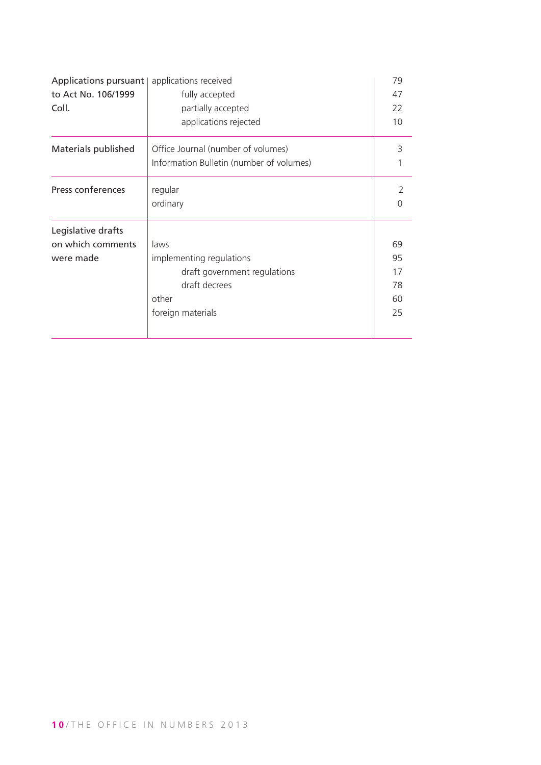| | | |
|---|---|---|
| Applications pursuant to Act No. 106/1999 Coll. | applications received | 79 |
| | fully accepted | 47 |
| | partially accepted | 22 |
| | applications rejected | 10 |
| Materials published | Office Journal (number of volumes) | 3 |
| | Information Bulletin (number of volumes) | 1 |
| Press conferences | regular | 2 |
| | ordinary | 0 |
| Legislative drafts on which comments were made | laws | 69 |
| | implementing regulations | 95 |
| | draft government regulations | 17 |
| | draft decrees | 78 |
| | other | 60 |
| | foreign materials | 25 |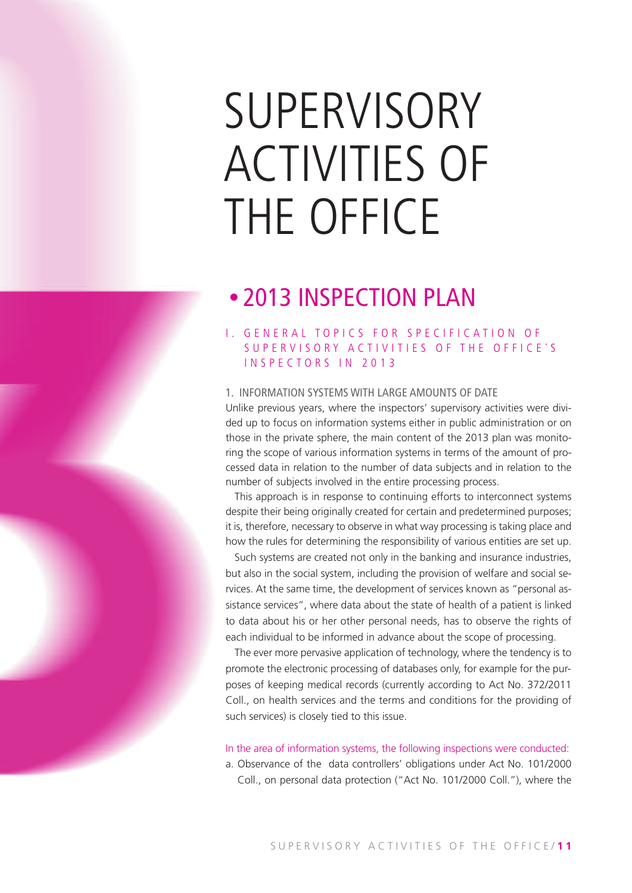# SUPERVISORY ACTIVITIES OF THE OFFICE

## • 2013 INSPECTION PLAN

### I. GENERAL TOPICS FOR SPECIFICATION OF SUPERVISORY ACTIVITIES OF THE OFFICE´S INSPECTORS IN 2013

#### 1. INFORMATION SYSTEMS WITH LARGE AMOUNTS OF DATE

Unlike previous years, where the inspectors' supervisory activities were divided up to focus on information systems either in public administration or on those in the private sphere, the main content of the 2013 plan was monitoring the scope of various information systems in terms of the amount of processed data in relation to the number of data subjects and in relation to the number of subjects involved in the entire processing process.

This approach is in response to continuing efforts to interconnect systems despite their being originally created for certain and predetermined purposes; it is, therefore, necessary to observe in what way processing is taking place and how the rules for determining the responsibility of various entities are set up.

Such systems are created not only in the banking and insurance industries, but also in the social system, including the provision of welfare and social services. At the same time, the development of services known as "personal assistance services", where data about the state of health of a patient is linked to data about his or her other personal needs, has to observe the rights of each individual to be informed in advance about the scope of processing.

The ever more pervasive application of technology, where the tendency is to promote the electronic processing of databases only, for example for the purposes of keeping medical records (currently according to Act No. 372/2011 Coll., on health services and the terms and conditions for the providing of such services) is closely tied to this issue.

In the area of information systems, the following inspections were conducted:

a. Observance of the data controllers' obligations under Act No. 101/2000 Coll., on personal data protection ("Act No. 101/2000 Coll."), where the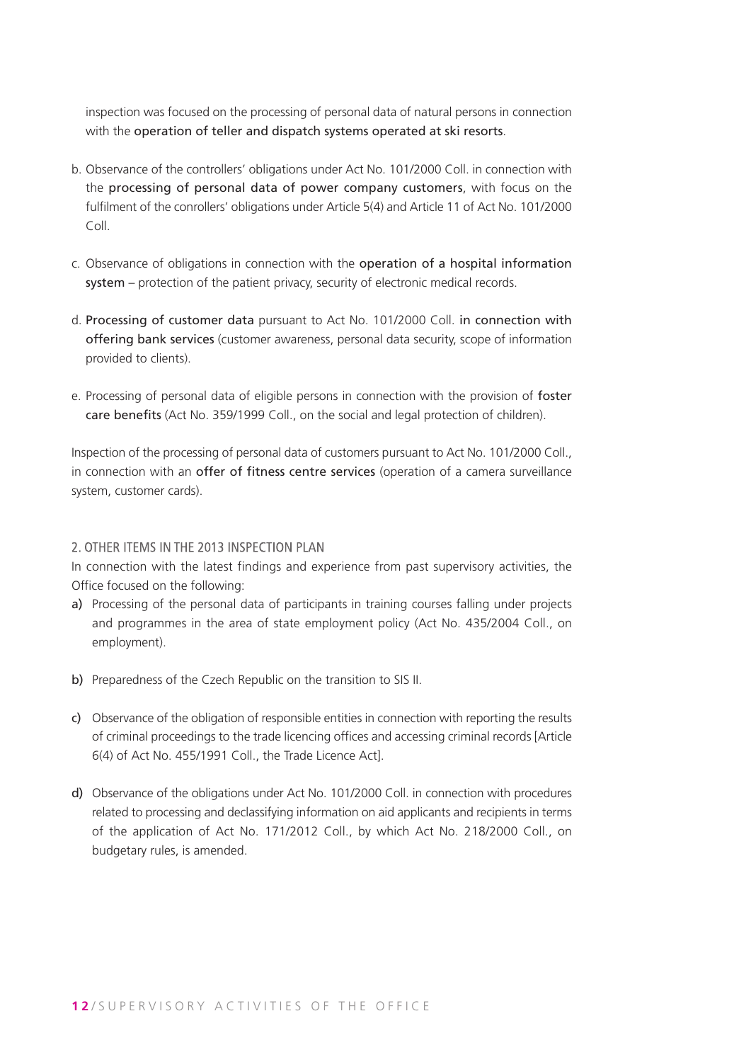inspection was focused on the processing of personal data of natural persons in connection with the operation of teller and dispatch systems operated at ski resorts.

b. Observance of the controllers' obligations under Act No. 101/2000 Coll. in connection with the processing of personal data of power company customers, with focus on the fulfilment of the conrollers' obligations under Article 5(4) and Article 11 of Act No. 101/2000 Coll.

c. Observance of obligations in connection with the operation of a hospital information system – protection of the patient privacy, security of electronic medical records.

d. Processing of customer data pursuant to Act No. 101/2000 Coll. in connection with offering bank services (customer awareness, personal data security, scope of information provided to clients).

e. Processing of personal data of eligible persons in connection with the provision of foster care benefits (Act No. 359/1999 Coll., on the social and legal protection of children).

Inspection of the processing of personal data of customers pursuant to Act No. 101/2000 Coll., in connection with an offer of fitness centre services (operation of a camera surveillance system, customer cards).

## 2. OTHER ITEMS IN THE 2013 INSPECTION PLAN

In connection with the latest findings and experience from past supervisory activities, the Office focused on the following:

a) Processing of the personal data of participants in training courses falling under projects and programmes in the area of state employment policy (Act No. 435/2004 Coll., on employment).

b) Preparedness of the Czech Republic on the transition to SIS II.

c) Observance of the obligation of responsible entities in connection with reporting the results of criminal proceedings to the trade licencing offices and accessing criminal records [Article 6(4) of Act No. 455/1991 Coll., the Trade Licence Act].

d) Observance of the obligations under Act No. 101/2000 Coll. in connection with procedures related to processing and declassifying information on aid applicants and recipients in terms of the application of Act No. 171/2012 Coll., by which Act No. 218/2000 Coll., on budgetary rules, is amended.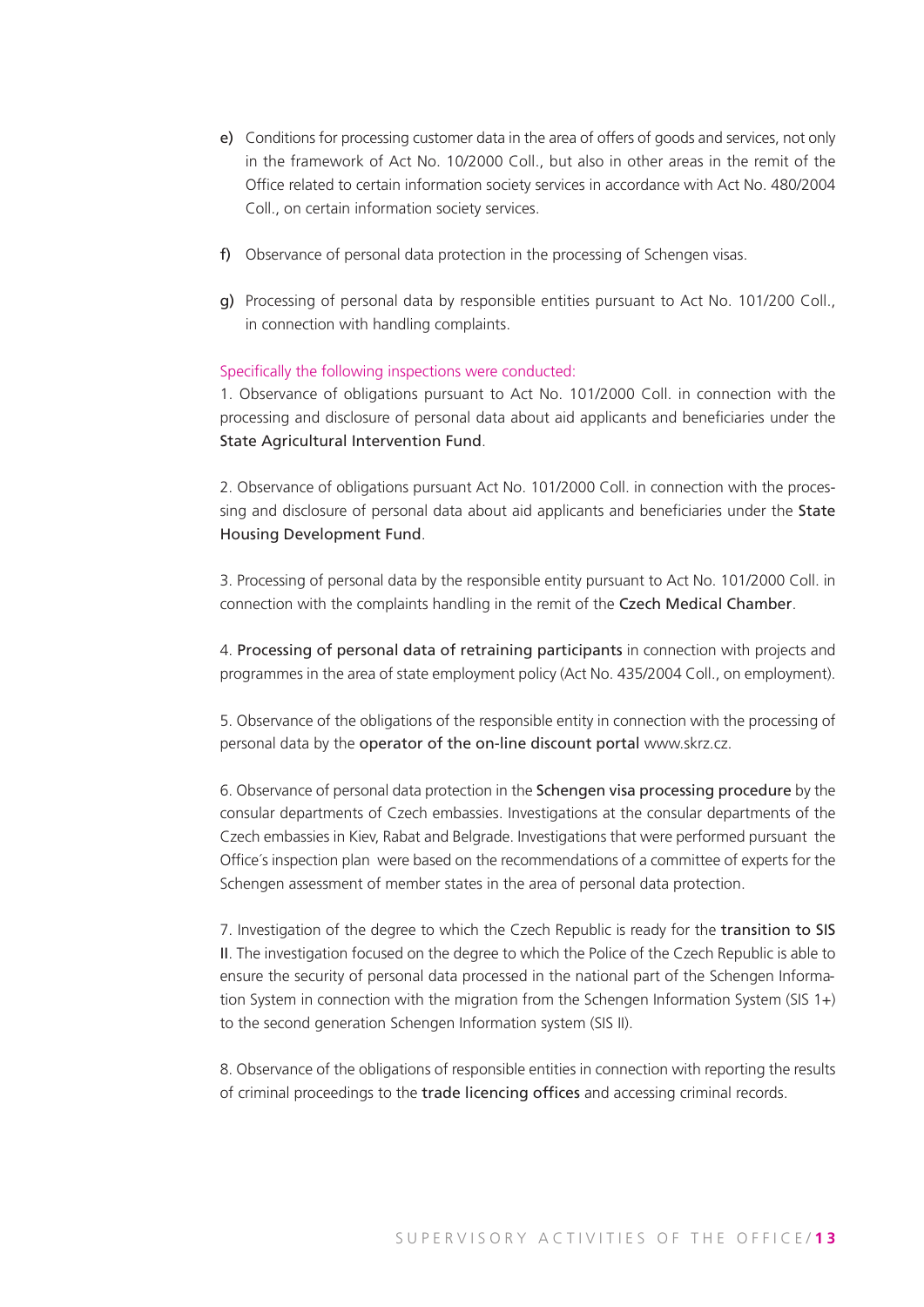e) Conditions for processing customer data in the area of offers of goods and services, not only in the framework of Act No. 10/2000 Coll., but also in other areas in the remit of the Office related to certain information society services in accordance with Act No. 480/2004 Coll., on certain information society services.

f) Observance of personal data protection in the processing of Schengen visas.

g) Processing of personal data by responsible entities pursuant to Act No. 101/200 Coll., in connection with handling complaints.

Specifically the following inspections were conducted:

1. Observance of obligations pursuant to Act No. 101/2000 Coll. in connection with the processing and disclosure of personal data about aid applicants and beneficiaries under the State Agricultural Intervention Fund.

2. Observance of obligations pursuant Act No. 101/2000 Coll. in connection with the processing and disclosure of personal data about aid applicants and beneficiaries under the State Housing Development Fund.

3. Processing of personal data by the responsible entity pursuant to Act No. 101/2000 Coll. in connection with the complaints handling in the remit of the Czech Medical Chamber.

4. Processing of personal data of retraining participants in connection with projects and programmes in the area of state employment policy (Act No. 435/2004 Coll., on employment).

5. Observance of the obligations of the responsible entity in connection with the processing of personal data by the operator of the on-line discount portal www.skrz.cz.

6. Observance of personal data protection in the Schengen visa processing procedure by the consular departments of Czech embassies. Investigations at the consular departments of the Czech embassies in Kiev, Rabat and Belgrade. Investigations that were performed pursuant the Office´s inspection plan were based on the recommendations of a committee of experts for the Schengen assessment of member states in the area of personal data protection.

7. Investigation of the degree to which the Czech Republic is ready for the transition to SIS II. The investigation focused on the degree to which the Police of the Czech Republic is able to ensure the security of personal data processed in the national part of the Schengen Information System in connection with the migration from the Schengen Information System (SIS 1+) to the second generation Schengen Information system (SIS II).

8. Observance of the obligations of responsible entities in connection with reporting the results of criminal proceedings to the trade licencing offices and accessing criminal records.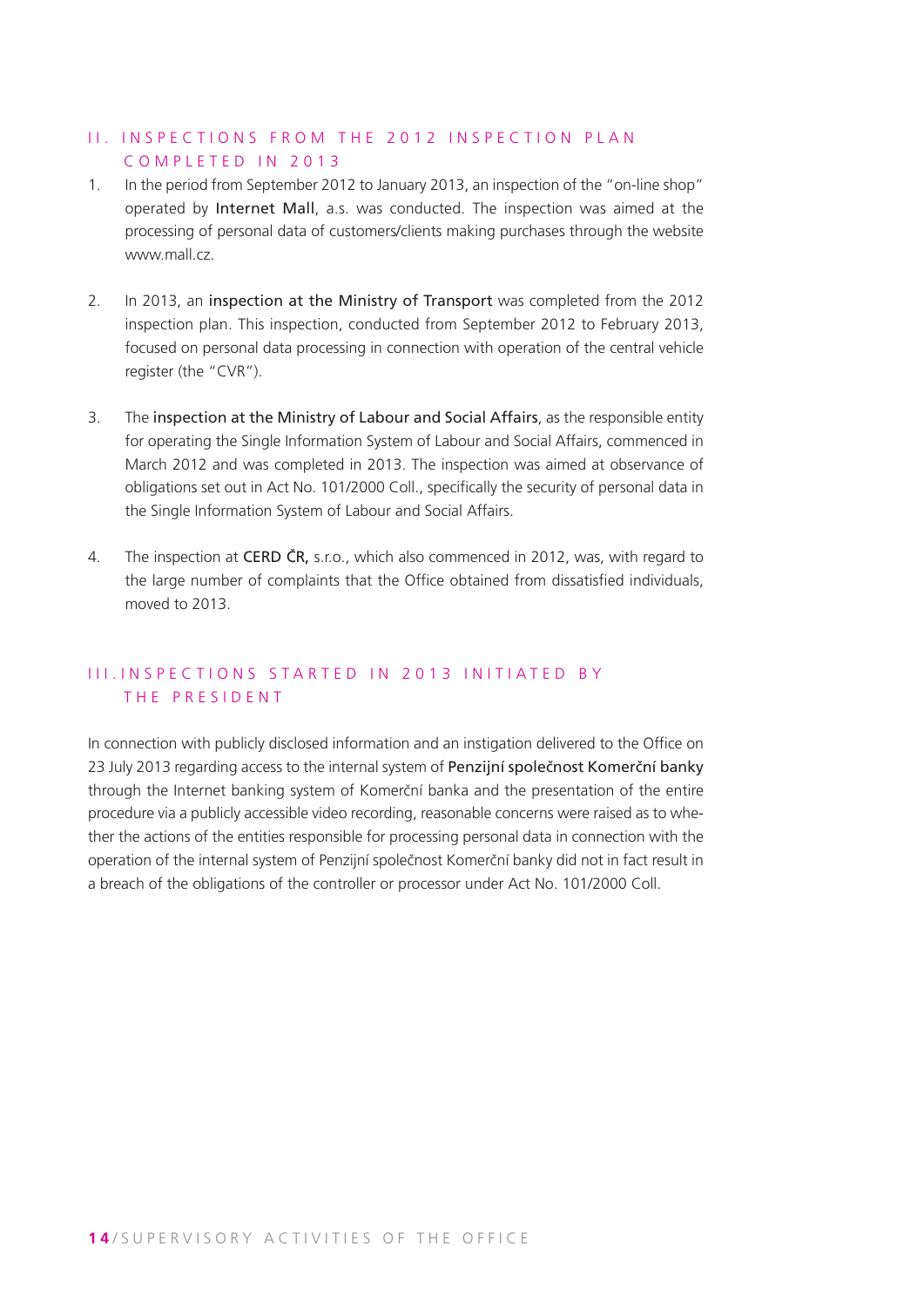## II. INSPECTIONS FROM THE 2012 INSPECTION PLAN COMPLETED IN 2013

1. In the period from September 2012 to January 2013, an inspection of the "on-line shop" operated by **Internet Mall**, a.s. was conducted. The inspection was aimed at the processing of personal data of customers/clients making purchases through the website www.mall.cz.

2. In 2013, an **inspection at the Ministry of Transport** was completed from the 2012 inspection plan. This inspection, conducted from September 2012 to February 2013, focused on personal data processing in connection with operation of the central vehicle register (the "CVR").

3. The **inspection at the Ministry of Labour and Social Affairs**, as the responsible entity for operating the Single Information System of Labour and Social Affairs, commenced in March 2012 and was completed in 2013. The inspection was aimed at observance of obligations set out in Act No. 101/2000 Coll., specifically the security of personal data in the Single Information System of Labour and Social Affairs.

4. The inspection at **CERD ČR,** s.r.o., which also commenced in 2012, was, with regard to the large number of complaints that the Office obtained from dissatisfied individuals, moved to 2013.

## III. INSPECTIONS STARTED IN 2013 INITIATED BY THE PRESIDENT

In connection with publicly disclosed information and an instigation delivered to the Office on 23 July 2013 regarding access to the internal system of **Penzijní společnost Komerční banky** through the Internet banking system of Komerční banka and the presentation of the entire procedure via a publicly accessible video recording, reasonable concerns were raised as to whether the actions of the entities responsible for processing personal data in connection with the operation of the internal system of Penzijní společnost Komerční banky did not in fact result in a breach of the obligations of the controller or processor under Act No. 101/2000 Coll.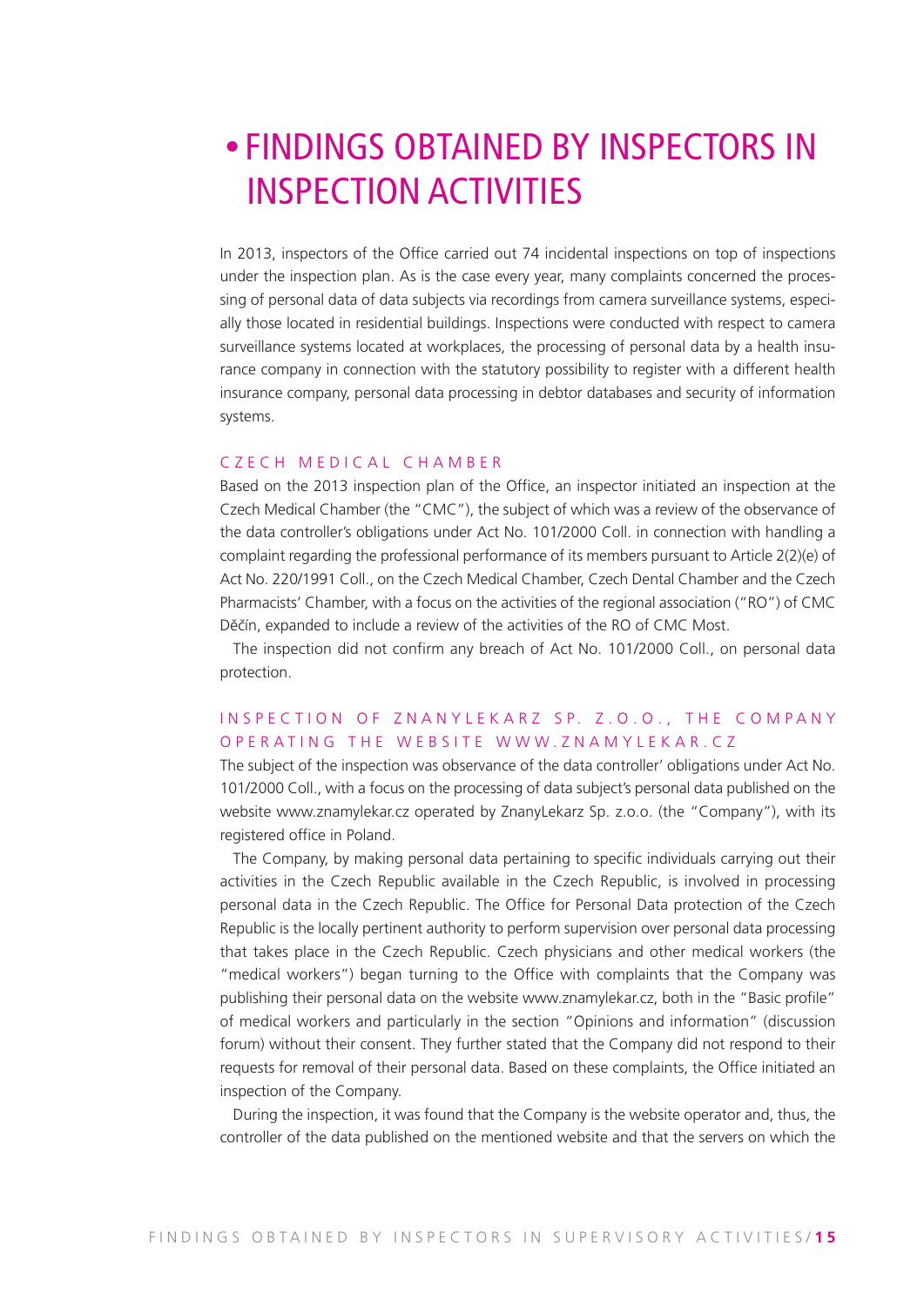# • FINDINGS OBTAINED BY INSPECTORS IN INSPECTION ACTIVITIES

In 2013, inspectors of the Office carried out 74 incidental inspections on top of inspections under the inspection plan. As is the case every year, many complaints concerned the processing of personal data of data subjects via recordings from camera surveillance systems, especially those located in residential buildings. Inspections were conducted with respect to camera surveillance systems located at workplaces, the processing of personal data by a health insurance company in connection with the statutory possibility to register with a different health insurance company, personal data processing in debtor databases and security of information systems.

## CZECH MEDICAL CHAMBER

Based on the 2013 inspection plan of the Office, an inspector initiated an inspection at the Czech Medical Chamber (the "CMC"), the subject of which was a review of the observance of the data controller's obligations under Act No. 101/2000 Coll. in connection with handling a complaint regarding the professional performance of its members pursuant to Article 2(2)(e) of Act No. 220/1991 Coll., on the Czech Medical Chamber, Czech Dental Chamber and the Czech Pharmacists' Chamber, with a focus on the activities of the regional association ("RO") of CMC Děčín, expanded to include a review of the activities of the RO of CMC Most.

The inspection did not confirm any breach of Act No. 101/2000 Coll., on personal data protection.

## INSPECTION OF ZNANYLEKARZ SP. Z.O.O., THE COMPANY OPERATING THE WEBSITE WWW.ZNAMYLEKAR.CZ

The subject of the inspection was observance of the data controller' obligations under Act No. 101/2000 Coll., with a focus on the processing of data subject's personal data published on the website www.znamylekar.cz operated by ZnanyLekarz Sp. z.o.o. (the "Company"), with its registered office in Poland.

The Company, by making personal data pertaining to specific individuals carrying out their activities in the Czech Republic available in the Czech Republic, is involved in processing personal data in the Czech Republic. The Office for Personal Data protection of the Czech Republic is the locally pertinent authority to perform supervision over personal data processing that takes place in the Czech Republic. Czech physicians and other medical workers (the "medical workers") began turning to the Office with complaints that the Company was publishing their personal data on the website www.znamylekar.cz, both in the "Basic profile" of medical workers and particularly in the section "Opinions and information" (discussion forum) without their consent. They further stated that the Company did not respond to their requests for removal of their personal data. Based on these complaints, the Office initiated an inspection of the Company.

During the inspection, it was found that the Company is the website operator and, thus, the controller of the data published on the mentioned website and that the servers on which the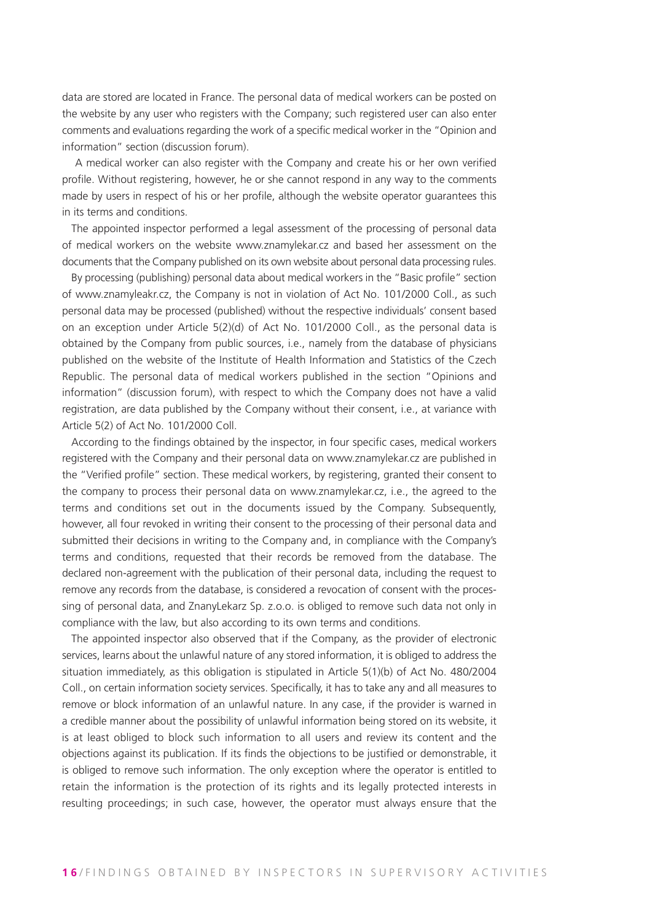data are stored are located in France. The personal data of medical workers can be posted on the website by any user who registers with the Company; such registered user can also enter comments and evaluations regarding the work of a specific medical worker in the "Opinion and information" section (discussion forum).

A medical worker can also register with the Company and create his or her own verified profile. Without registering, however, he or she cannot respond in any way to the comments made by users in respect of his or her profile, although the website operator guarantees this in its terms and conditions.

The appointed inspector performed a legal assessment of the processing of personal data of medical workers on the website www.znamylekar.cz and based her assessment on the documents that the Company published on its own website about personal data processing rules.

By processing (publishing) personal data about medical workers in the "Basic profile" section of www.znamyleakr.cz, the Company is not in violation of Act No. 101/2000 Coll., as such personal data may be processed (published) without the respective individuals' consent based on an exception under Article 5(2)(d) of Act No. 101/2000 Coll., as the personal data is obtained by the Company from public sources, i.e., namely from the database of physicians published on the website of the Institute of Health Information and Statistics of the Czech Republic. The personal data of medical workers published in the section "Opinions and information" (discussion forum), with respect to which the Company does not have a valid registration, are data published by the Company without their consent, i.e., at variance with Article 5(2) of Act No. 101/2000 Coll.

According to the findings obtained by the inspector, in four specific cases, medical workers registered with the Company and their personal data on www.znamylekar.cz are published in the "Verified profile" section. These medical workers, by registering, granted their consent to the company to process their personal data on www.znamylekar.cz, i.e., the agreed to the terms and conditions set out in the documents issued by the Company. Subsequently, however, all four revoked in writing their consent to the processing of their personal data and submitted their decisions in writing to the Company and, in compliance with the Company's terms and conditions, requested that their records be removed from the database. The declared non-agreement with the publication of their personal data, including the request to remove any records from the database, is considered a revocation of consent with the processing of personal data, and ZnanyLekarz Sp. z.o.o. is obliged to remove such data not only in compliance with the law, but also according to its own terms and conditions.

The appointed inspector also observed that if the Company, as the provider of electronic services, learns about the unlawful nature of any stored information, it is obliged to address the situation immediately, as this obligation is stipulated in Article 5(1)(b) of Act No. 480/2004 Coll., on certain information society services. Specifically, it has to take any and all measures to remove or block information of an unlawful nature. In any case, if the provider is warned in a credible manner about the possibility of unlawful information being stored on its website, it is at least obliged to block such information to all users and review its content and the objections against its publication. If its finds the objections to be justified or demonstrable, it is obliged to remove such information. The only exception where the operator is entitled to retain the information is the protection of its rights and its legally protected interests in resulting proceedings; in such case, however, the operator must always ensure that the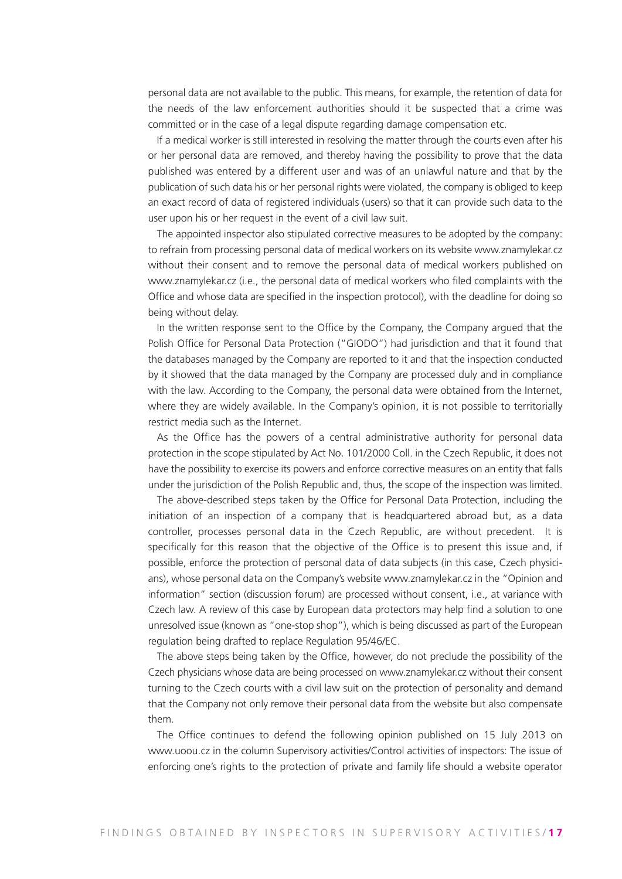personal data are not available to the public. This means, for example, the retention of data for the needs of the law enforcement authorities should it be suspected that a crime was committed or in the case of a legal dispute regarding damage compensation etc.

If a medical worker is still interested in resolving the matter through the courts even after his or her personal data are removed, and thereby having the possibility to prove that the data published was entered by a different user and was of an unlawful nature and that by the publication of such data his or her personal rights were violated, the company is obliged to keep an exact record of data of registered individuals (users) so that it can provide such data to the user upon his or her request in the event of a civil law suit.

The appointed inspector also stipulated corrective measures to be adopted by the company: to refrain from processing personal data of medical workers on its website www.znamylekar.cz without their consent and to remove the personal data of medical workers published on www.znamylekar.cz (i.e., the personal data of medical workers who filed complaints with the Office and whose data are specified in the inspection protocol), with the deadline for doing so being without delay.

In the written response sent to the Office by the Company, the Company argued that the Polish Office for Personal Data Protection ("GIODO") had jurisdiction and that it found that the databases managed by the Company are reported to it and that the inspection conducted by it showed that the data managed by the Company are processed duly and in compliance with the law. According to the Company, the personal data were obtained from the Internet, where they are widely available. In the Company's opinion, it is not possible to territorially restrict media such as the Internet.

As the Office has the powers of a central administrative authority for personal data protection in the scope stipulated by Act No. 101/2000 Coll. in the Czech Republic, it does not have the possibility to exercise its powers and enforce corrective measures on an entity that falls under the jurisdiction of the Polish Republic and, thus, the scope of the inspection was limited.

The above-described steps taken by the Office for Personal Data Protection, including the initiation of an inspection of a company that is headquartered abroad but, as a data controller, processes personal data in the Czech Republic, are without precedent. It is specifically for this reason that the objective of the Office is to present this issue and, if possible, enforce the protection of personal data of data subjects (in this case, Czech physicians), whose personal data on the Company's website www.znamylekar.cz in the "Opinion and information" section (discussion forum) are processed without consent, i.e., at variance with Czech law. A review of this case by European data protectors may help find a solution to one unresolved issue (known as "one-stop shop"), which is being discussed as part of the European regulation being drafted to replace Regulation 95/46/EC.

The above steps being taken by the Office, however, do not preclude the possibility of the Czech physicians whose data are being processed on www.znamylekar.cz without their consent turning to the Czech courts with a civil law suit on the protection of personality and demand that the Company not only remove their personal data from the website but also compensate them.

The Office continues to defend the following opinion published on 15 July 2013 on www.uoou.cz in the column Supervisory activities/Control activities of inspectors: The issue of enforcing one's rights to the protection of private and family life should a website operator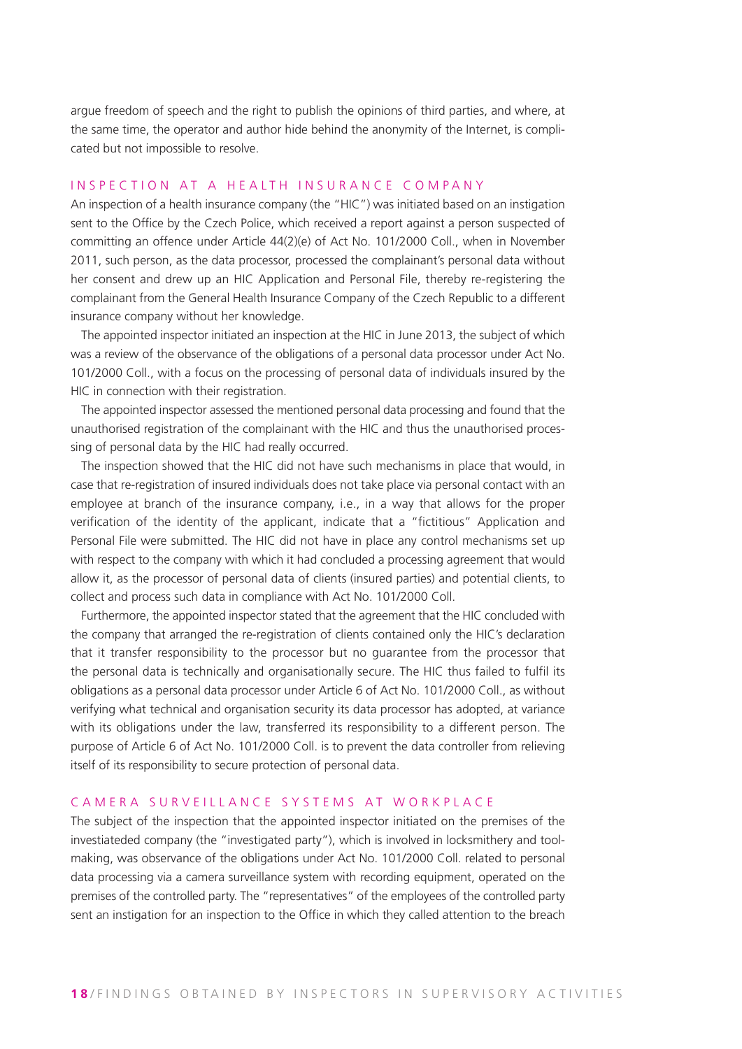argue freedom of speech and the right to publish the opinions of third parties, and where, at the same time, the operator and author hide behind the anonymity of the Internet, is complicated but not impossible to resolve.

## INSPECTION AT A HEALTH INSURANCE COMPANY

An inspection of a health insurance company (the "HIC") was initiated based on an instigation sent to the Office by the Czech Police, which received a report against a person suspected of committing an offence under Article 44(2)(e) of Act No. 101/2000 Coll., when in November 2011, such person, as the data processor, processed the complainant's personal data without her consent and drew up an HIC Application and Personal File, thereby re-registering the complainant from the General Health Insurance Company of the Czech Republic to a different insurance company without her knowledge.

The appointed inspector initiated an inspection at the HIC in June 2013, the subject of which was a review of the observance of the obligations of a personal data processor under Act No. 101/2000 Coll., with a focus on the processing of personal data of individuals insured by the HIC in connection with their registration.

The appointed inspector assessed the mentioned personal data processing and found that the unauthorised registration of the complainant with the HIC and thus the unauthorised processing of personal data by the HIC had really occurred.

The inspection showed that the HIC did not have such mechanisms in place that would, in case that re-registration of insured individuals does not take place via personal contact with an employee at branch of the insurance company, i.e., in a way that allows for the proper verification of the identity of the applicant, indicate that a "fictitious" Application and Personal File were submitted. The HIC did not have in place any control mechanisms set up with respect to the company with which it had concluded a processing agreement that would allow it, as the processor of personal data of clients (insured parties) and potential clients, to collect and process such data in compliance with Act No. 101/2000 Coll.

Furthermore, the appointed inspector stated that the agreement that the HIC concluded with the company that arranged the re-registration of clients contained only the HIC's declaration that it transfer responsibility to the processor but no guarantee from the processor that the personal data is technically and organisationally secure. The HIC thus failed to fulfil its obligations as a personal data processor under Article 6 of Act No. 101/2000 Coll., as without verifying what technical and organisation security its data processor has adopted, at variance with its obligations under the law, transferred its responsibility to a different person. The purpose of Article 6 of Act No. 101/2000 Coll. is to prevent the data controller from relieving itself of its responsibility to secure protection of personal data.

## CAMERA SURVEILLANCE SYSTEMS AT WORKPLACE

The subject of the inspection that the appointed inspector initiated on the premises of the investiateded company (the "investigated party"), which is involved in locksmithery and toolmaking, was observance of the obligations under Act No. 101/2000 Coll. related to personal data processing via a camera surveillance system with recording equipment, operated on the premises of the controlled party. The "representatives" of the employees of the controlled party sent an instigation for an inspection to the Office in which they called attention to the breach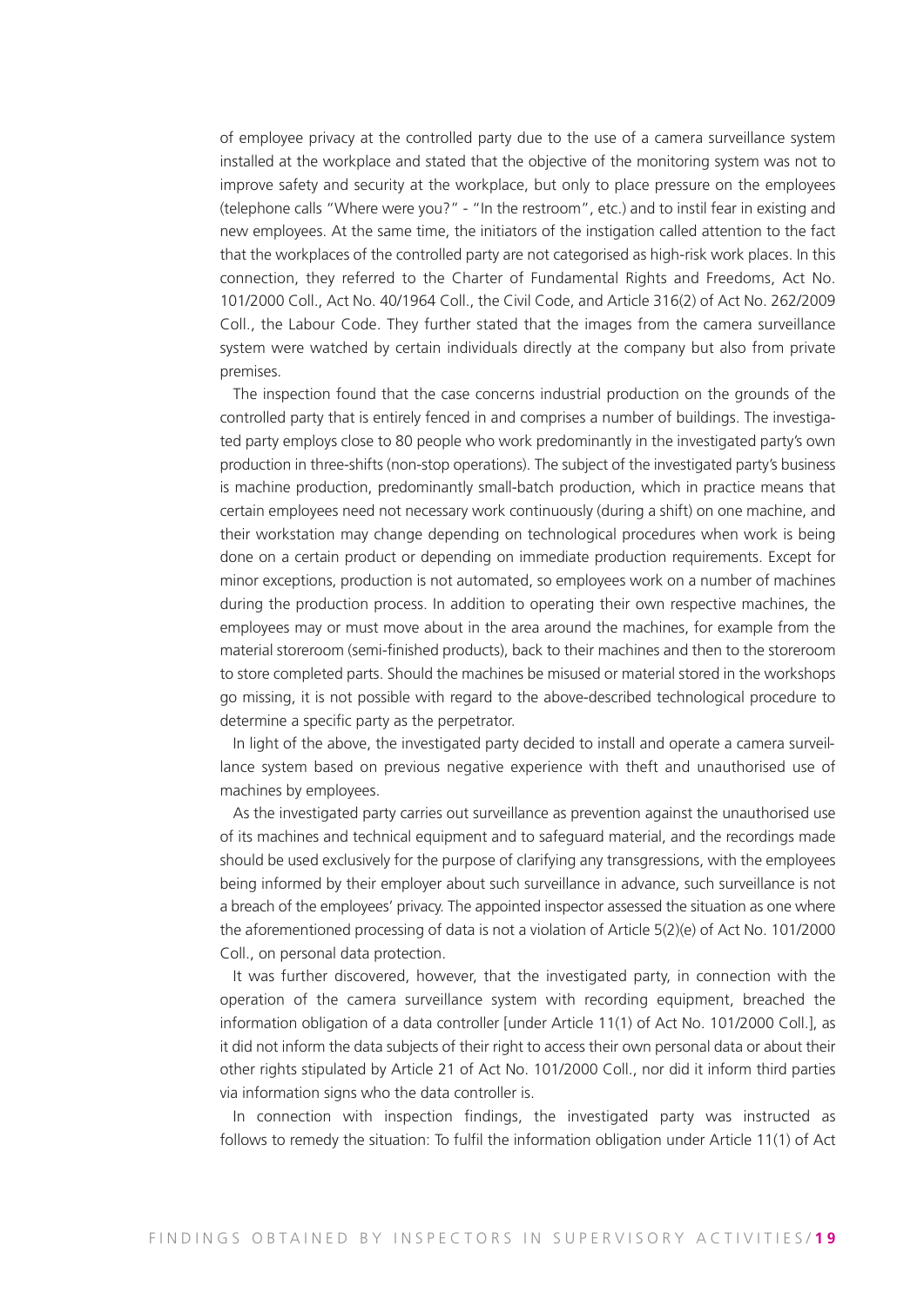of employee privacy at the controlled party due to the use of a camera surveillance system installed at the workplace and stated that the objective of the monitoring system was not to improve safety and security at the workplace, but only to place pressure on the employees (telephone calls "Where were you?" - "In the restroom", etc.) and to instil fear in existing and new employees. At the same time, the initiators of the instigation called attention to the fact that the workplaces of the controlled party are not categorised as high-risk work places. In this connection, they referred to the Charter of Fundamental Rights and Freedoms, Act No. 101/2000 Coll., Act No. 40/1964 Coll., the Civil Code, and Article 316(2) of Act No. 262/2009 Coll., the Labour Code. They further stated that the images from the camera surveillance system were watched by certain individuals directly at the company but also from private premises.

The inspection found that the case concerns industrial production on the grounds of the controlled party that is entirely fenced in and comprises a number of buildings. The investigated party employs close to 80 people who work predominantly in the investigated party's own production in three-shifts (non-stop operations). The subject of the investigated party's business is machine production, predominantly small-batch production, which in practice means that certain employees need not necessary work continuously (during a shift) on one machine, and their workstation may change depending on technological procedures when work is being done on a certain product or depending on immediate production requirements. Except for minor exceptions, production is not automated, so employees work on a number of machines during the production process. In addition to operating their own respective machines, the employees may or must move about in the area around the machines, for example from the material storeroom (semi-finished products), back to their machines and then to the storeroom to store completed parts. Should the machines be misused or material stored in the workshops go missing, it is not possible with regard to the above-described technological procedure to determine a specific party as the perpetrator.

In light of the above, the investigated party decided to install and operate a camera surveillance system based on previous negative experience with theft and unauthorised use of machines by employees.

As the investigated party carries out surveillance as prevention against the unauthorised use of its machines and technical equipment and to safeguard material, and the recordings made should be used exclusively for the purpose of clarifying any transgressions, with the employees being informed by their employer about such surveillance in advance, such surveillance is not a breach of the employees' privacy. The appointed inspector assessed the situation as one where the aforementioned processing of data is not a violation of Article 5(2)(e) of Act No. 101/2000 Coll., on personal data protection.

It was further discovered, however, that the investigated party, in connection with the operation of the camera surveillance system with recording equipment, breached the information obligation of a data controller [under Article 11(1) of Act No. 101/2000 Coll.], as it did not inform the data subjects of their right to access their own personal data or about their other rights stipulated by Article 21 of Act No. 101/2000 Coll., nor did it inform third parties via information signs who the data controller is.

In connection with inspection findings, the investigated party was instructed as follows to remedy the situation: To fulfil the information obligation under Article 11(1) of Act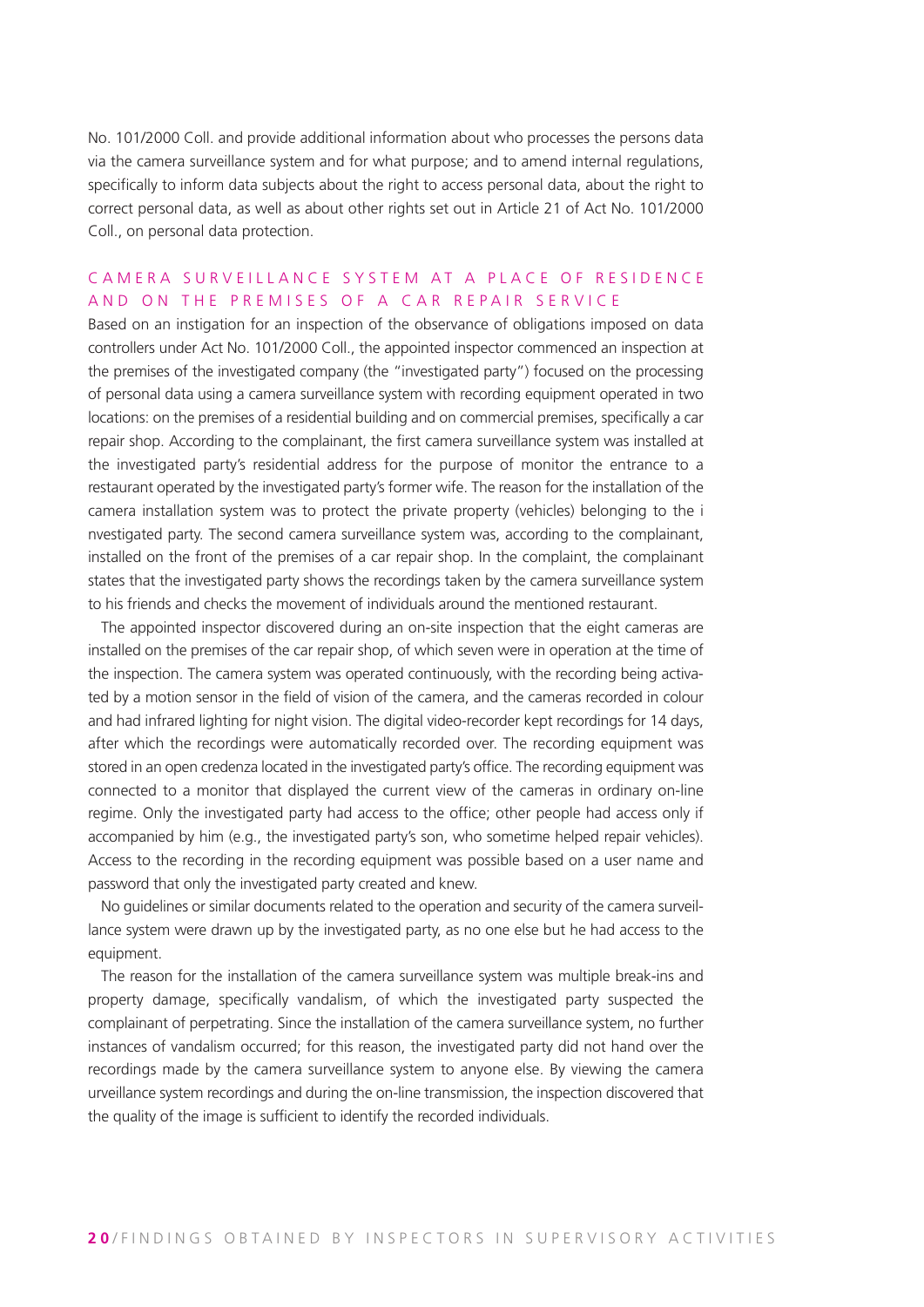No. 101/2000 Coll. and provide additional information about who processes the persons data via the camera surveillance system and for what purpose; and to amend internal regulations, specifically to inform data subjects about the right to access personal data, about the right to correct personal data, as well as about other rights set out in Article 21 of Act No. 101/2000 Coll., on personal data protection.

## CAMERA SURVEILLANCE SYSTEM AT A PLACE OF RESIDENCE AND ON THE PREMISES OF A CAR REPAIR SERVICE

Based on an instigation for an inspection of the observance of obligations imposed on data controllers under Act No. 101/2000 Coll., the appointed inspector commenced an inspection at the premises of the investigated company (the "investigated party") focused on the processing of personal data using a camera surveillance system with recording equipment operated in two locations: on the premises of a residential building and on commercial premises, specifically a car repair shop. According to the complainant, the first camera surveillance system was installed at the investigated party's residential address for the purpose of monitor the entrance to a restaurant operated by the investigated party's former wife. The reason for the installation of the camera installation system was to protect the private property (vehicles) belonging to the i nvestigated party. The second camera surveillance system was, according to the complainant, installed on the front of the premises of a car repair shop. In the complaint, the complainant states that the investigated party shows the recordings taken by the camera surveillance system to his friends and checks the movement of individuals around the mentioned restaurant.

The appointed inspector discovered during an on-site inspection that the eight cameras are installed on the premises of the car repair shop, of which seven were in operation at the time of the inspection. The camera system was operated continuously, with the recording being activated by a motion sensor in the field of vision of the camera, and the cameras recorded in colour and had infrared lighting for night vision. The digital video-recorder kept recordings for 14 days, after which the recordings were automatically recorded over. The recording equipment was stored in an open credenza located in the investigated party's office. The recording equipment was connected to a monitor that displayed the current view of the cameras in ordinary on-line regime. Only the investigated party had access to the office; other people had access only if accompanied by him (e.g., the investigated party's son, who sometime helped repair vehicles). Access to the recording in the recording equipment was possible based on a user name and password that only the investigated party created and knew.

No guidelines or similar documents related to the operation and security of the camera surveillance system were drawn up by the investigated party, as no one else but he had access to the equipment.

The reason for the installation of the camera surveillance system was multiple break-ins and property damage, specifically vandalism, of which the investigated party suspected the complainant of perpetrating. Since the installation of the camera surveillance system, no further instances of vandalism occurred; for this reason, the investigated party did not hand over the recordings made by the camera surveillance system to anyone else. By viewing the camera urveillance system recordings and during the on-line transmission, the inspection discovered that the quality of the image is sufficient to identify the recorded individuals.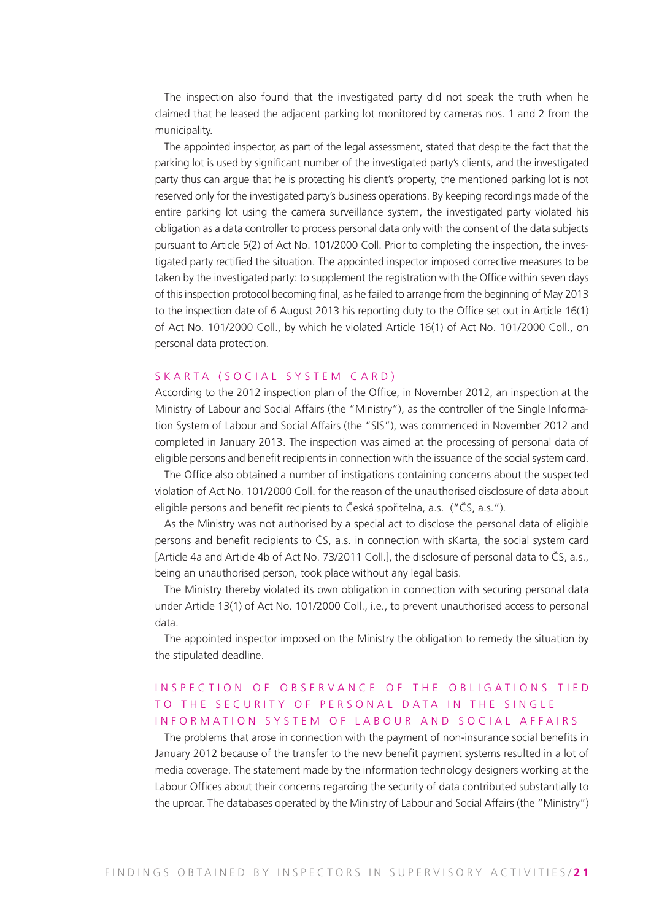The inspection also found that the investigated party did not speak the truth when he claimed that he leased the adjacent parking lot monitored by cameras nos. 1 and 2 from the municipality.

The appointed inspector, as part of the legal assessment, stated that despite the fact that the parking lot is used by significant number of the investigated party's clients, and the investigated party thus can argue that he is protecting his client's property, the mentioned parking lot is not reserved only for the investigated party's business operations. By keeping recordings made of the entire parking lot using the camera surveillance system, the investigated party violated his obligation as a data controller to process personal data only with the consent of the data subjects pursuant to Article 5(2) of Act No. 101/2000 Coll. Prior to completing the inspection, the investigated party rectified the situation. The appointed inspector imposed corrective measures to be taken by the investigated party: to supplement the registration with the Office within seven days of this inspection protocol becoming final, as he failed to arrange from the beginning of May 2013 to the inspection date of 6 August 2013 his reporting duty to the Office set out in Article 16(1) of Act No. 101/2000 Coll., by which he violated Article 16(1) of Act No. 101/2000 Coll., on personal data protection.

## SKARTA (SOCIAL SYSTEM CARD)

According to the 2012 inspection plan of the Office, in November 2012, an inspection at the Ministry of Labour and Social Affairs (the "Ministry"), as the controller of the Single Information System of Labour and Social Affairs (the "SIS"), was commenced in November 2012 and completed in January 2013. The inspection was aimed at the processing of personal data of eligible persons and benefit recipients in connection with the issuance of the social system card.

The Office also obtained a number of instigations containing concerns about the suspected violation of Act No. 101/2000 Coll. for the reason of the unauthorised disclosure of data about eligible persons and benefit recipients to Česká spořitelna, a.s. ("ČS, a.s.").

As the Ministry was not authorised by a special act to disclose the personal data of eligible persons and benefit recipients to ČS, a.s. in connection with sKarta, the social system card [Article 4a and Article 4b of Act No. 73/2011 Coll.], the disclosure of personal data to ČS, a.s., being an unauthorised person, took place without any legal basis.

The Ministry thereby violated its own obligation in connection with securing personal data under Article 13(1) of Act No. 101/2000 Coll., i.e., to prevent unauthorised access to personal data.

The appointed inspector imposed on the Ministry the obligation to remedy the situation by the stipulated deadline.

## INSPECTION OF OBSERVANCE OF THE OBLIGATIONS TIED TO THE SECURITY OF PERSONAL DATA IN THE SINGLE INFORMATION SYSTEM OF LABOUR AND SOCIAL AFFAIRS

The problems that arose in connection with the payment of non-insurance social benefits in January 2012 because of the transfer to the new benefit payment systems resulted in a lot of media coverage. The statement made by the information technology designers working at the Labour Offices about their concerns regarding the security of data contributed substantially to the uproar. The databases operated by the Ministry of Labour and Social Affairs (the "Ministry")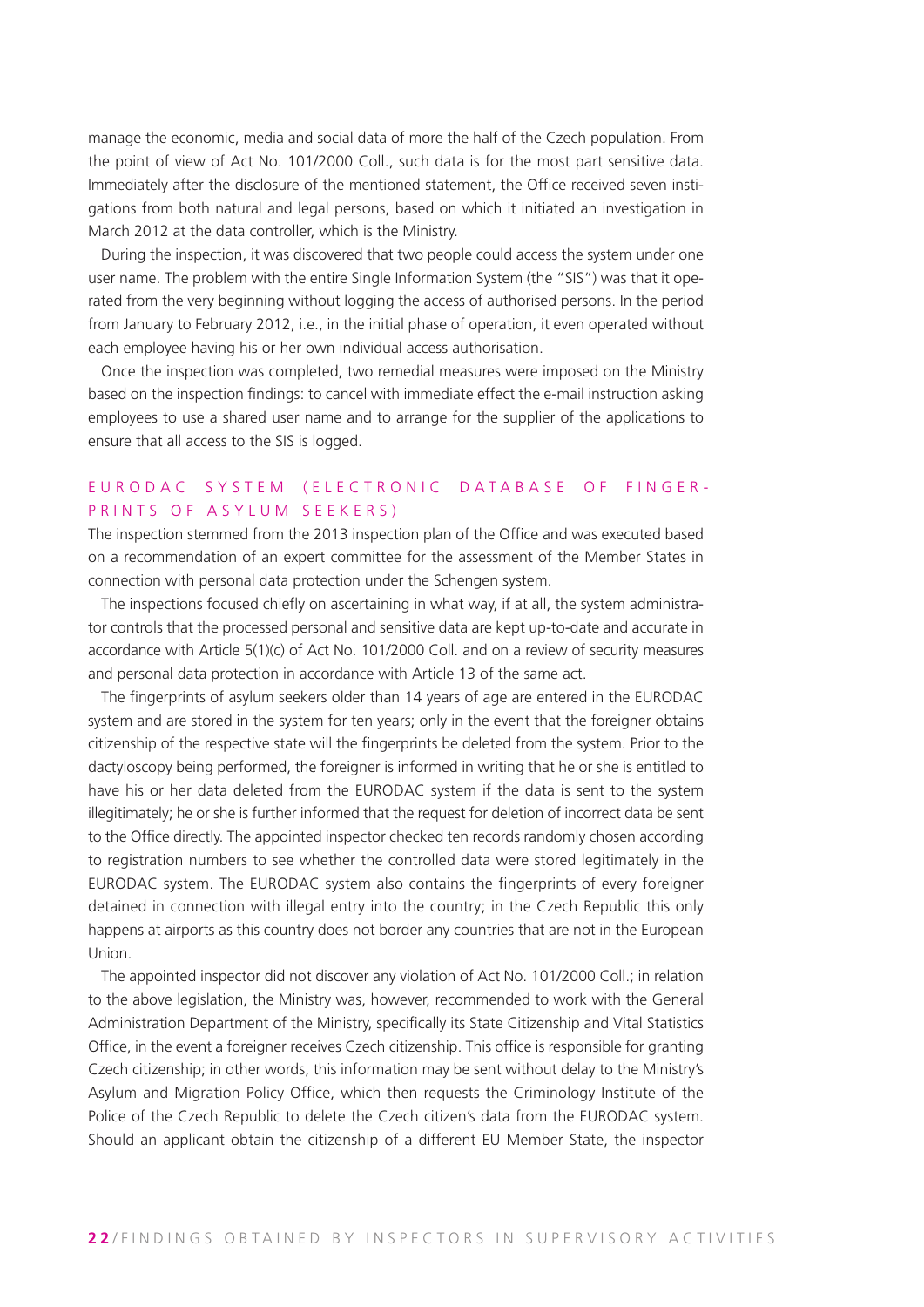manage the economic, media and social data of more the half of the Czech population. From the point of view of Act No. 101/2000 Coll., such data is for the most part sensitive data. Immediately after the disclosure of the mentioned statement, the Office received seven instigations from both natural and legal persons, based on which it initiated an investigation in March 2012 at the data controller, which is the Ministry.

During the inspection, it was discovered that two people could access the system under one user name. The problem with the entire Single Information System (the "SIS") was that it operated from the very beginning without logging the access of authorised persons. In the period from January to February 2012, i.e., in the initial phase of operation, it even operated without each employee having his or her own individual access authorisation.

Once the inspection was completed, two remedial measures were imposed on the Ministry based on the inspection findings: to cancel with immediate effect the e-mail instruction asking employees to use a shared user name and to arrange for the supplier of the applications to ensure that all access to the SIS is logged.

### EURODAC SYSTEM (ELECTRONIC DATABASE OF FINGERPRINTS OF ASYLUM SEEKERS)

The inspection stemmed from the 2013 inspection plan of the Office and was executed based on a recommendation of an expert committee for the assessment of the Member States in connection with personal data protection under the Schengen system.

The inspections focused chiefly on ascertaining in what way, if at all, the system administrator controls that the processed personal and sensitive data are kept up-to-date and accurate in accordance with Article 5(1)(c) of Act No. 101/2000 Coll. and on a review of security measures and personal data protection in accordance with Article 13 of the same act.

The fingerprints of asylum seekers older than 14 years of age are entered in the EURODAC system and are stored in the system for ten years; only in the event that the foreigner obtains citizenship of the respective state will the fingerprints be deleted from the system. Prior to the dactyloscopy being performed, the foreigner is informed in writing that he or she is entitled to have his or her data deleted from the EURODAC system if the data is sent to the system illegitimately; he or she is further informed that the request for deletion of incorrect data be sent to the Office directly. The appointed inspector checked ten records randomly chosen according to registration numbers to see whether the controlled data were stored legitimately in the EURODAC system. The EURODAC system also contains the fingerprints of every foreigner detained in connection with illegal entry into the country; in the Czech Republic this only happens at airports as this country does not border any countries that are not in the European Union.

The appointed inspector did not discover any violation of Act No. 101/2000 Coll.; in relation to the above legislation, the Ministry was, however, recommended to work with the General Administration Department of the Ministry, specifically its State Citizenship and Vital Statistics Office, in the event a foreigner receives Czech citizenship. This office is responsible for granting Czech citizenship; in other words, this information may be sent without delay to the Ministry's Asylum and Migration Policy Office, which then requests the Criminology Institute of the Police of the Czech Republic to delete the Czech citizen's data from the EURODAC system. Should an applicant obtain the citizenship of a different EU Member State, the inspector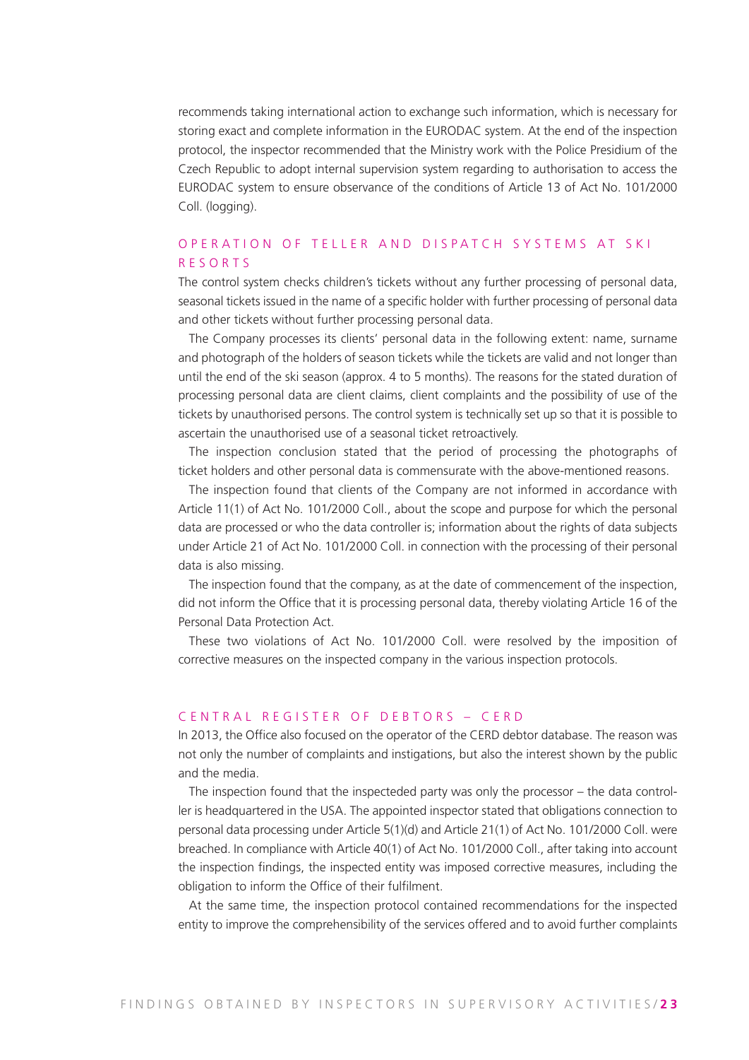recommends taking international action to exchange such information, which is necessary for storing exact and complete information in the EURODAC system. At the end of the inspection protocol, the inspector recommended that the Ministry work with the Police Presidium of the Czech Republic to adopt internal supervision system regarding to authorisation to access the EURODAC system to ensure observance of the conditions of Article 13 of Act No. 101/2000 Coll. (logging).

## OPERATION OF TELLER AND DISPATCH SYSTEMS AT SKI RESORTS

The control system checks children's tickets without any further processing of personal data, seasonal tickets issued in the name of a specific holder with further processing of personal data and other tickets without further processing personal data.

The Company processes its clients' personal data in the following extent: name, surname and photograph of the holders of season tickets while the tickets are valid and not longer than until the end of the ski season (approx. 4 to 5 months). The reasons for the stated duration of processing personal data are client claims, client complaints and the possibility of use of the tickets by unauthorised persons. The control system is technically set up so that it is possible to ascertain the unauthorised use of a seasonal ticket retroactively.

The inspection conclusion stated that the period of processing the photographs of ticket holders and other personal data is commensurate with the above-mentioned reasons.

The inspection found that clients of the Company are not informed in accordance with Article 11(1) of Act No. 101/2000 Coll., about the scope and purpose for which the personal data are processed or who the data controller is; information about the rights of data subjects under Article 21 of Act No. 101/2000 Coll. in connection with the processing of their personal data is also missing.

The inspection found that the company, as at the date of commencement of the inspection, did not inform the Office that it is processing personal data, thereby violating Article 16 of the Personal Data Protection Act.

These two violations of Act No. 101/2000 Coll. were resolved by the imposition of corrective measures on the inspected company in the various inspection protocols.

## CENTRAL REGISTER OF DEBTORS – CERD

In 2013, the Office also focused on the operator of the CERD debtor database. The reason was not only the number of complaints and instigations, but also the interest shown by the public and the media.

The inspection found that the inspecteded party was only the processor – the data controller is headquartered in the USA. The appointed inspector stated that obligations connection to personal data processing under Article 5(1)(d) and Article 21(1) of Act No. 101/2000 Coll. were breached. In compliance with Article 40(1) of Act No. 101/2000 Coll., after taking into account the inspection findings, the inspected entity was imposed corrective measures, including the obligation to inform the Office of their fulfilment.

At the same time, the inspection protocol contained recommendations for the inspected entity to improve the comprehensibility of the services offered and to avoid further complaints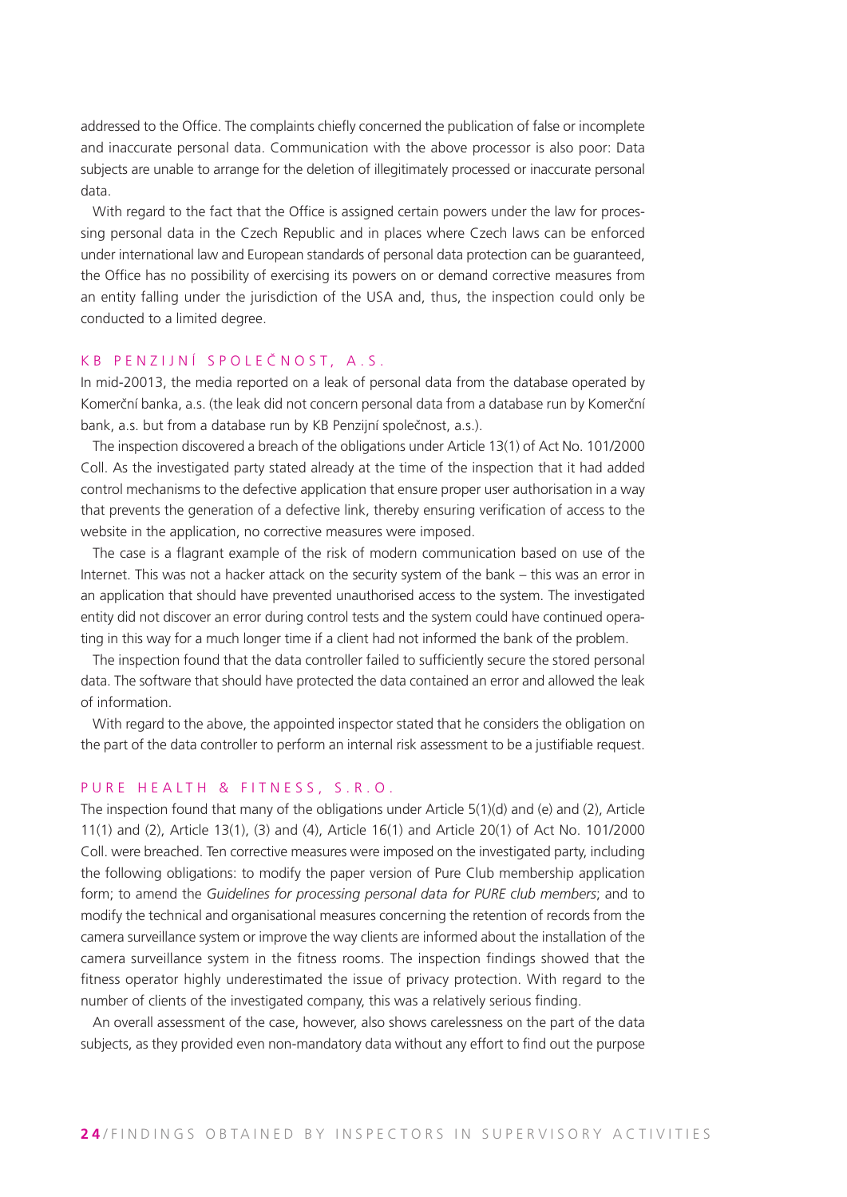addressed to the Office. The complaints chiefly concerned the publication of false or incomplete and inaccurate personal data. Communication with the above processor is also poor: Data subjects are unable to arrange for the deletion of illegitimately processed or inaccurate personal data.

With regard to the fact that the Office is assigned certain powers under the law for processing personal data in the Czech Republic and in places where Czech laws can be enforced under international law and European standards of personal data protection can be guaranteed, the Office has no possibility of exercising its powers on or demand corrective measures from an entity falling under the jurisdiction of the USA and, thus, the inspection could only be conducted to a limited degree.

## KB PENZIJNÍ SPOLEČNOST, A.S.

In mid-20013, the media reported on a leak of personal data from the database operated by Komerční banka, a.s. (the leak did not concern personal data from a database run by Komerční bank, a.s. but from a database run by KB Penzijní společnost, a.s.).

The inspection discovered a breach of the obligations under Article 13(1) of Act No. 101/2000 Coll. As the investigated party stated already at the time of the inspection that it had added control mechanisms to the defective application that ensure proper user authorisation in a way that prevents the generation of a defective link, thereby ensuring verification of access to the website in the application, no corrective measures were imposed.

The case is a flagrant example of the risk of modern communication based on use of the Internet. This was not a hacker attack on the security system of the bank – this was an error in an application that should have prevented unauthorised access to the system. The investigated entity did not discover an error during control tests and the system could have continued operating in this way for a much longer time if a client had not informed the bank of the problem.

The inspection found that the data controller failed to sufficiently secure the stored personal data. The software that should have protected the data contained an error and allowed the leak of information.

With regard to the above, the appointed inspector stated that he considers the obligation on the part of the data controller to perform an internal risk assessment to be a justifiable request.

## PURE HEALTH & FITNESS, S.R.O.

The inspection found that many of the obligations under Article 5(1)(d) and (e) and (2), Article 11(1) and (2), Article 13(1), (3) and (4), Article 16(1) and Article 20(1) of Act No. 101/2000 Coll. were breached. Ten corrective measures were imposed on the investigated party, including the following obligations: to modify the paper version of Pure Club membership application form; to amend the *Guidelines for processing personal data for PURE club members*; and to modify the technical and organisational measures concerning the retention of records from the camera surveillance system or improve the way clients are informed about the installation of the camera surveillance system in the fitness rooms. The inspection findings showed that the fitness operator highly underestimated the issue of privacy protection. With regard to the number of clients of the investigated company, this was a relatively serious finding.

An overall assessment of the case, however, also shows carelessness on the part of the data subjects, as they provided even non-mandatory data without any effort to find out the purpose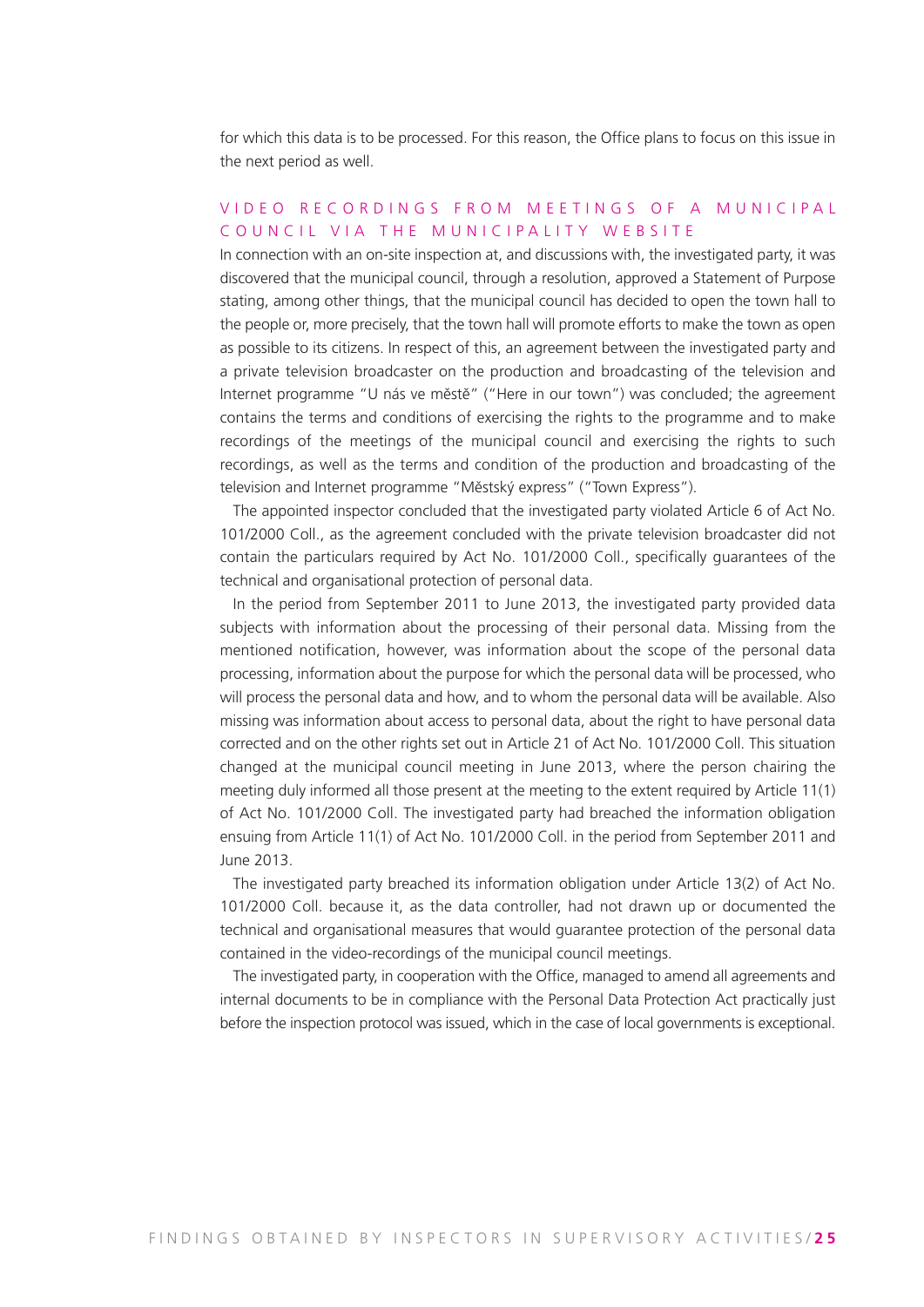for which this data is to be processed. For this reason, the Office plans to focus on this issue in the next period as well.

## VIDEO RECORDINGS FROM MEETINGS OF A MUNICIPAL COUNCIL VIA THE MUNICIPALITY WEBSITE

In connection with an on-site inspection at, and discussions with, the investigated party, it was discovered that the municipal council, through a resolution, approved a Statement of Purpose stating, among other things, that the municipal council has decided to open the town hall to the people or, more precisely, that the town hall will promote efforts to make the town as open as possible to its citizens. In respect of this, an agreement between the investigated party and a private television broadcaster on the production and broadcasting of the television and Internet programme "U nás ve městě" ("Here in our town") was concluded; the agreement contains the terms and conditions of exercising the rights to the programme and to make recordings of the meetings of the municipal council and exercising the rights to such recordings, as well as the terms and condition of the production and broadcasting of the television and Internet programme "Městský express" ("Town Express").

The appointed inspector concluded that the investigated party violated Article 6 of Act No. 101/2000 Coll., as the agreement concluded with the private television broadcaster did not contain the particulars required by Act No. 101/2000 Coll., specifically guarantees of the technical and organisational protection of personal data.

In the period from September 2011 to June 2013, the investigated party provided data subjects with information about the processing of their personal data. Missing from the mentioned notification, however, was information about the scope of the personal data processing, information about the purpose for which the personal data will be processed, who will process the personal data and how, and to whom the personal data will be available. Also missing was information about access to personal data, about the right to have personal data corrected and on the other rights set out in Article 21 of Act No. 101/2000 Coll. This situation changed at the municipal council meeting in June 2013, where the person chairing the meeting duly informed all those present at the meeting to the extent required by Article 11(1) of Act No. 101/2000 Coll. The investigated party had breached the information obligation ensuing from Article 11(1) of Act No. 101/2000 Coll. in the period from September 2011 and June 2013.

The investigated party breached its information obligation under Article 13(2) of Act No. 101/2000 Coll. because it, as the data controller, had not drawn up or documented the technical and organisational measures that would guarantee protection of the personal data contained in the video-recordings of the municipal council meetings.

The investigated party, in cooperation with the Office, managed to amend all agreements and internal documents to be in compliance with the Personal Data Protection Act practically just before the inspection protocol was issued, which in the case of local governments is exceptional.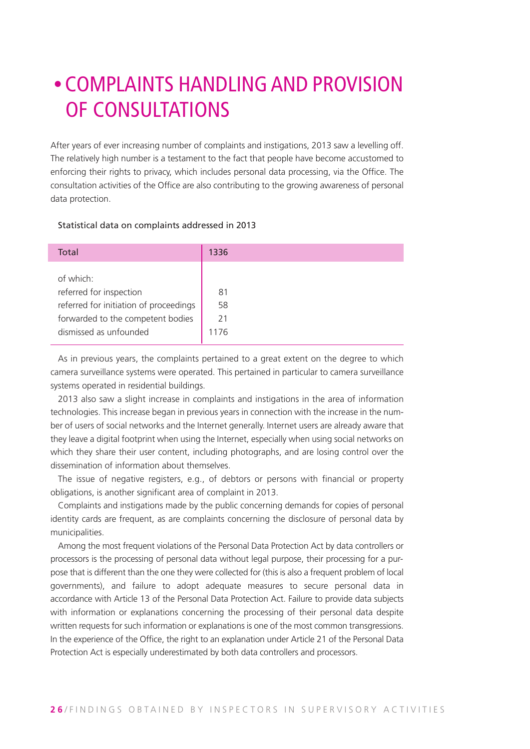# • COMPLAINTS HANDLING AND PROVISION OF CONSULTATIONS

After years of ever increasing number of complaints and instigations, 2013 saw a levelling off. The relatively high number is a testament to the fact that people have become accustomed to enforcing their rights to privacy, which includes personal data processing, via the Office. The consultation activities of the Office are also contributing to the growing awareness of personal data protection.

Statistical data on complaints addressed in 2013

| Total | 1336 |
|---|---|
| of which: | |
| referred for inspection | 81 |
| referred for initiation of proceedings | 58 |
| forwarded to the competent bodies | 21 |
| dismissed as unfounded | 1176 |

As in previous years, the complaints pertained to a great extent on the degree to which camera surveillance systems were operated. This pertained in particular to camera surveillance systems operated in residential buildings.

2013 also saw a slight increase in complaints and instigations in the area of information technologies. This increase began in previous years in connection with the increase in the number of users of social networks and the Internet generally. Internet users are already aware that they leave a digital footprint when using the Internet, especially when using social networks on which they share their user content, including photographs, and are losing control over the dissemination of information about themselves.

The issue of negative registers, e.g., of debtors or persons with financial or property obligations, is another significant area of complaint in 2013.

Complaints and instigations made by the public concerning demands for copies of personal identity cards are frequent, as are complaints concerning the disclosure of personal data by municipalities.

Among the most frequent violations of the Personal Data Protection Act by data controllers or processors is the processing of personal data without legal purpose, their processing for a purpose that is different than the one they were collected for (this is also a frequent problem of local governments), and failure to adopt adequate measures to secure personal data in accordance with Article 13 of the Personal Data Protection Act. Failure to provide data subjects with information or explanations concerning the processing of their personal data despite written requests for such information or explanations is one of the most common transgressions. In the experience of the Office, the right to an explanation under Article 21 of the Personal Data Protection Act is especially underestimated by both data controllers and processors.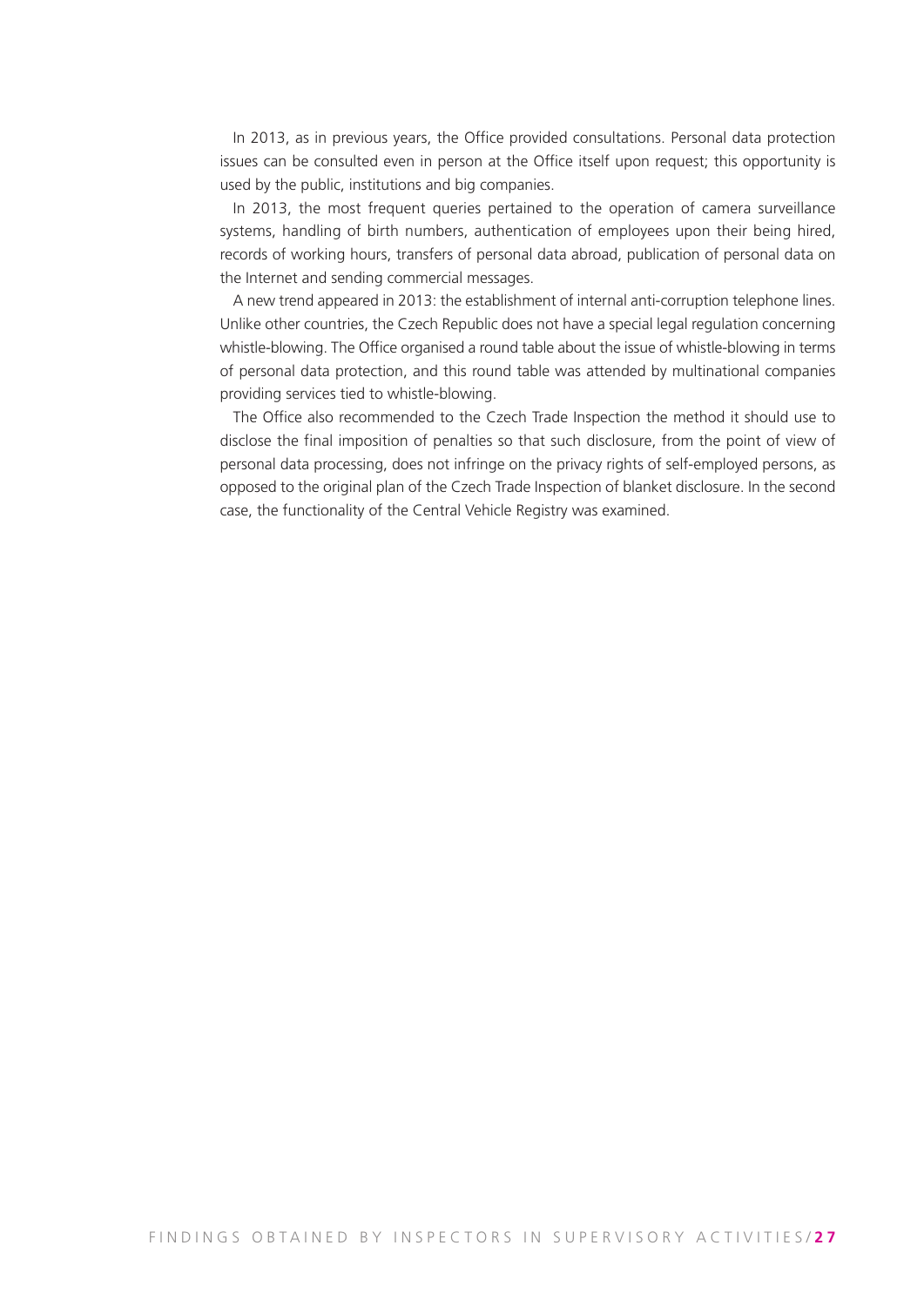In 2013, as in previous years, the Office provided consultations. Personal data protection issues can be consulted even in person at the Office itself upon request; this opportunity is used by the public, institutions and big companies.

In 2013, the most frequent queries pertained to the operation of camera surveillance systems, handling of birth numbers, authentication of employees upon their being hired, records of working hours, transfers of personal data abroad, publication of personal data on the Internet and sending commercial messages.

A new trend appeared in 2013: the establishment of internal anti-corruption telephone lines. Unlike other countries, the Czech Republic does not have a special legal regulation concerning whistle-blowing. The Office organised a round table about the issue of whistle-blowing in terms of personal data protection, and this round table was attended by multinational companies providing services tied to whistle-blowing.

The Office also recommended to the Czech Trade Inspection the method it should use to disclose the final imposition of penalties so that such disclosure, from the point of view of personal data processing, does not infringe on the privacy rights of self-employed persons, as opposed to the original plan of the Czech Trade Inspection of blanket disclosure. In the second case, the functionality of the Central Vehicle Registry was examined.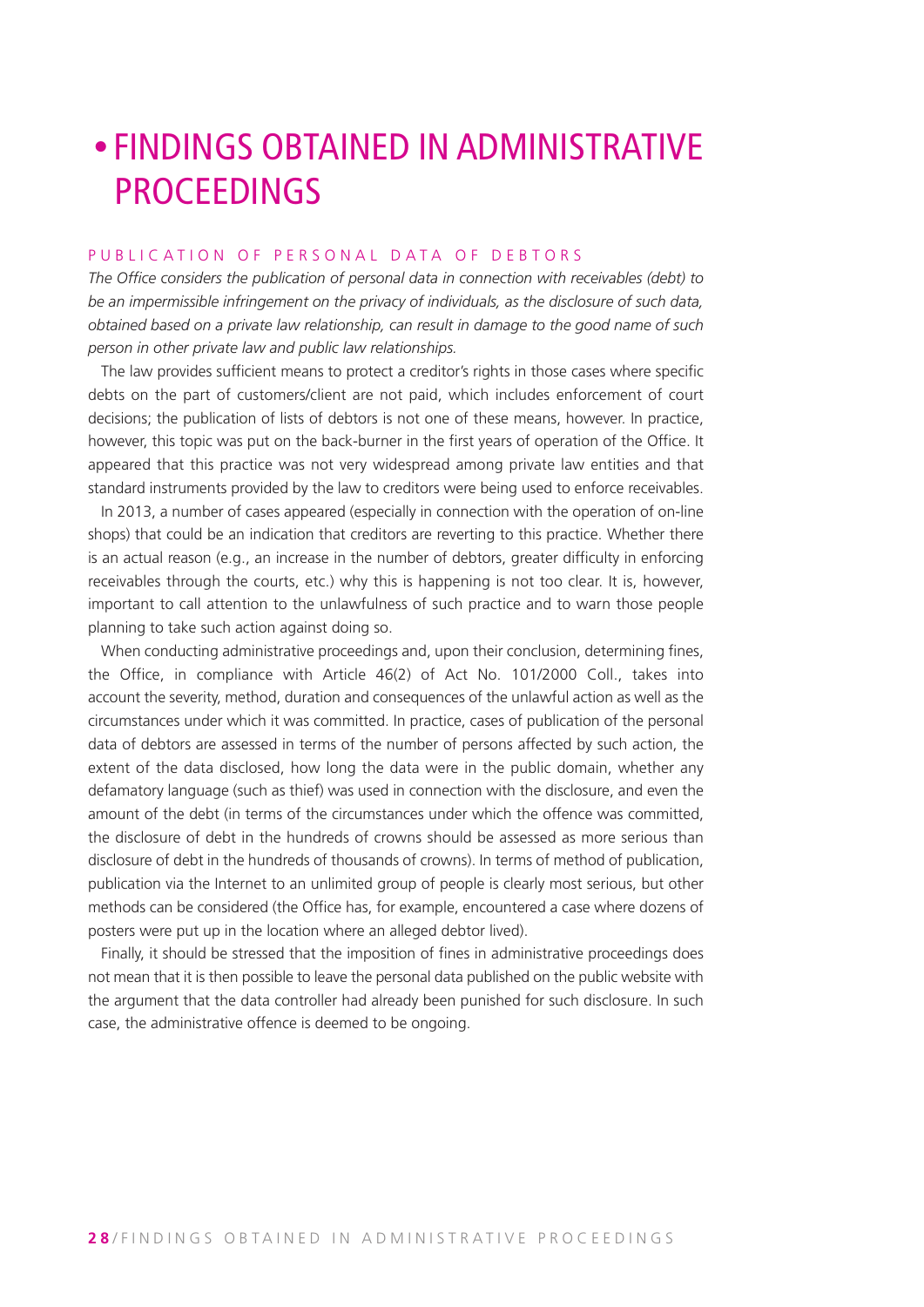# • FINDINGS OBTAINED IN ADMINISTRATIVE PROCEEDINGS

## PUBLICATION OF PERSONAL DATA OF DEBTORS

*The Office considers the publication of personal data in connection with receivables (debt) to be an impermissible infringement on the privacy of individuals, as the disclosure of such data, obtained based on a private law relationship, can result in damage to the good name of such person in other private law and public law relationships.*

The law provides sufficient means to protect a creditor's rights in those cases where specific debts on the part of customers/client are not paid, which includes enforcement of court decisions; the publication of lists of debtors is not one of these means, however. In practice, however, this topic was put on the back-burner in the first years of operation of the Office. It appeared that this practice was not very widespread among private law entities and that standard instruments provided by the law to creditors were being used to enforce receivables.

In 2013, a number of cases appeared (especially in connection with the operation of on-line shops) that could be an indication that creditors are reverting to this practice. Whether there is an actual reason (e.g., an increase in the number of debtors, greater difficulty in enforcing receivables through the courts, etc.) why this is happening is not too clear. It is, however, important to call attention to the unlawfulness of such practice and to warn those people planning to take such action against doing so.

When conducting administrative proceedings and, upon their conclusion, determining fines, the Office, in compliance with Article 46(2) of Act No. 101/2000 Coll., takes into account the severity, method, duration and consequences of the unlawful action as well as the circumstances under which it was committed. In practice, cases of publication of the personal data of debtors are assessed in terms of the number of persons affected by such action, the extent of the data disclosed, how long the data were in the public domain, whether any defamatory language (such as thief) was used in connection with the disclosure, and even the amount of the debt (in terms of the circumstances under which the offence was committed, the disclosure of debt in the hundreds of crowns should be assessed as more serious than disclosure of debt in the hundreds of thousands of crowns). In terms of method of publication, publication via the Internet to an unlimited group of people is clearly most serious, but other methods can be considered (the Office has, for example, encountered a case where dozens of posters were put up in the location where an alleged debtor lived).

Finally, it should be stressed that the imposition of fines in administrative proceedings does not mean that it is then possible to leave the personal data published on the public website with the argument that the data controller had already been punished for such disclosure. In such case, the administrative offence is deemed to be ongoing.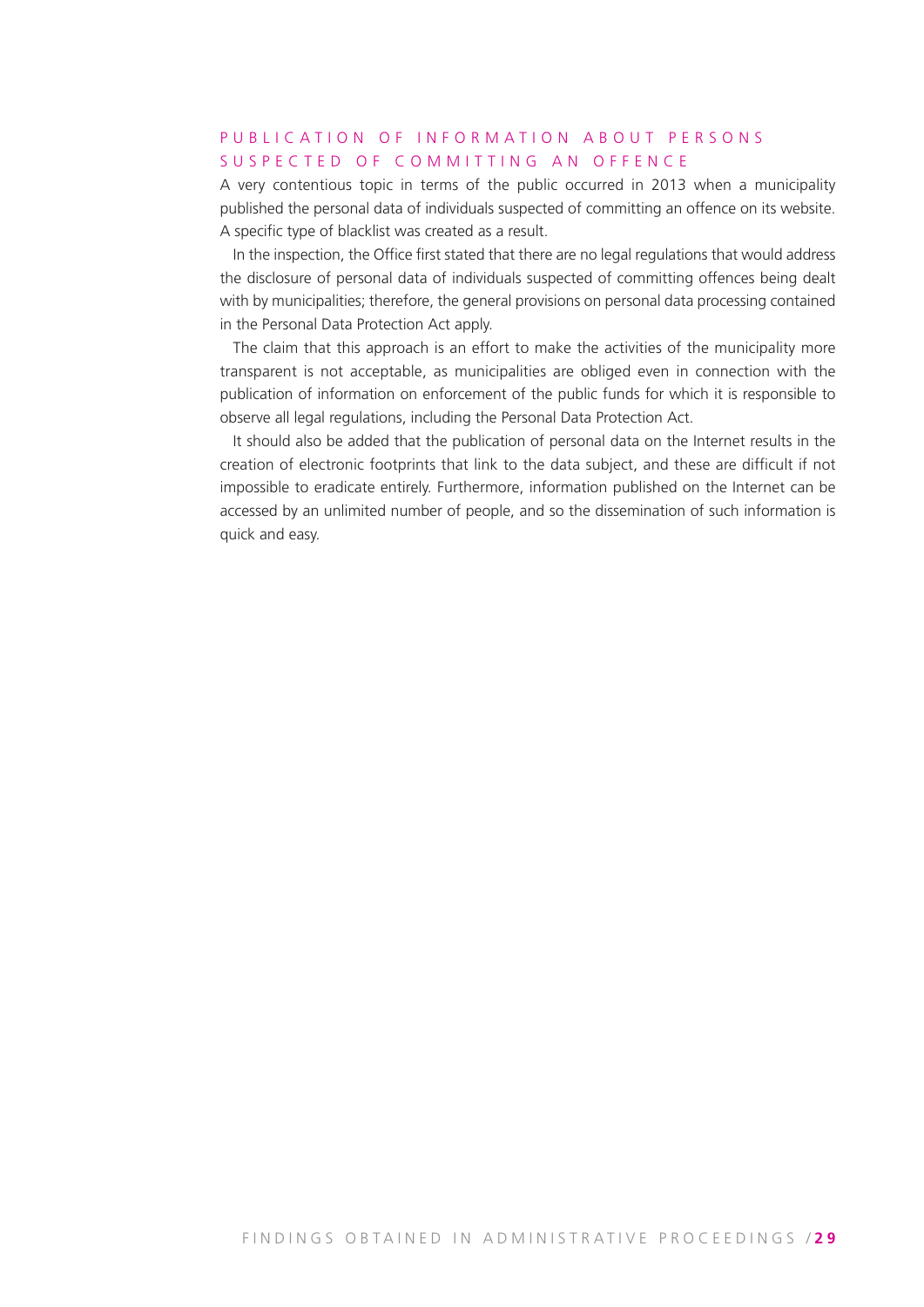## PUBLICATION OF INFORMATION ABOUT PERSONS SUSPECTED OF COMMITTING AN OFFENCE

A very contentious topic in terms of the public occurred in 2013 when a municipality published the personal data of individuals suspected of committing an offence on its website. A specific type of blacklist was created as a result.

In the inspection, the Office first stated that there are no legal regulations that would address the disclosure of personal data of individuals suspected of committing offences being dealt with by municipalities; therefore, the general provisions on personal data processing contained in the Personal Data Protection Act apply.

The claim that this approach is an effort to make the activities of the municipality more transparent is not acceptable, as municipalities are obliged even in connection with the publication of information on enforcement of the public funds for which it is responsible to observe all legal regulations, including the Personal Data Protection Act.

It should also be added that the publication of personal data on the Internet results in the creation of electronic footprints that link to the data subject, and these are difficult if not impossible to eradicate entirely. Furthermore, information published on the Internet can be accessed by an unlimited number of people, and so the dissemination of such information is quick and easy.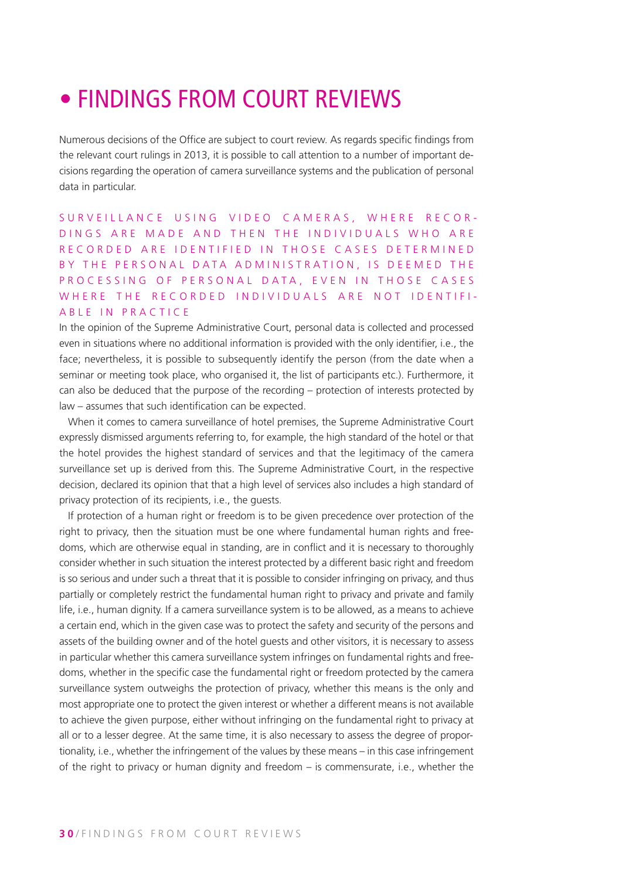# • FINDINGS FROM COURT REVIEWS

Numerous decisions of the Office are subject to court review. As regards specific findings from the relevant court rulings in 2013, it is possible to call attention to a number of important decisions regarding the operation of camera surveillance systems and the publication of personal data in particular.

## SURVEILLANCE USING VIDEO CAMERAS, WHERE RECORDINGS ARE MADE AND THEN THE INDIVIDUALS WHO ARE RECORDED ARE IDENTIFIED IN THOSE CASES DETERMINED BY THE PERSONAL DATA ADMINISTRATION, IS DEEMED THE PROCESSING OF PERSONAL DATA, EVEN IN THOSE CASES WHERE THE RECORDED INDIVIDUALS ARE NOT IDENTIFIABLE IN PRACTICE

In the opinion of the Supreme Administrative Court, personal data is collected and processed even in situations where no additional information is provided with the only identifier, i.e., the face; nevertheless, it is possible to subsequently identify the person (from the date when a seminar or meeting took place, who organised it, the list of participants etc.). Furthermore, it can also be deduced that the purpose of the recording – protection of interests protected by law – assumes that such identification can be expected.

When it comes to camera surveillance of hotel premises, the Supreme Administrative Court expressly dismissed arguments referring to, for example, the high standard of the hotel or that the hotel provides the highest standard of services and that the legitimacy of the camera surveillance set up is derived from this. The Supreme Administrative Court, in the respective decision, declared its opinion that that a high level of services also includes a high standard of privacy protection of its recipients, i.e., the guests.

If protection of a human right or freedom is to be given precedence over protection of the right to privacy, then the situation must be one where fundamental human rights and freedoms, which are otherwise equal in standing, are in conflict and it is necessary to thoroughly consider whether in such situation the interest protected by a different basic right and freedom is so serious and under such a threat that it is possible to consider infringing on privacy, and thus partially or completely restrict the fundamental human right to privacy and private and family life, i.e., human dignity. If a camera surveillance system is to be allowed, as a means to achieve a certain end, which in the given case was to protect the safety and security of the persons and assets of the building owner and of the hotel guests and other visitors, it is necessary to assess in particular whether this camera surveillance system infringes on fundamental rights and freedoms, whether in the specific case the fundamental right or freedom protected by the camera surveillance system outweighs the protection of privacy, whether this means is the only and most appropriate one to protect the given interest or whether a different means is not available to achieve the given purpose, either without infringing on the fundamental right to privacy at all or to a lesser degree. At the same time, it is also necessary to assess the degree of proportionality, i.e., whether the infringement of the values by these means – in this case infringement of the right to privacy or human dignity and freedom – is commensurate, i.e., whether the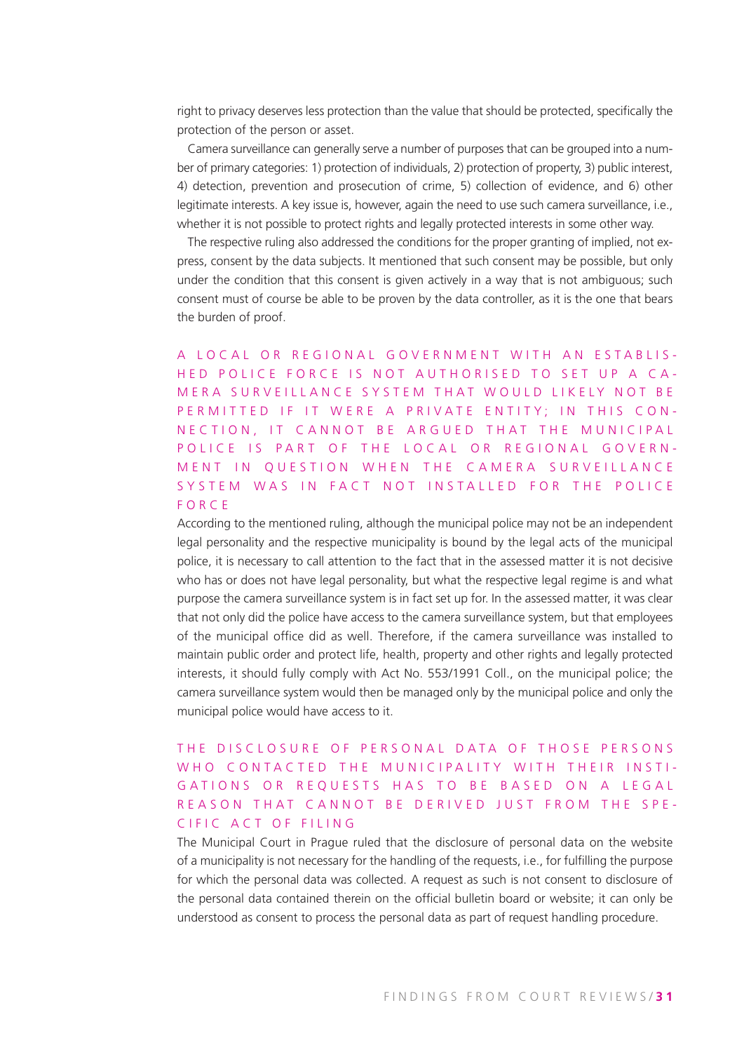right to privacy deserves less protection than the value that should be protected, specifically the protection of the person or asset.

Camera surveillance can generally serve a number of purposes that can be grouped into a number of primary categories: 1) protection of individuals, 2) protection of property, 3) public interest, 4) detection, prevention and prosecution of crime, 5) collection of evidence, and 6) other legitimate interests. A key issue is, however, again the need to use such camera surveillance, i.e., whether it is not possible to protect rights and legally protected interests in some other way.

The respective ruling also addressed the conditions for the proper granting of implied, not express, consent by the data subjects. It mentioned that such consent may be possible, but only under the condition that this consent is given actively in a way that is not ambiguous; such consent must of course be able to be proven by the data controller, as it is the one that bears the burden of proof.

## A LOCAL OR REGIONAL GOVERNMENT WITH AN ESTABLISHED POLICE FORCE IS NOT AUTHORISED TO SET UP A CAMERA SURVEILLANCE SYSTEM THAT WOULD LIKELY NOT BE PERMITTED IF IT WERE A PRIVATE ENTITY; IN THIS CONNECTION, IT CANNOT BE ARGUED THAT THE MUNICIPAL POLICE IS PART OF THE LOCAL OR REGIONAL GOVERNMENT IN QUESTION WHEN THE CAMERA SURVEILLANCE SYSTEM WAS IN FACT NOT INSTALLED FOR THE POLICE FORCE

According to the mentioned ruling, although the municipal police may not be an independent legal personality and the respective municipality is bound by the legal acts of the municipal police, it is necessary to call attention to the fact that in the assessed matter it is not decisive who has or does not have legal personality, but what the respective legal regime is and what purpose the camera surveillance system is in fact set up for. In the assessed matter, it was clear that not only did the police have access to the camera surveillance system, but that employees of the municipal office did as well. Therefore, if the camera surveillance was installed to maintain public order and protect life, health, property and other rights and legally protected interests, it should fully comply with Act No. 553/1991 Coll., on the municipal police; the camera surveillance system would then be managed only by the municipal police and only the municipal police would have access to it.

## THE DISCLOSURE OF PERSONAL DATA OF THOSE PERSONS WHO CONTACTED THE MUNICIPALITY WITH THEIR INSTIGATIONS OR REQUESTS HAS TO BE BASED ON A LEGAL REASON THAT CANNOT BE DERIVED JUST FROM THE SPECIFIC ACT OF FILING

The Municipal Court in Prague ruled that the disclosure of personal data on the website of a municipality is not necessary for the handling of the requests, i.e., for fulfilling the purpose for which the personal data was collected. A request as such is not consent to disclosure of the personal data contained therein on the official bulletin board or website; it can only be understood as consent to process the personal data as part of request handling procedure.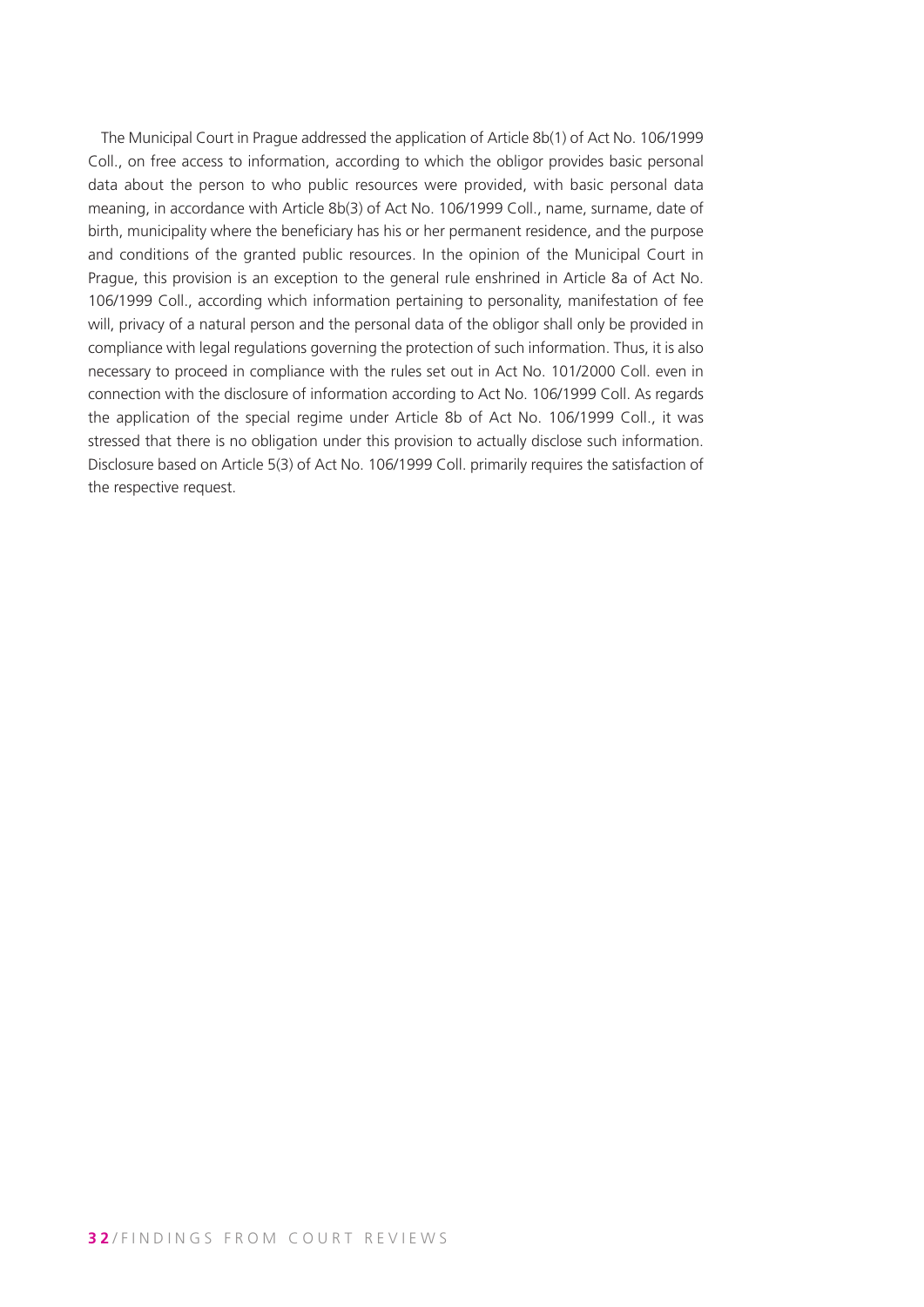The Municipal Court in Prague addressed the application of Article 8b(1) of Act No. 106/1999 Coll., on free access to information, according to which the obligor provides basic personal data about the person to who public resources were provided, with basic personal data meaning, in accordance with Article 8b(3) of Act No. 106/1999 Coll., name, surname, date of birth, municipality where the beneficiary has his or her permanent residence, and the purpose and conditions of the granted public resources. In the opinion of the Municipal Court in Prague, this provision is an exception to the general rule enshrined in Article 8a of Act No. 106/1999 Coll., according which information pertaining to personality, manifestation of fee will, privacy of a natural person and the personal data of the obligor shall only be provided in compliance with legal regulations governing the protection of such information. Thus, it is also necessary to proceed in compliance with the rules set out in Act No. 101/2000 Coll. even in connection with the disclosure of information according to Act No. 106/1999 Coll. As regards the application of the special regime under Article 8b of Act No. 106/1999 Coll., it was stressed that there is no obligation under this provision to actually disclose such information. Disclosure based on Article 5(3) of Act No. 106/1999 Coll. primarily requires the satisfaction of the respective request.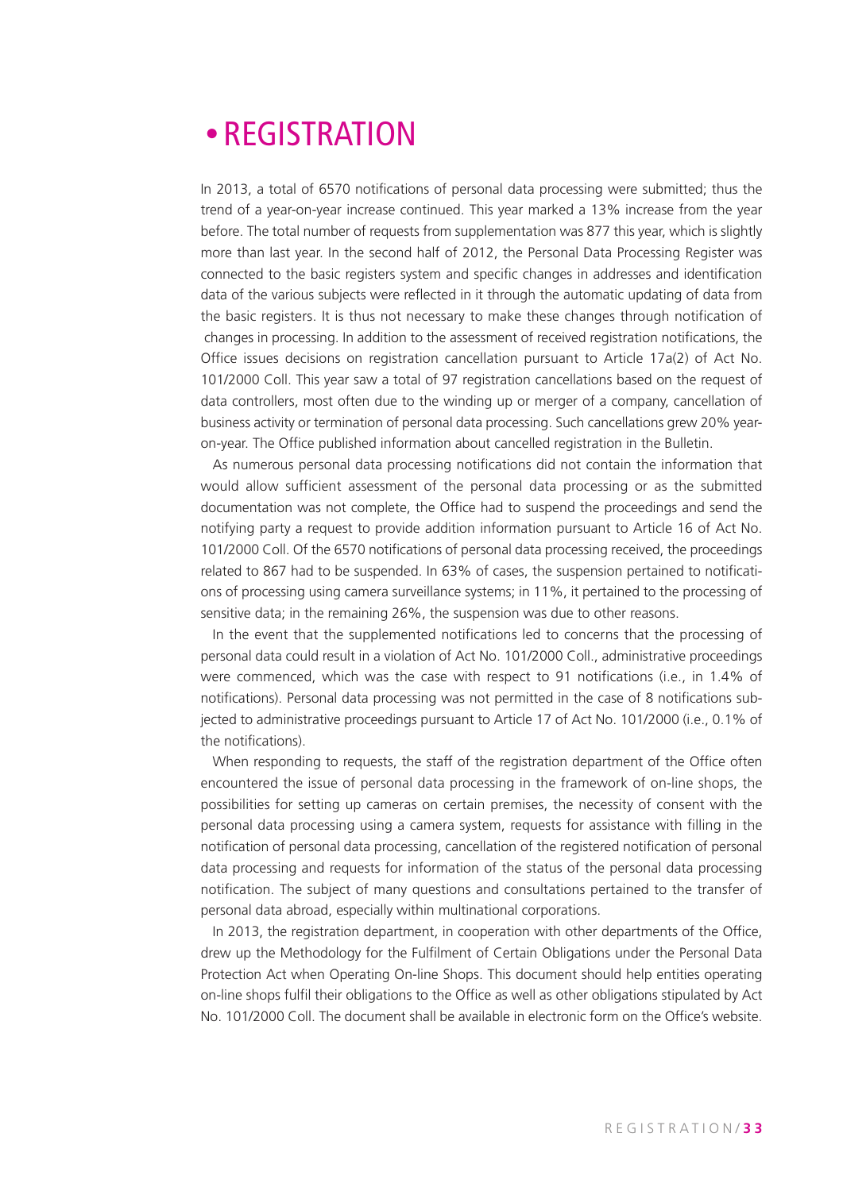# • REGISTRATION

In 2013, a total of 6570 notifications of personal data processing were submitted; thus the trend of a year-on-year increase continued. This year marked a 13% increase from the year before. The total number of requests from supplementation was 877 this year, which is slightly more than last year. In the second half of 2012, the Personal Data Processing Register was connected to the basic registers system and specific changes in addresses and identification data of the various subjects were reflected in it through the automatic updating of data from the basic registers. It is thus not necessary to make these changes through notification of changes in processing. In addition to the assessment of received registration notifications, the Office issues decisions on registration cancellation pursuant to Article 17a(2) of Act No. 101/2000 Coll. This year saw a total of 97 registration cancellations based on the request of data controllers, most often due to the winding up or merger of a company, cancellation of business activity or termination of personal data processing. Such cancellations grew 20% year-on-year. The Office published information about cancelled registration in the Bulletin.

As numerous personal data processing notifications did not contain the information that would allow sufficient assessment of the personal data processing or as the submitted documentation was not complete, the Office had to suspend the proceedings and send the notifying party a request to provide addition information pursuant to Article 16 of Act No. 101/2000 Coll. Of the 6570 notifications of personal data processing received, the proceedings related to 867 had to be suspended. In 63% of cases, the suspension pertained to notifications of processing using camera surveillance systems; in 11%, it pertained to the processing of sensitive data; in the remaining 26%, the suspension was due to other reasons.

In the event that the supplemented notifications led to concerns that the processing of personal data could result in a violation of Act No. 101/2000 Coll., administrative proceedings were commenced, which was the case with respect to 91 notifications (i.e., in 1.4% of notifications). Personal data processing was not permitted in the case of 8 notifications subjected to administrative proceedings pursuant to Article 17 of Act No. 101/2000 (i.e., 0.1% of the notifications).

When responding to requests, the staff of the registration department of the Office often encountered the issue of personal data processing in the framework of on-line shops, the possibilities for setting up cameras on certain premises, the necessity of consent with the personal data processing using a camera system, requests for assistance with filling in the notification of personal data processing, cancellation of the registered notification of personal data processing and requests for information of the status of the personal data processing notification. The subject of many questions and consultations pertained to the transfer of personal data abroad, especially within multinational corporations.

In 2013, the registration department, in cooperation with other departments of the Office, drew up the Methodology for the Fulfilment of Certain Obligations under the Personal Data Protection Act when Operating On-line Shops. This document should help entities operating on-line shops fulfil their obligations to the Office as well as other obligations stipulated by Act No. 101/2000 Coll. The document shall be available in electronic form on the Office's website.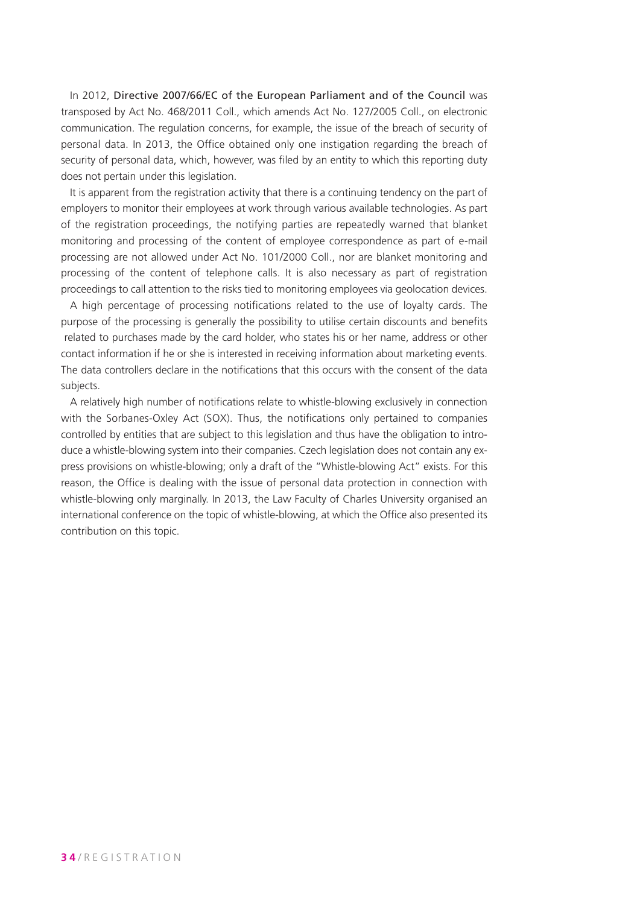In 2012, Directive 2007/66/EC of the European Parliament and of the Council was transposed by Act No. 468/2011 Coll., which amends Act No. 127/2005 Coll., on electronic communication. The regulation concerns, for example, the issue of the breach of security of personal data. In 2013, the Office obtained only one instigation regarding the breach of security of personal data, which, however, was filed by an entity to which this reporting duty does not pertain under this legislation.

It is apparent from the registration activity that there is a continuing tendency on the part of employers to monitor their employees at work through various available technologies. As part of the registration proceedings, the notifying parties are repeatedly warned that blanket monitoring and processing of the content of employee correspondence as part of e-mail processing are not allowed under Act No. 101/2000 Coll., nor are blanket monitoring and processing of the content of telephone calls. It is also necessary as part of registration proceedings to call attention to the risks tied to monitoring employees via geolocation devices.

A high percentage of processing notifications related to the use of loyalty cards. The purpose of the processing is generally the possibility to utilise certain discounts and benefits related to purchases made by the card holder, who states his or her name, address or other contact information if he or she is interested in receiving information about marketing events. The data controllers declare in the notifications that this occurs with the consent of the data subjects.

A relatively high number of notifications relate to whistle-blowing exclusively in connection with the Sorbanes-Oxley Act (SOX). Thus, the notifications only pertained to companies controlled by entities that are subject to this legislation and thus have the obligation to introduce a whistle-blowing system into their companies. Czech legislation does not contain any express provisions on whistle-blowing; only a draft of the "Whistle-blowing Act" exists. For this reason, the Office is dealing with the issue of personal data protection in connection with whistle-blowing only marginally. In 2013, the Law Faculty of Charles University organised an international conference on the topic of whistle-blowing, at which the Office also presented its contribution on this topic.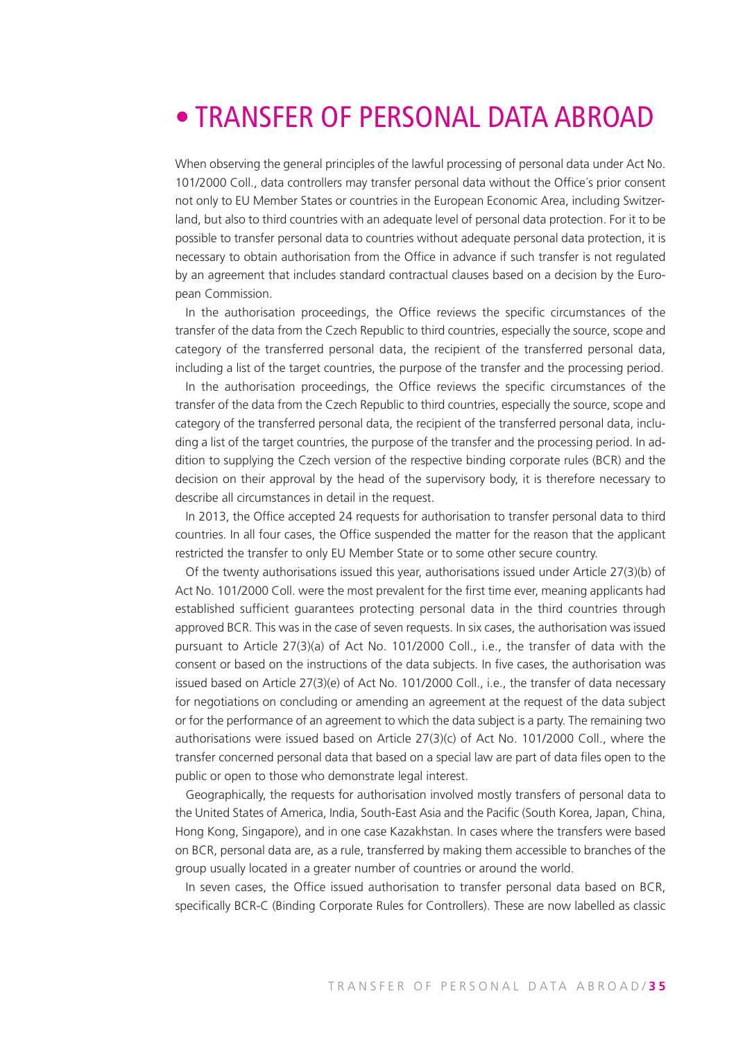# • TRANSFER OF PERSONAL DATA ABROAD

When observing the general principles of the lawful processing of personal data under Act No. 101/2000 Coll., data controllers may transfer personal data without the Office´s prior consent not only to EU Member States or countries in the European Economic Area, including Switzerland, but also to third countries with an adequate level of personal data protection. For it to be possible to transfer personal data to countries without adequate personal data protection, it is necessary to obtain authorisation from the Office in advance if such transfer is not regulated by an agreement that includes standard contractual clauses based on a decision by the European Commission.

In the authorisation proceedings, the Office reviews the specific circumstances of the transfer of the data from the Czech Republic to third countries, especially the source, scope and category of the transferred personal data, the recipient of the transferred personal data, including a list of the target countries, the purpose of the transfer and the processing period.

In the authorisation proceedings, the Office reviews the specific circumstances of the transfer of the data from the Czech Republic to third countries, especially the source, scope and category of the transferred personal data, the recipient of the transferred personal data, including a list of the target countries, the purpose of the transfer and the processing period. In addition to supplying the Czech version of the respective binding corporate rules (BCR) and the decision on their approval by the head of the supervisory body, it is therefore necessary to describe all circumstances in detail in the request.

In 2013, the Office accepted 24 requests for authorisation to transfer personal data to third countries. In all four cases, the Office suspended the matter for the reason that the applicant restricted the transfer to only EU Member State or to some other secure country.

Of the twenty authorisations issued this year, authorisations issued under Article 27(3)(b) of Act No. 101/2000 Coll. were the most prevalent for the first time ever, meaning applicants had established sufficient guarantees protecting personal data in the third countries through approved BCR. This was in the case of seven requests. In six cases, the authorisation was issued pursuant to Article 27(3)(a) of Act No. 101/2000 Coll., i.e., the transfer of data with the consent or based on the instructions of the data subjects. In five cases, the authorisation was issued based on Article 27(3)(e) of Act No. 101/2000 Coll., i.e., the transfer of data necessary for negotiations on concluding or amending an agreement at the request of the data subject or for the performance of an agreement to which the data subject is a party. The remaining two authorisations were issued based on Article 27(3)(c) of Act No. 101/2000 Coll., where the transfer concerned personal data that based on a special law are part of data files open to the public or open to those who demonstrate legal interest.

Geographically, the requests for authorisation involved mostly transfers of personal data to the United States of America, India, South-East Asia and the Pacific (South Korea, Japan, China, Hong Kong, Singapore), and in one case Kazakhstan. In cases where the transfers were based on BCR, personal data are, as a rule, transferred by making them accessible to branches of the group usually located in a greater number of countries or around the world.

In seven cases, the Office issued authorisation to transfer personal data based on BCR, specifically BCR-C (Binding Corporate Rules for Controllers). These are now labelled as classic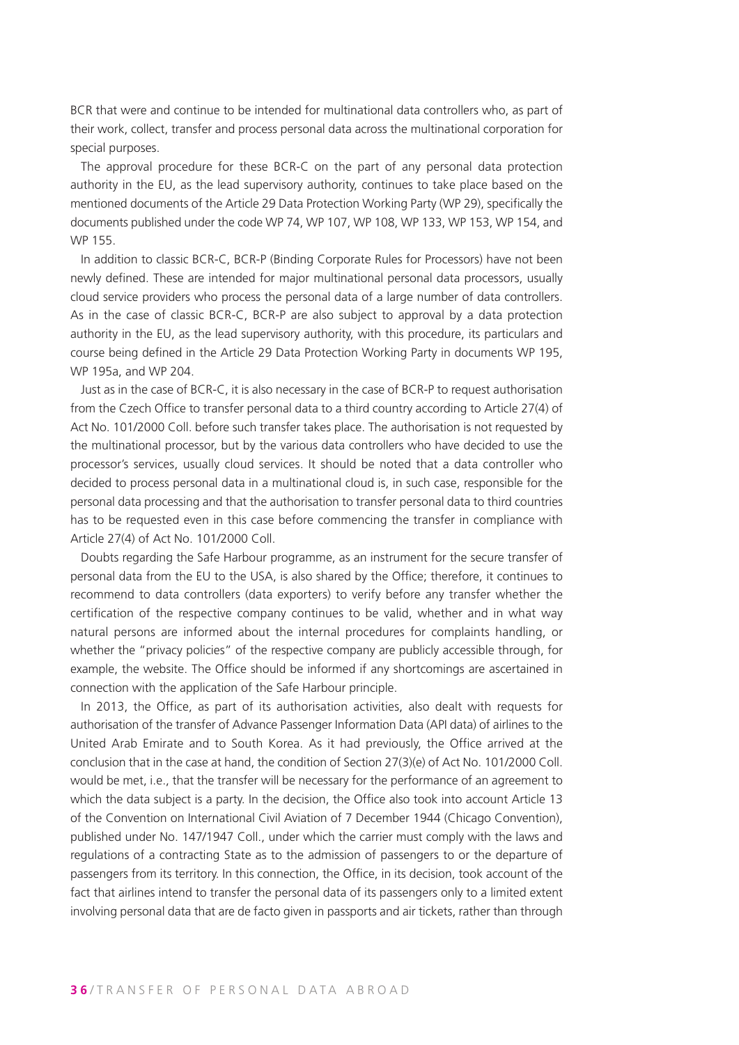BCR that were and continue to be intended for multinational data controllers who, as part of their work, collect, transfer and process personal data across the multinational corporation for special purposes.

The approval procedure for these BCR-C on the part of any personal data protection authority in the EU, as the lead supervisory authority, continues to take place based on the mentioned documents of the Article 29 Data Protection Working Party (WP 29), specifically the documents published under the code WP 74, WP 107, WP 108, WP 133, WP 153, WP 154, and WP 155.

In addition to classic BCR-C, BCR-P (Binding Corporate Rules for Processors) have not been newly defined. These are intended for major multinational personal data processors, usually cloud service providers who process the personal data of a large number of data controllers. As in the case of classic BCR-C, BCR-P are also subject to approval by a data protection authority in the EU, as the lead supervisory authority, with this procedure, its particulars and course being defined in the Article 29 Data Protection Working Party in documents WP 195, WP 195a, and WP 204.

Just as in the case of BCR-C, it is also necessary in the case of BCR-P to request authorisation from the Czech Office to transfer personal data to a third country according to Article 27(4) of Act No. 101/2000 Coll. before such transfer takes place. The authorisation is not requested by the multinational processor, but by the various data controllers who have decided to use the processor's services, usually cloud services. It should be noted that a data controller who decided to process personal data in a multinational cloud is, in such case, responsible for the personal data processing and that the authorisation to transfer personal data to third countries has to be requested even in this case before commencing the transfer in compliance with Article 27(4) of Act No. 101/2000 Coll.

Doubts regarding the Safe Harbour programme, as an instrument for the secure transfer of personal data from the EU to the USA, is also shared by the Office; therefore, it continues to recommend to data controllers (data exporters) to verify before any transfer whether the certification of the respective company continues to be valid, whether and in what way natural persons are informed about the internal procedures for complaints handling, or whether the "privacy policies" of the respective company are publicly accessible through, for example, the website. The Office should be informed if any shortcomings are ascertained in connection with the application of the Safe Harbour principle.

In 2013, the Office, as part of its authorisation activities, also dealt with requests for authorisation of the transfer of Advance Passenger Information Data (API data) of airlines to the United Arab Emirate and to South Korea. As it had previously, the Office arrived at the conclusion that in the case at hand, the condition of Section 27(3)(e) of Act No. 101/2000 Coll. would be met, i.e., that the transfer will be necessary for the performance of an agreement to which the data subject is a party. In the decision, the Office also took into account Article 13 of the Convention on International Civil Aviation of 7 December 1944 (Chicago Convention), published under No. 147/1947 Coll., under which the carrier must comply with the laws and regulations of a contracting State as to the admission of passengers to or the departure of passengers from its territory. In this connection, the Office, in its decision, took account of the fact that airlines intend to transfer the personal data of its passengers only to a limited extent involving personal data that are de facto given in passports and air tickets, rather than through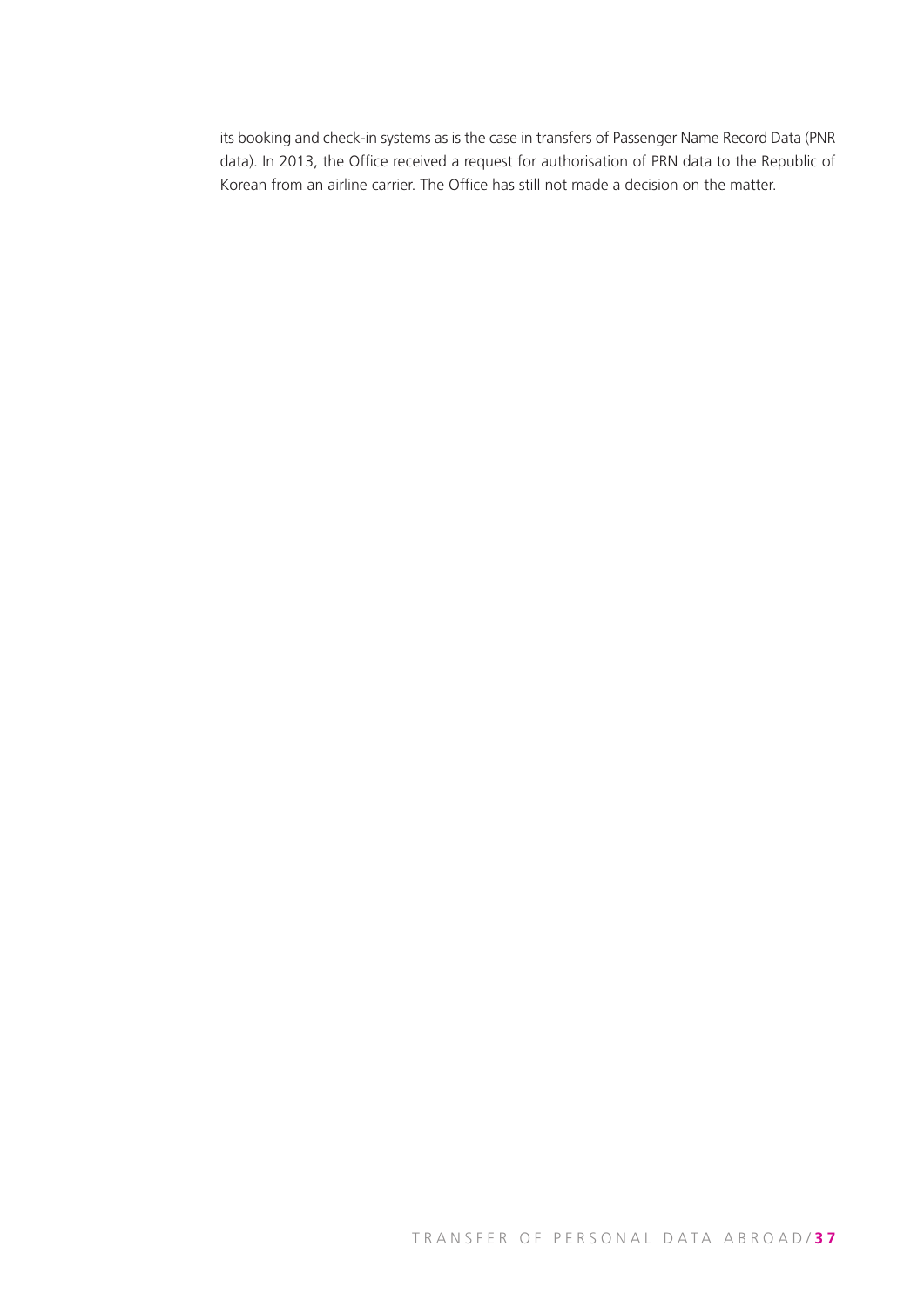its booking and check-in systems as is the case in transfers of Passenger Name Record Data (PNR data). In 2013, the Office received a request for authorisation of PRN data to the Republic of Korean from an airline carrier. The Office has still not made a decision on the matter.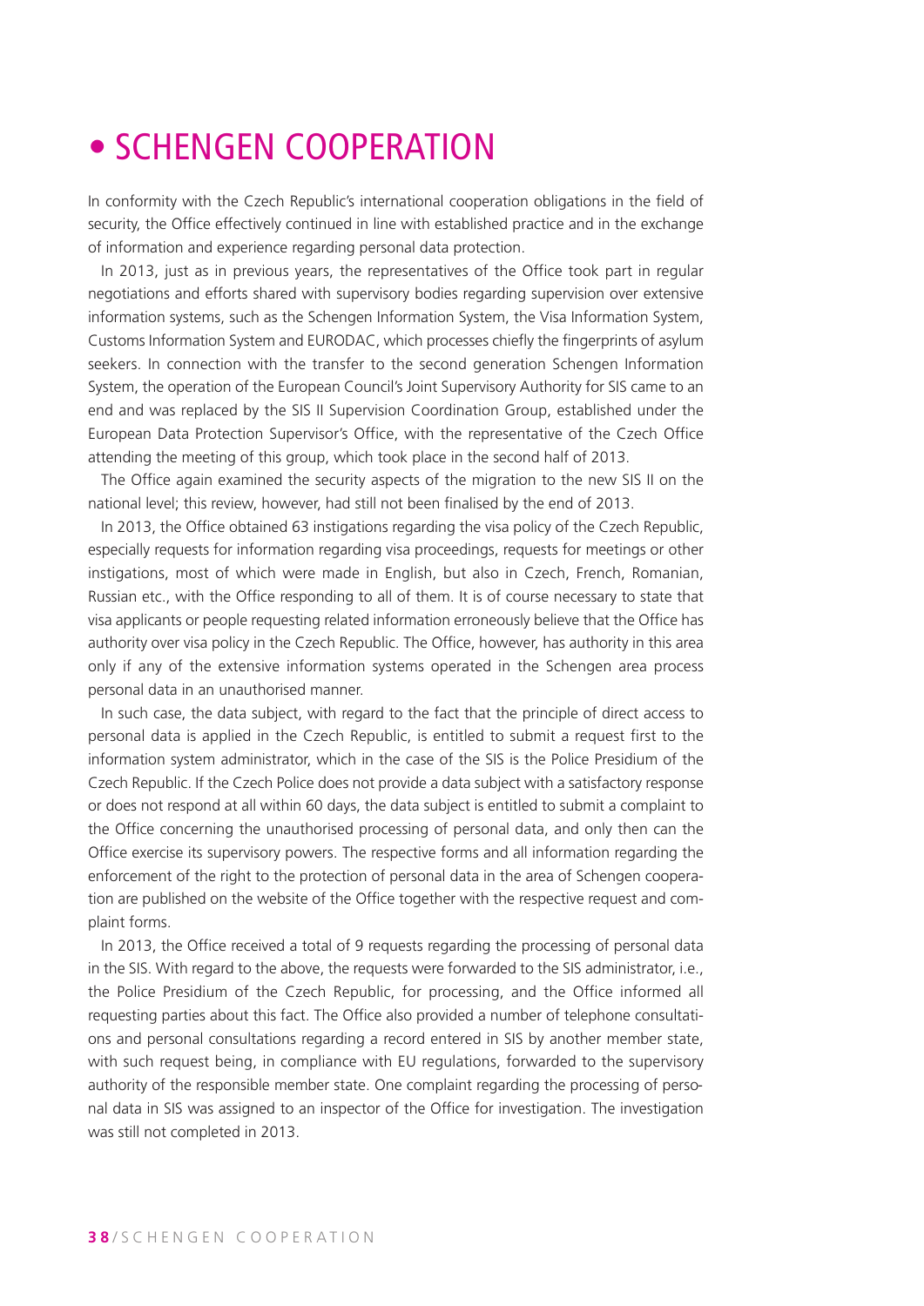# • SCHENGEN COOPERATION

In conformity with the Czech Republic's international cooperation obligations in the field of security, the Office effectively continued in line with established practice and in the exchange of information and experience regarding personal data protection.

In 2013, just as in previous years, the representatives of the Office took part in regular negotiations and efforts shared with supervisory bodies regarding supervision over extensive information systems, such as the Schengen Information System, the Visa Information System, Customs Information System and EURODAC, which processes chiefly the fingerprints of asylum seekers. In connection with the transfer to the second generation Schengen Information System, the operation of the European Council's Joint Supervisory Authority for SIS came to an end and was replaced by the SIS II Supervision Coordination Group, established under the European Data Protection Supervisor's Office, with the representative of the Czech Office attending the meeting of this group, which took place in the second half of 2013.

The Office again examined the security aspects of the migration to the new SIS II on the national level; this review, however, had still not been finalised by the end of 2013.

In 2013, the Office obtained 63 instigations regarding the visa policy of the Czech Republic, especially requests for information regarding visa proceedings, requests for meetings or other instigations, most of which were made in English, but also in Czech, French, Romanian, Russian etc., with the Office responding to all of them. It is of course necessary to state that visa applicants or people requesting related information erroneously believe that the Office has authority over visa policy in the Czech Republic. The Office, however, has authority in this area only if any of the extensive information systems operated in the Schengen area process personal data in an unauthorised manner.

In such case, the data subject, with regard to the fact that the principle of direct access to personal data is applied in the Czech Republic, is entitled to submit a request first to the information system administrator, which in the case of the SIS is the Police Presidium of the Czech Republic. If the Czech Police does not provide a data subject with a satisfactory response or does not respond at all within 60 days, the data subject is entitled to submit a complaint to the Office concerning the unauthorised processing of personal data, and only then can the Office exercise its supervisory powers. The respective forms and all information regarding the enforcement of the right to the protection of personal data in the area of Schengen cooperation are published on the website of the Office together with the respective request and complaint forms.

In 2013, the Office received a total of 9 requests regarding the processing of personal data in the SIS. With regard to the above, the requests were forwarded to the SIS administrator, i.e., the Police Presidium of the Czech Republic, for processing, and the Office informed all requesting parties about this fact. The Office also provided a number of telephone consultations and personal consultations regarding a record entered in SIS by another member state, with such request being, in compliance with EU regulations, forwarded to the supervisory authority of the responsible member state. One complaint regarding the processing of personal data in SIS was assigned to an inspector of the Office for investigation. The investigation was still not completed in 2013.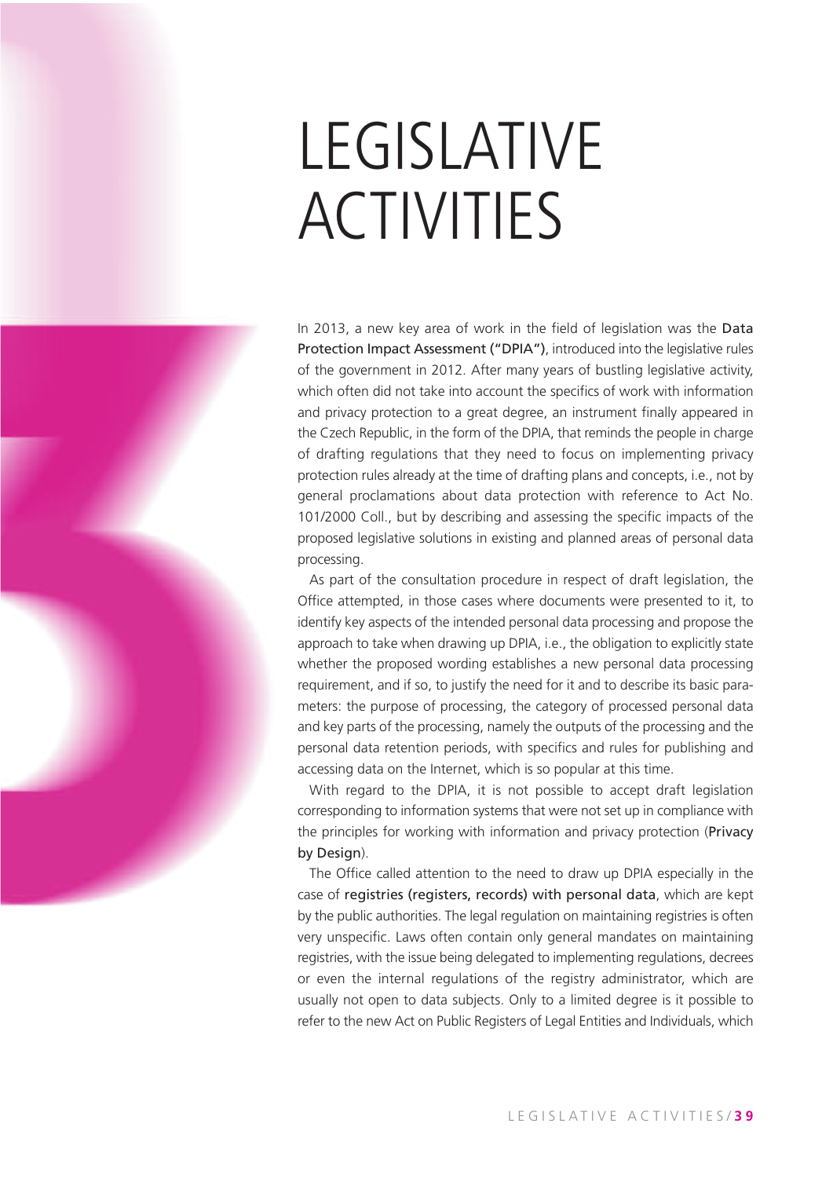# LEGISLATIVE ACTIVITIES

In 2013, a new key area of work in the field of legislation was the Data Protection Impact Assessment ("DPIA"), introduced into the legislative rules of the government in 2012. After many years of bustling legislative activity, which often did not take into account the specifics of work with information and privacy protection to a great degree, an instrument finally appeared in the Czech Republic, in the form of the DPIA, that reminds the people in charge of drafting regulations that they need to focus on implementing privacy protection rules already at the time of drafting plans and concepts, i.e., not by general proclamations about data protection with reference to Act No. 101/2000 Coll., but by describing and assessing the specific impacts of the proposed legislative solutions in existing and planned areas of personal data processing.

As part of the consultation procedure in respect of draft legislation, the Office attempted, in those cases where documents were presented to it, to identify key aspects of the intended personal data processing and propose the approach to take when drawing up DPIA, i.e., the obligation to explicitly state whether the proposed wording establishes a new personal data processing requirement, and if so, to justify the need for it and to describe its basic parameters: the purpose of processing, the category of processed personal data and key parts of the processing, namely the outputs of the processing and the personal data retention periods, with specifics and rules for publishing and accessing data on the Internet, which is so popular at this time.

With regard to the DPIA, it is not possible to accept draft legislation corresponding to information systems that were not set up in compliance with the principles for working with information and privacy protection (Privacy by Design).

The Office called attention to the need to draw up DPIA especially in the case of registries (registers, records) with personal data, which are kept by the public authorities. The legal regulation on maintaining registries is often very unspecific. Laws often contain only general mandates on maintaining registries, with the issue being delegated to implementing regulations, decrees or even the internal regulations of the registry administrator, which are usually not open to data subjects. Only to a limited degree is it possible to refer to the new Act on Public Registers of Legal Entities and Individuals, which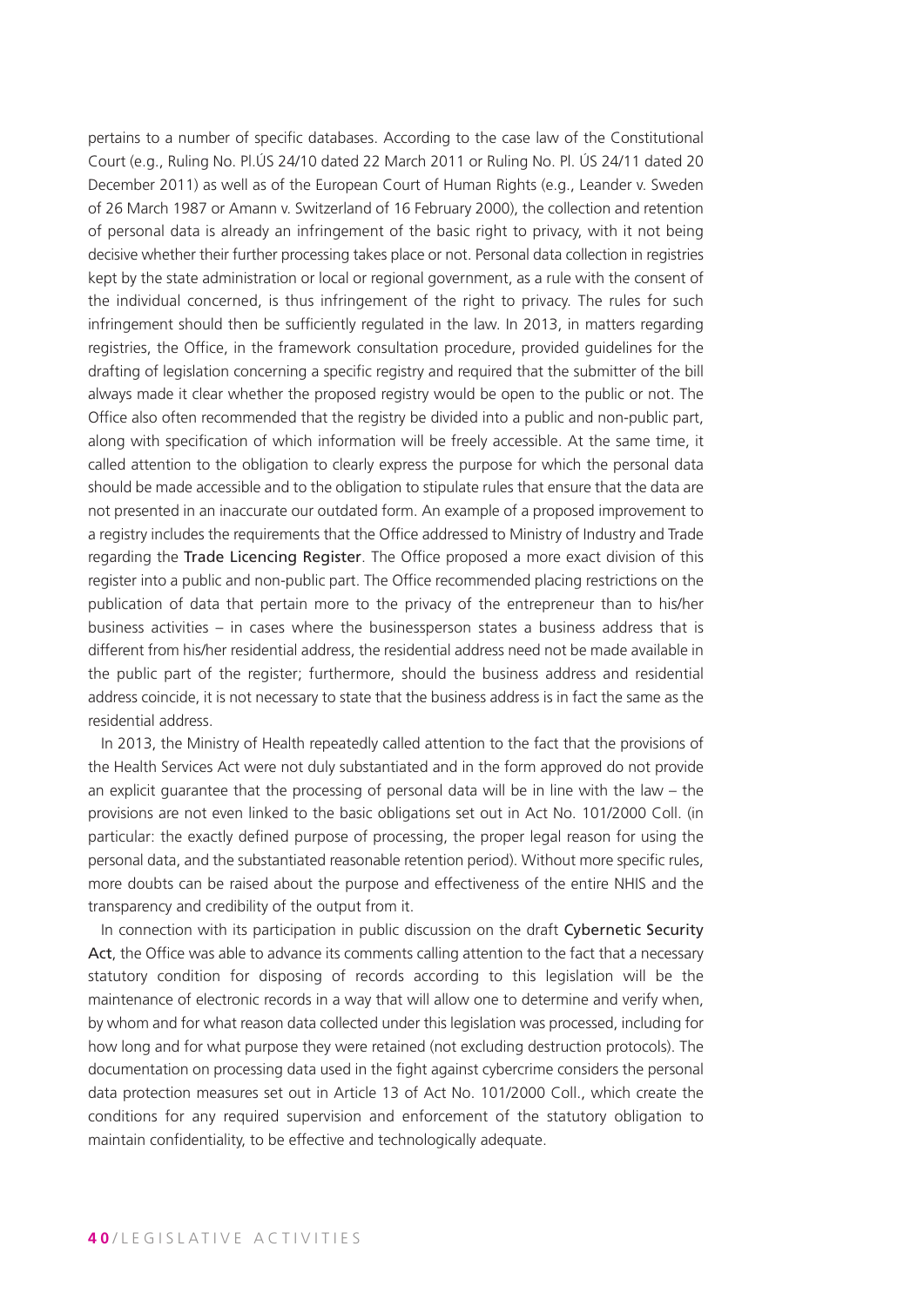pertains to a number of specific databases. According to the case law of the Constitutional Court (e.g., Ruling No. Pl.ÚS 24/10 dated 22 March 2011 or Ruling No. Pl. ÚS 24/11 dated 20 December 2011) as well as of the European Court of Human Rights (e.g., Leander v. Sweden of 26 March 1987 or Amann v. Switzerland of 16 February 2000), the collection and retention of personal data is already an infringement of the basic right to privacy, with it not being decisive whether their further processing takes place or not. Personal data collection in registries kept by the state administration or local or regional government, as a rule with the consent of the individual concerned, is thus infringement of the right to privacy. The rules for such infringement should then be sufficiently regulated in the law. In 2013, in matters regarding registries, the Office, in the framework consultation procedure, provided guidelines for the drafting of legislation concerning a specific registry and required that the submitter of the bill always made it clear whether the proposed registry would be open to the public or not. The Office also often recommended that the registry be divided into a public and non-public part, along with specification of which information will be freely accessible. At the same time, it called attention to the obligation to clearly express the purpose for which the personal data should be made accessible and to the obligation to stipulate rules that ensure that the data are not presented in an inaccurate our outdated form. An example of a proposed improvement to a registry includes the requirements that the Office addressed to Ministry of Industry and Trade regarding the Trade Licencing Register. The Office proposed a more exact division of this register into a public and non-public part. The Office recommended placing restrictions on the publication of data that pertain more to the privacy of the entrepreneur than to his/her business activities – in cases where the businessperson states a business address that is different from his/her residential address, the residential address need not be made available in the public part of the register; furthermore, should the business address and residential address coincide, it is not necessary to state that the business address is in fact the same as the residential address.

In 2013, the Ministry of Health repeatedly called attention to the fact that the provisions of the Health Services Act were not duly substantiated and in the form approved do not provide an explicit guarantee that the processing of personal data will be in line with the law – the provisions are not even linked to the basic obligations set out in Act No. 101/2000 Coll. (in particular: the exactly defined purpose of processing, the proper legal reason for using the personal data, and the substantiated reasonable retention period). Without more specific rules, more doubts can be raised about the purpose and effectiveness of the entire NHIS and the transparency and credibility of the output from it.

In connection with its participation in public discussion on the draft Cybernetic Security Act, the Office was able to advance its comments calling attention to the fact that a necessary statutory condition for disposing of records according to this legislation will be the maintenance of electronic records in a way that will allow one to determine and verify when, by whom and for what reason data collected under this legislation was processed, including for how long and for what purpose they were retained (not excluding destruction protocols). The documentation on processing data used in the fight against cybercrime considers the personal data protection measures set out in Article 13 of Act No. 101/2000 Coll., which create the conditions for any required supervision and enforcement of the statutory obligation to maintain confidentiality, to be effective and technologically adequate.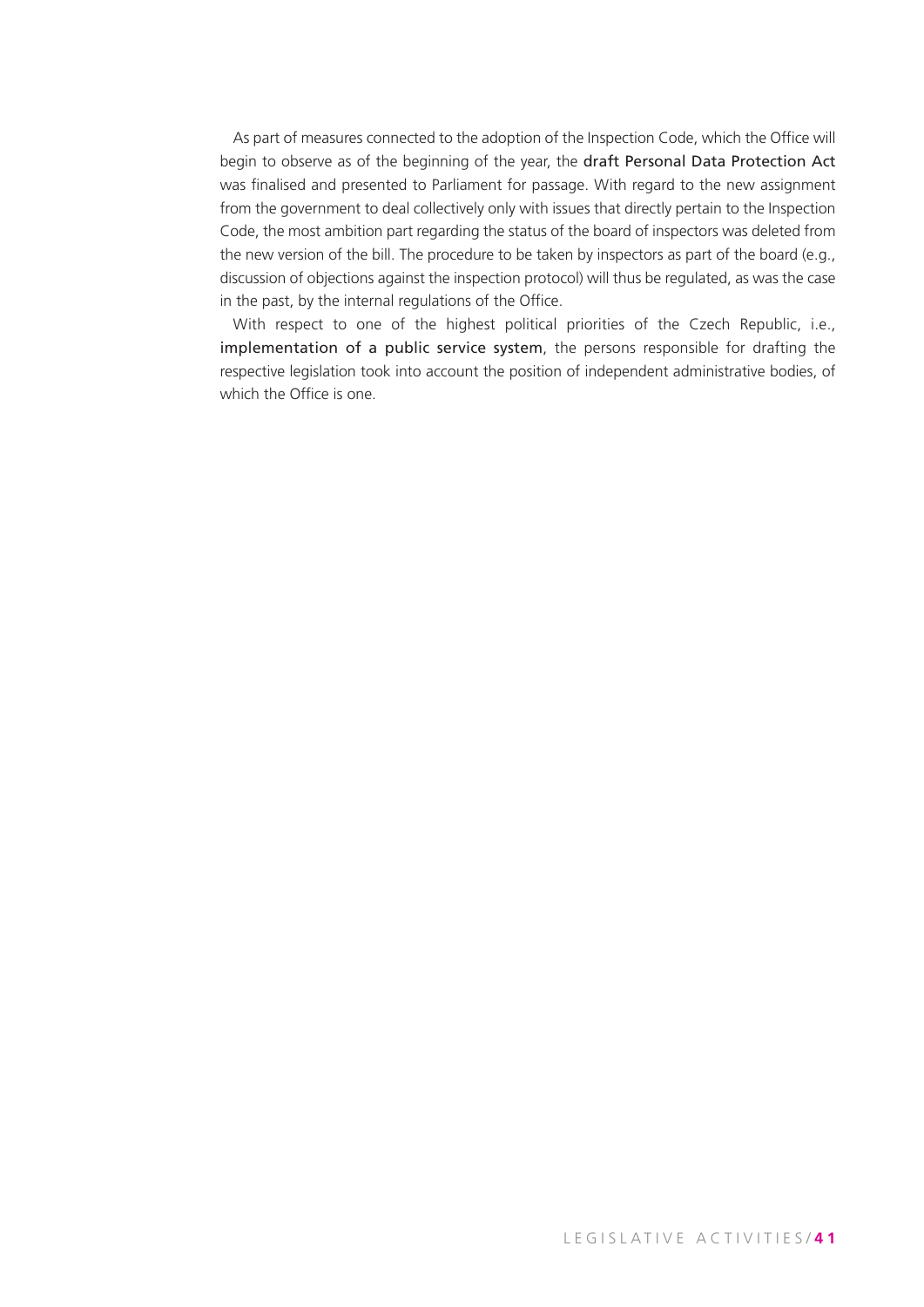As part of measures connected to the adoption of the Inspection Code, which the Office will begin to observe as of the beginning of the year, the draft Personal Data Protection Act was finalised and presented to Parliament for passage. With regard to the new assignment from the government to deal collectively only with issues that directly pertain to the Inspection Code, the most ambition part regarding the status of the board of inspectors was deleted from the new version of the bill. The procedure to be taken by inspectors as part of the board (e.g., discussion of objections against the inspection protocol) will thus be regulated, as was the case in the past, by the internal regulations of the Office.

With respect to one of the highest political priorities of the Czech Republic, i.e., implementation of a public service system, the persons responsible for drafting the respective legislation took into account the position of independent administrative bodies, of which the Office is one.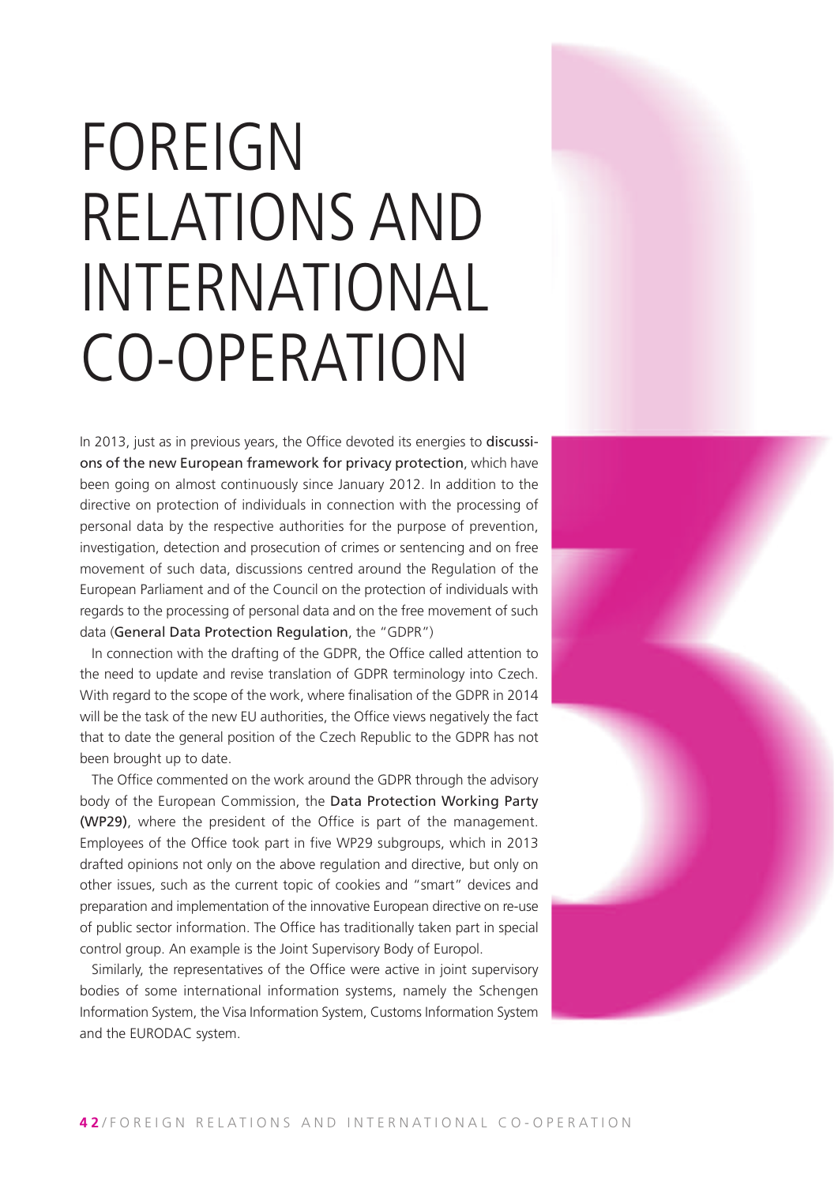# FOREIGN RELATIONS AND INTERNATIONAL CO-OPERATION

In 2013, just as in previous years, the Office devoted its energies to discussions of the new European framework for privacy protection, which have been going on almost continuously since January 2012. In addition to the directive on protection of individuals in connection with the processing of personal data by the respective authorities for the purpose of prevention, investigation, detection and prosecution of crimes or sentencing and on free movement of such data, discussions centred around the Regulation of the European Parliament and of the Council on the protection of individuals with regards to the processing of personal data and on the free movement of such data (General Data Protection Regulation, the "GDPR")

In connection with the drafting of the GDPR, the Office called attention to the need to update and revise translation of GDPR terminology into Czech. With regard to the scope of the work, where finalisation of the GDPR in 2014 will be the task of the new EU authorities, the Office views negatively the fact that to date the general position of the Czech Republic to the GDPR has not been brought up to date.

The Office commented on the work around the GDPR through the advisory body of the European Commission, the Data Protection Working Party (WP29), where the president of the Office is part of the management. Employees of the Office took part in five WP29 subgroups, which in 2013 drafted opinions not only on the above regulation and directive, but only on other issues, such as the current topic of cookies and "smart" devices and preparation and implementation of the innovative European directive on re-use of public sector information. The Office has traditionally taken part in special control group. An example is the Joint Supervisory Body of Europol.

Similarly, the representatives of the Office were active in joint supervisory bodies of some international information systems, namely the Schengen Information System, the Visa Information System, Customs Information System and the EURODAC system.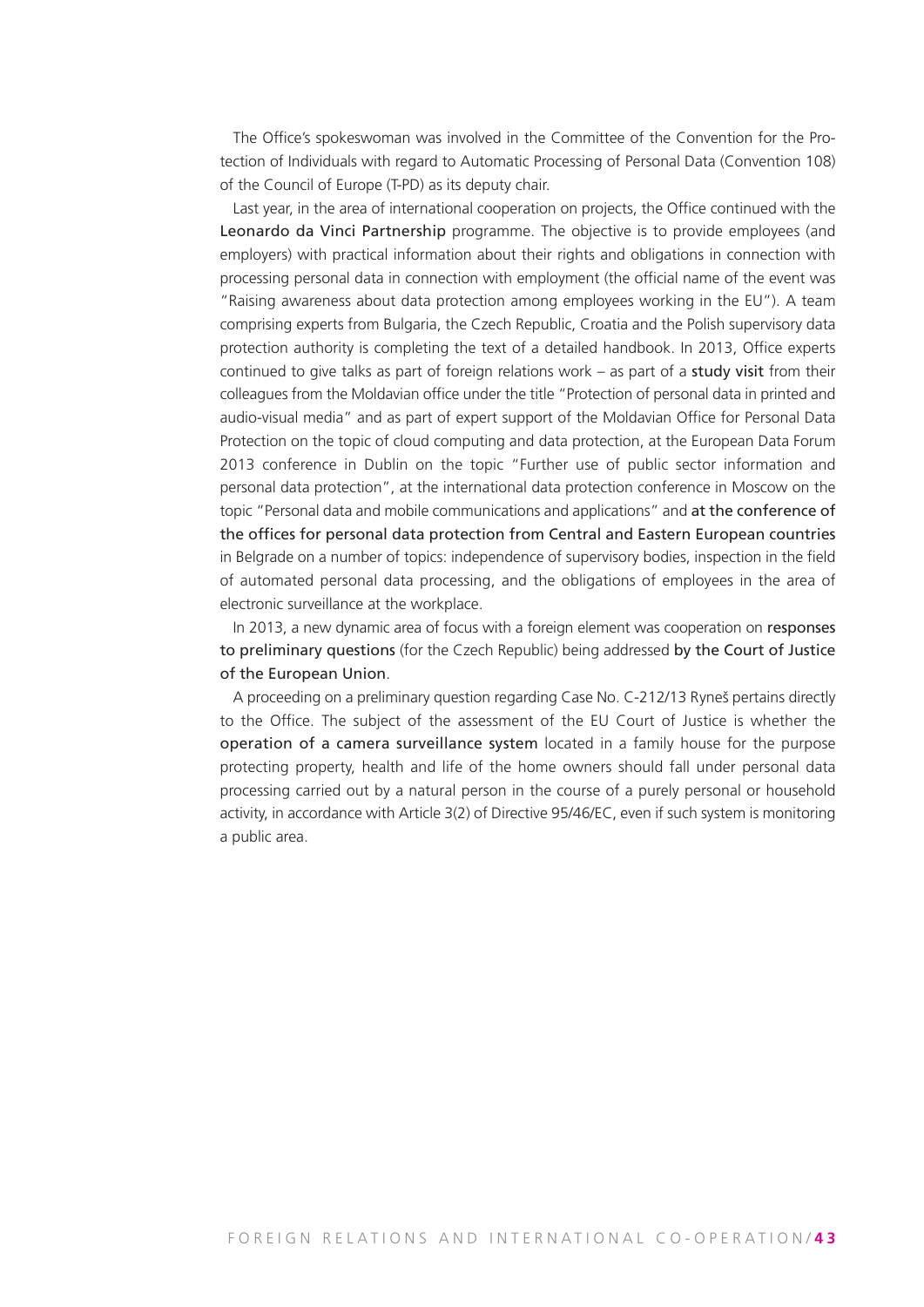The Office's spokeswoman was involved in the Committee of the Convention for the Protection of Individuals with regard to Automatic Processing of Personal Data (Convention 108) of the Council of Europe (T-PD) as its deputy chair.

Last year, in the area of international cooperation on projects, the Office continued with the Leonardo da Vinci Partnership programme. The objective is to provide employees (and employers) with practical information about their rights and obligations in connection with processing personal data in connection with employment (the official name of the event was "Raising awareness about data protection among employees working in the EU"). A team comprising experts from Bulgaria, the Czech Republic, Croatia and the Polish supervisory data protection authority is completing the text of a detailed handbook. In 2013, Office experts continued to give talks as part of foreign relations work – as part of a study visit from their colleagues from the Moldavian office under the title "Protection of personal data in printed and audio-visual media" and as part of expert support of the Moldavian Office for Personal Data Protection on the topic of cloud computing and data protection, at the European Data Forum 2013 conference in Dublin on the topic "Further use of public sector information and personal data protection", at the international data protection conference in Moscow on the topic "Personal data and mobile communications and applications" and at the conference of the offices for personal data protection from Central and Eastern European countries in Belgrade on a number of topics: independence of supervisory bodies, inspection in the field of automated personal data processing, and the obligations of employees in the area of electronic surveillance at the workplace.

In 2013, a new dynamic area of focus with a foreign element was cooperation on responses to preliminary questions (for the Czech Republic) being addressed by the Court of Justice of the European Union.

A proceeding on a preliminary question regarding Case No. C-212/13 Ryneš pertains directly to the Office. The subject of the assessment of the EU Court of Justice is whether the operation of a camera surveillance system located in a family house for the purpose protecting property, health and life of the home owners should fall under personal data processing carried out by a natural person in the course of a purely personal or household activity, in accordance with Article 3(2) of Directive 95/46/EC, even if such system is monitoring a public area.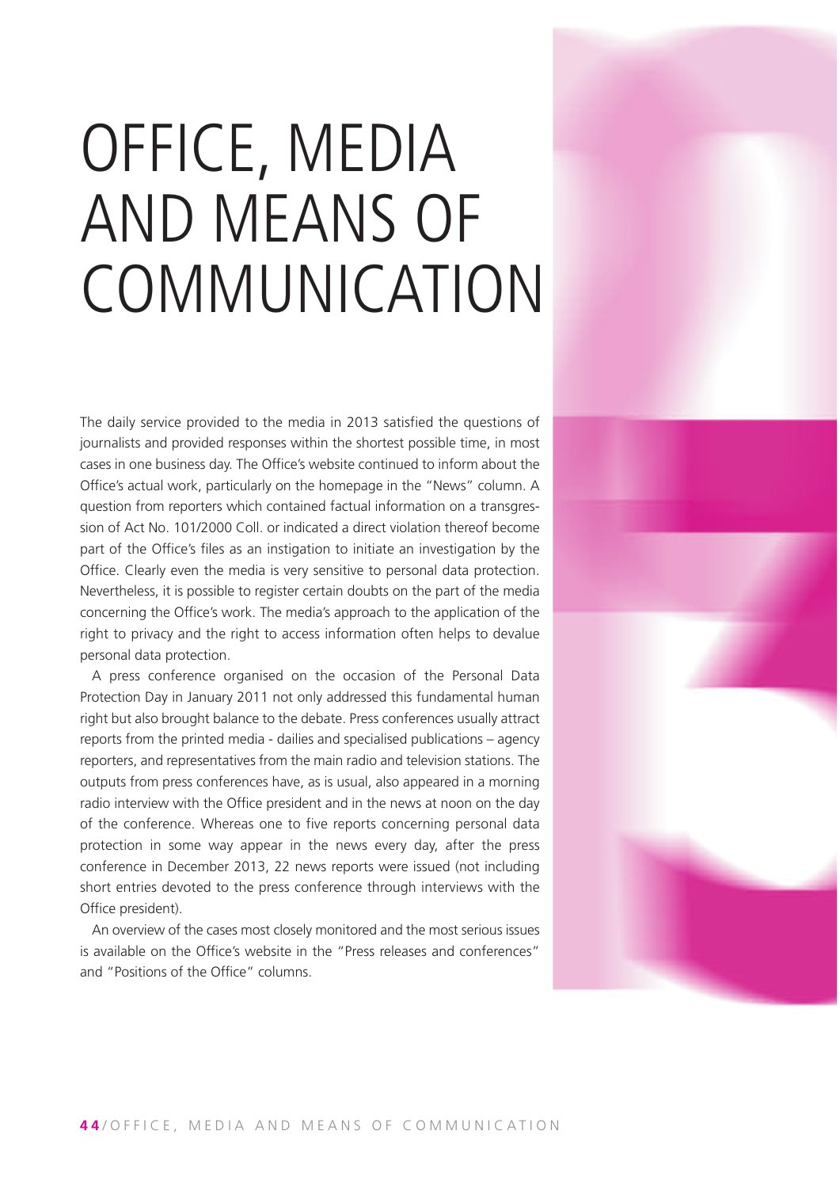# OFFICE, MEDIA AND MEANS OF COMMUNICATION

The daily service provided to the media in 2013 satisfied the questions of journalists and provided responses within the shortest possible time, in most cases in one business day. The Office's website continued to inform about the Office's actual work, particularly on the homepage in the "News" column. A question from reporters which contained factual information on a transgression of Act No. 101/2000 Coll. or indicated a direct violation thereof become part of the Office's files as an instigation to initiate an investigation by the Office. Clearly even the media is very sensitive to personal data protection. Nevertheless, it is possible to register certain doubts on the part of the media concerning the Office's work. The media's approach to the application of the right to privacy and the right to access information often helps to devalue personal data protection.

A press conference organised on the occasion of the Personal Data Protection Day in January 2011 not only addressed this fundamental human right but also brought balance to the debate. Press conferences usually attract reports from the printed media - dailies and specialised publications – agency reporters, and representatives from the main radio and television stations. The outputs from press conferences have, as is usual, also appeared in a morning radio interview with the Office president and in the news at noon on the day of the conference. Whereas one to five reports concerning personal data protection in some way appear in the news every day, after the press conference in December 2013, 22 news reports were issued (not including short entries devoted to the press conference through interviews with the Office president).

An overview of the cases most closely monitored and the most serious issues is available on the Office's website in the "Press releases and conferences" and "Positions of the Office" columns.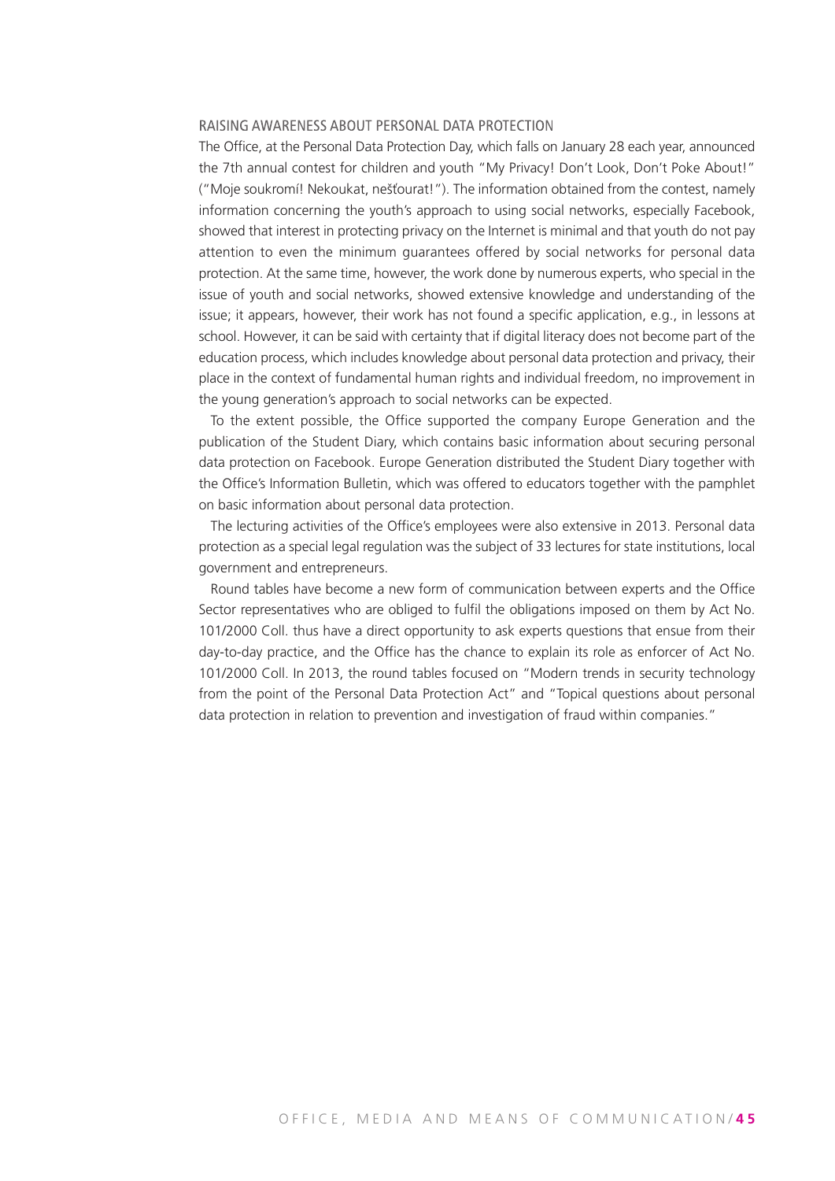## RAISING AWARENESS ABOUT PERSONAL DATA PROTECTION

The Office, at the Personal Data Protection Day, which falls on January 28 each year, announced the 7th annual contest for children and youth "My Privacy! Don't Look, Don't Poke About!" ("Moje soukromí! Nekoukat, nešťourat!"). The information obtained from the contest, namely information concerning the youth's approach to using social networks, especially Facebook, showed that interest in protecting privacy on the Internet is minimal and that youth do not pay attention to even the minimum guarantees offered by social networks for personal data protection. At the same time, however, the work done by numerous experts, who special in the issue of youth and social networks, showed extensive knowledge and understanding of the issue; it appears, however, their work has not found a specific application, e.g., in lessons at school. However, it can be said with certainty that if digital literacy does not become part of the education process, which includes knowledge about personal data protection and privacy, their place in the context of fundamental human rights and individual freedom, no improvement in the young generation's approach to social networks can be expected.

To the extent possible, the Office supported the company Europe Generation and the publication of the Student Diary, which contains basic information about securing personal data protection on Facebook. Europe Generation distributed the Student Diary together with the Office's Information Bulletin, which was offered to educators together with the pamphlet on basic information about personal data protection.

The lecturing activities of the Office's employees were also extensive in 2013. Personal data protection as a special legal regulation was the subject of 33 lectures for state institutions, local government and entrepreneurs.

Round tables have become a new form of communication between experts and the Office Sector representatives who are obliged to fulfil the obligations imposed on them by Act No. 101/2000 Coll. thus have a direct opportunity to ask experts questions that ensue from their day-to-day practice, and the Office has the chance to explain its role as enforcer of Act No. 101/2000 Coll. In 2013, the round tables focused on "Modern trends in security technology from the point of the Personal Data Protection Act" and "Topical questions about personal data protection in relation to prevention and investigation of fraud within companies."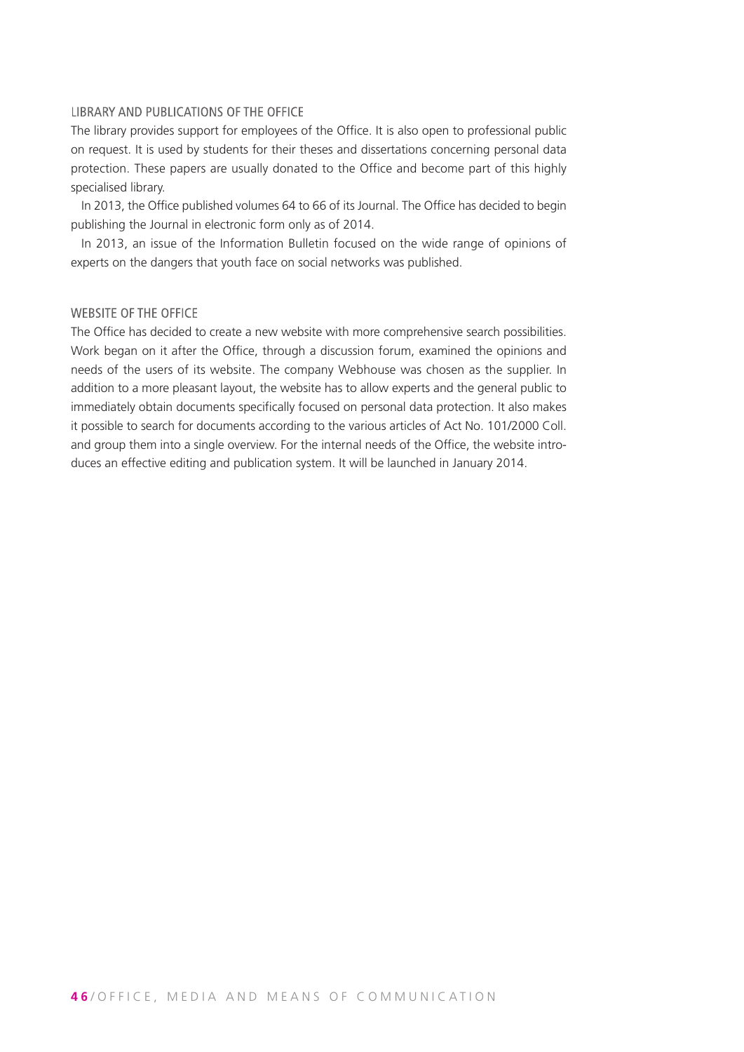## LIBRARY AND PUBLICATIONS OF THE OFFICE

The library provides support for employees of the Office. It is also open to professional public on request. It is used by students for their theses and dissertations concerning personal data protection. These papers are usually donated to the Office and become part of this highly specialised library.

In 2013, the Office published volumes 64 to 66 of its Journal. The Office has decided to begin publishing the Journal in electronic form only as of 2014.

In 2013, an issue of the Information Bulletin focused on the wide range of opinions of experts on the dangers that youth face on social networks was published.

## WEBSITE OF THE OFFICE

The Office has decided to create a new website with more comprehensive search possibilities. Work began on it after the Office, through a discussion forum, examined the opinions and needs of the users of its website. The company Webhouse was chosen as the supplier. In addition to a more pleasant layout, the website has to allow experts and the general public to immediately obtain documents specifically focused on personal data protection. It also makes it possible to search for documents according to the various articles of Act No. 101/2000 Coll. and group them into a single overview. For the internal needs of the Office, the website introduces an effective editing and publication system. It will be launched in January 2014.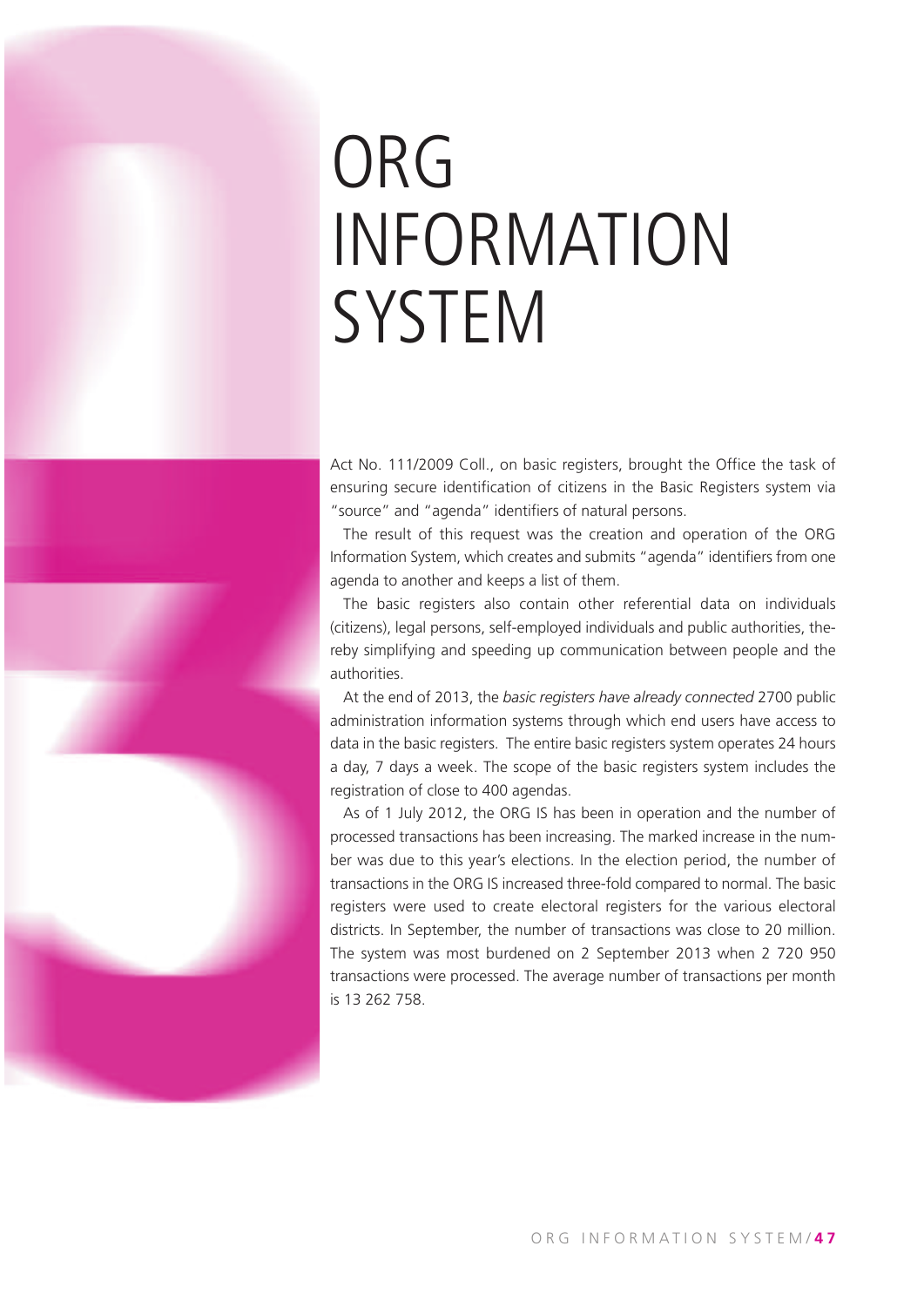# ORG INFORMATION SYSTEM

Act No. 111/2009 Coll., on basic registers, brought the Office the task of ensuring secure identification of citizens in the Basic Registers system via "source" and "agenda" identifiers of natural persons.

The result of this request was the creation and operation of the ORG Information System, which creates and submits "agenda" identifiers from one agenda to another and keeps a list of them.

The basic registers also contain other referential data on individuals (citizens), legal persons, self-employed individuals and public authorities, thereby simplifying and speeding up communication between people and the authorities.

At the end of 2013, the *basic registers have already connected* 2700 public administration information systems through which end users have access to data in the basic registers. The entire basic registers system operates 24 hours a day, 7 days a week. The scope of the basic registers system includes the registration of close to 400 agendas.

As of 1 July 2012, the ORG IS has been in operation and the number of processed transactions has been increasing. The marked increase in the number was due to this year's elections. In the election period, the number of transactions in the ORG IS increased three-fold compared to normal. The basic registers were used to create electoral registers for the various electoral districts. In September, the number of transactions was close to 20 million. The system was most burdened on 2 September 2013 when 2 720 950 transactions were processed. The average number of transactions per month is 13 262 758.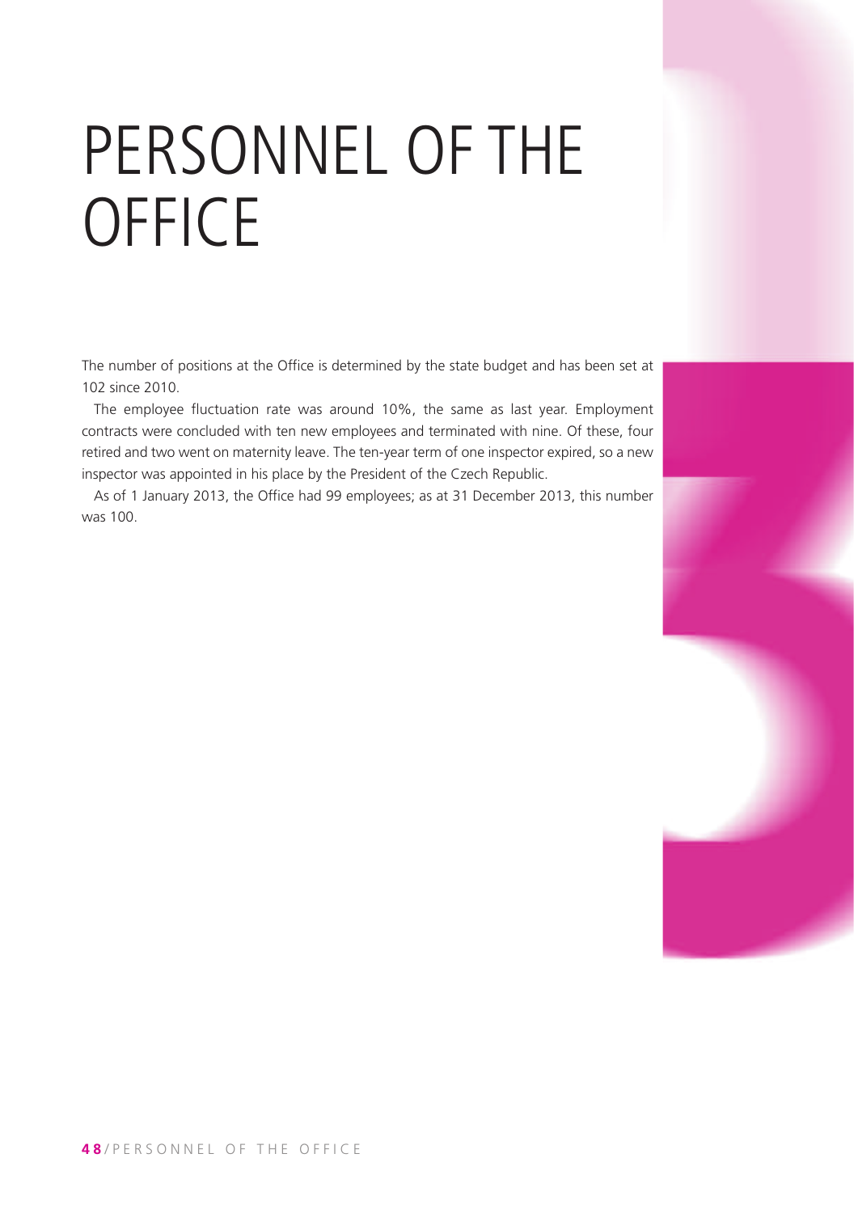# PERSONNEL OF THE OFFICE

The number of positions at the Office is determined by the state budget and has been set at 102 since 2010.

The employee fluctuation rate was around 10%, the same as last year. Employment contracts were concluded with ten new employees and terminated with nine. Of these, four retired and two went on maternity leave. The ten-year term of one inspector expired, so a new inspector was appointed in his place by the President of the Czech Republic.

As of 1 January 2013, the Office had 99 employees; as at 31 December 2013, this number was 100.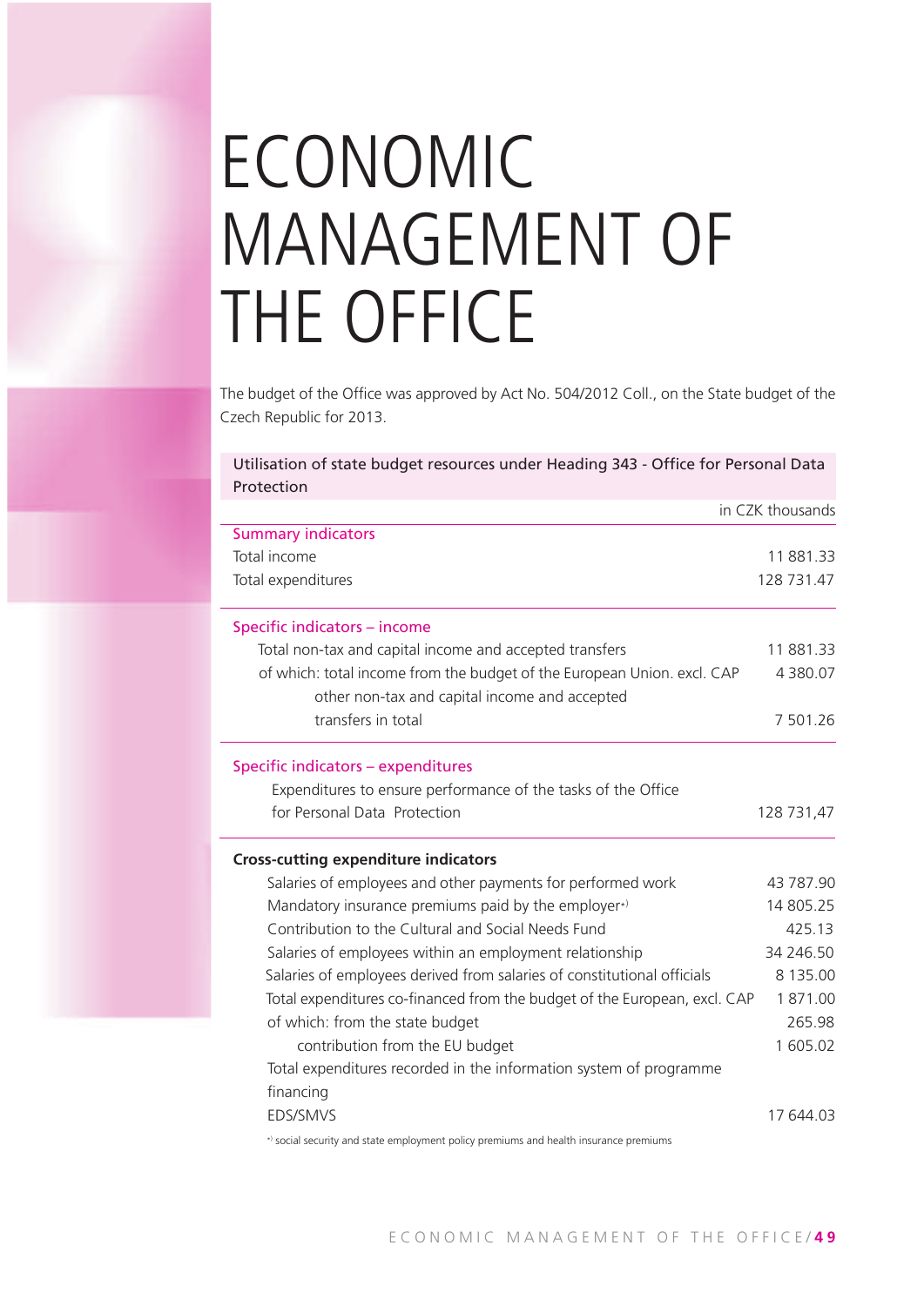# ECONOMIC MANAGEMENT OF THE OFFICE

The budget of the Office was approved by Act No. 504/2012 Coll., on the State budget of the Czech Republic for 2013.

| Utilisation of state budget resources under Heading 343 - Office for Personal Data Protection | |
|---|---|
| | in CZK thousands |
| **Summary indicators** | |
| Total income | 11 881.33 |
| Total expenditures | 128 731.47 |
| **Specific indicators – income** | |
| Total non-tax and capital income and accepted transfers | 11 881.33 |
| of which: total income from the budget of the European Union. excl. CAP | 4 380.07 |
| other non-tax and capital income and accepted transfers in total | 7 501.26 |
| **Specific indicators – expenditures** | |
| Expenditures to ensure performance of the tasks of the Office for Personal Data Protection | 128 731,47 |
| **Cross-cutting expenditure indicators** | |
| Salaries of employees and other payments for performed work | 43 787.90 |
| Mandatory insurance premiums paid by the employer*) | 14 805.25 |
| Contribution to the Cultural and Social Needs Fund | 425.13 |
| Salaries of employees within an employment relationship | 34 246.50 |
| Salaries of employees derived from salaries of constitutional officials | 8 135.00 |
| Total expenditures co-financed from the budget of the European, excl. CAP | 1 871.00 |
| of which: from the state budget | 265.98 |
| contribution from the EU budget | 1 605.02 |
| Total expenditures recorded in the information system of programme financing EDS/SMVS | 17 644.03 |

*) social security and state employment policy premiums and health insurance premiums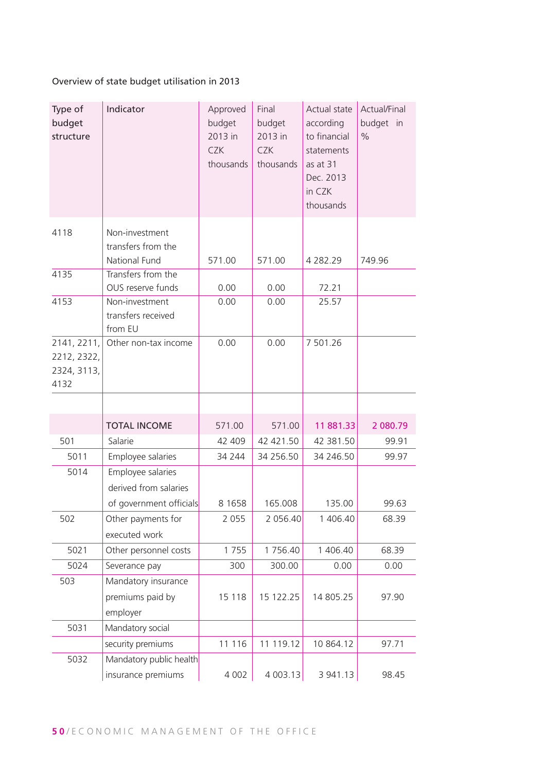Overview of state budget utilisation in 2013

| Type of budget structure | Indicator | Approved budget 2013 in CZK thousands | Final budget 2013 in CZK thousands | Actual state according to financial statements as at 31 Dec. 2013 in CZK thousands | Actual/Final budget in % |
|---|---|---|---|---|---|
| 4118 | Non-investment transfers from the National Fund | 571.00 | 571.00 | 4 282.29 | 749.96 |
| 4135 | Transfers from the OUS reserve funds | 0.00 | 0.00 | 72.21 | |
| 4153 | Non-investment transfers received from EU | 0.00 | 0.00 | 25.57 | |
| 2141, 2211, 2212, 2322, 2324, 3113, 4132 | Other non-tax income | 0.00 | 0.00 | 7 501.26 | |
| | | | | | |
| | TOTAL INCOME | 571.00 | 571.00 | 11 881.33 | 2 080.79 |
| 501 | Salarie | 42 409 | 42 421.50 | 42 381.50 | 99.91 |
| 5011 | Employee salaries | 34 244 | 34 256.50 | 34 246.50 | 99.97 |
| 5014 | Employee salaries derived from salaries of government officials | 8 1658 | 165.008 | 135.00 | 99.63 |
| 502 | Other payments for executed work | 2 055 | 2 056.40 | 1 406.40 | 68.39 |
| 5021 | Other personnel costs | 1 755 | 1 756.40 | 1 406.40 | 68.39 |
| 5024 | Severance pay | 300 | 300.00 | 0.00 | 0.00 |
| 503 | Mandatory insurance premiums paid by employer | 15 118 | 15 122.25 | 14 805.25 | 97.90 |
| 5031 | Mandatory social security premiums | 11 116 | 11 119.12 | 10 864.12 | 97.71 |
| 5032 | Mandatory public health insurance premiums | 4 002 | 4 003.13 | 3 941.13 | 98.45 |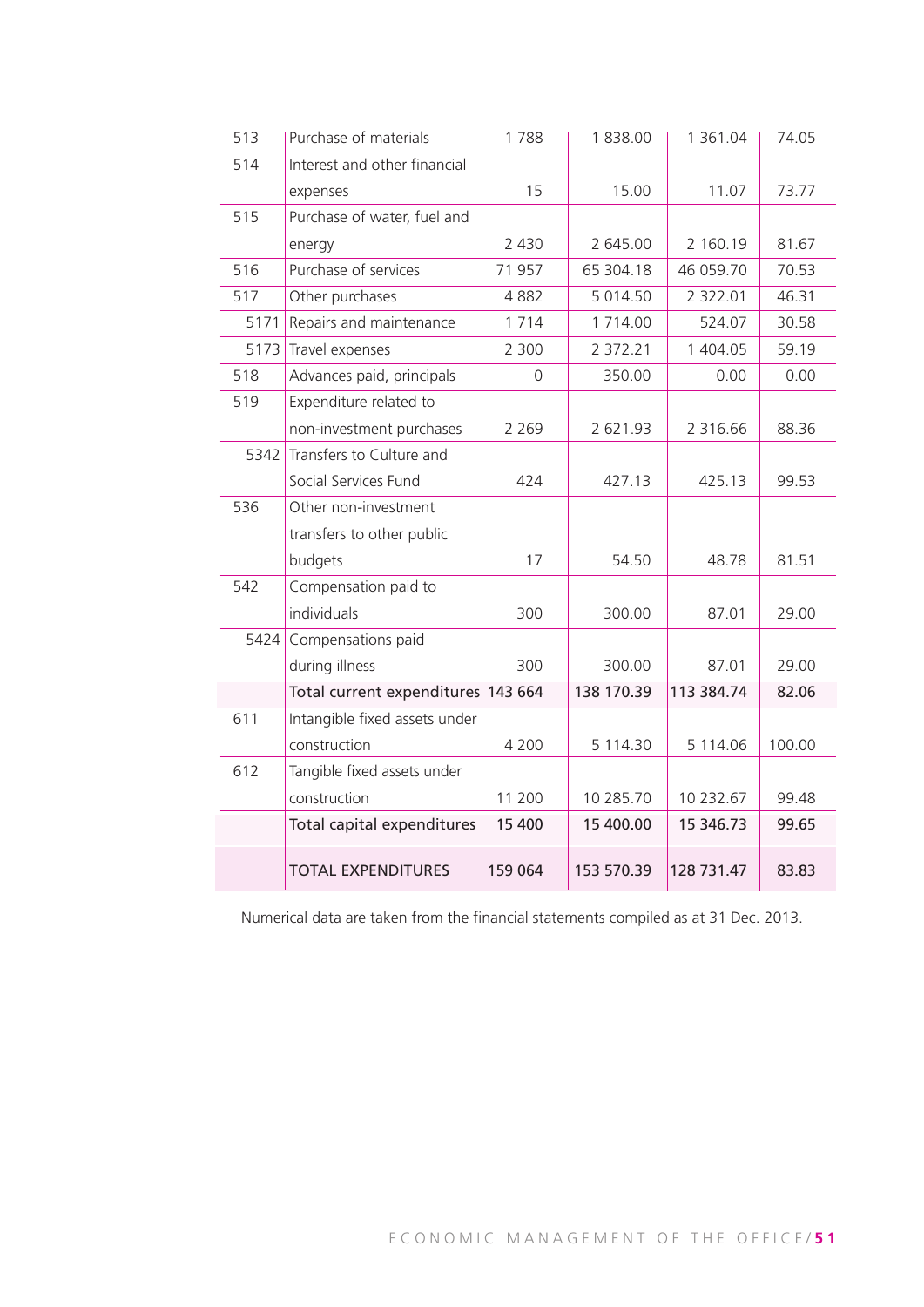| | | | | | |
|---|---|---|---|---|---|
| 513 | Purchase of materials | 1 788 | 1 838.00 | 1 361.04 | 74.05 |
| 514 | Interest and other financial expenses | 15 | 15.00 | 11.07 | 73.77 |
| 515 | Purchase of water, fuel and energy | 2 430 | 2 645.00 | 2 160.19 | 81.67 |
| 516 | Purchase of services | 71 957 | 65 304.18 | 46 059.70 | 70.53 |
| 517 | Other purchases | 4 882 | 5 014.50 | 2 322.01 | 46.31 |
| 5171 | Repairs and maintenance | 1 714 | 1 714.00 | 524.07 | 30.58 |
| 5173 | Travel expenses | 2 300 | 2 372.21 | 1 404.05 | 59.19 |
| 518 | Advances paid, principals | 0 | 350.00 | 0.00 | 0.00 |
| 519 | Expenditure related to non-investment purchases | 2 269 | 2 621.93 | 2 316.66 | 88.36 |
| 5342 | Transfers to Culture and Social Services Fund | 424 | 427.13 | 425.13 | 99.53 |
| 536 | Other non-investment transfers to other public budgets | 17 | 54.50 | 48.78 | 81.51 |
| 542 | Compensation paid to individuals | 300 | 300.00 | 87.01 | 29.00 |
| 5424 | Compensations paid during illness | 300 | 300.00 | 87.01 | 29.00 |
| | **Total current expenditures** | **143 664** | **138 170.39** | **113 384.74** | **82.06** |
| 611 | Intangible fixed assets under construction | 4 200 | 5 114.30 | 5 114.06 | 100.00 |
| 612 | Tangible fixed assets under construction | 11 200 | 10 285.70 | 10 232.67 | 99.48 |
| | **Total capital expenditures** | **15 400** | **15 400.00** | **15 346.73** | **99.65** |
| | **TOTAL EXPENDITURES** | **159 064** | **153 570.39** | **128 731.47** | **83.83** |

Numerical data are taken from the financial statements compiled as at 31 Dec. 2013.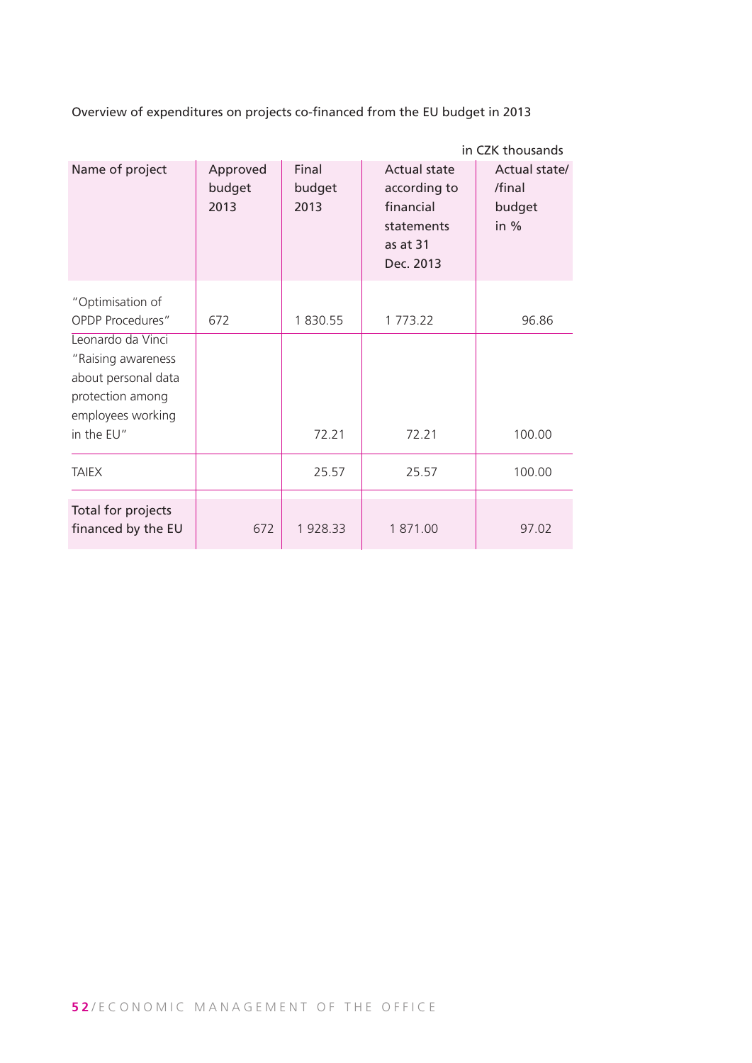Overview of expenditures on projects co-financed from the EU budget in 2013

in CZK thousands

| Name of project | Approved budget 2013 | Final budget 2013 | Actual state according to financial statements as at 31 Dec. 2013 | Actual state/ /final budget in % |
|---|---|---|---|---|
| "Optimisation of OPDP Procedures" | 672 | 1 830.55 | 1 773.22 | 96.86 |
| Leonardo da Vinci "Raising awareness about personal data protection among employees working in the EU" | | 72.21 | 72.21 | 100.00 |
| TAIEX | | 25.57 | 25.57 | 100.00 |
| Total for projects financed by the EU | 672 | 1 928.33 | 1 871.00 | 97.02 |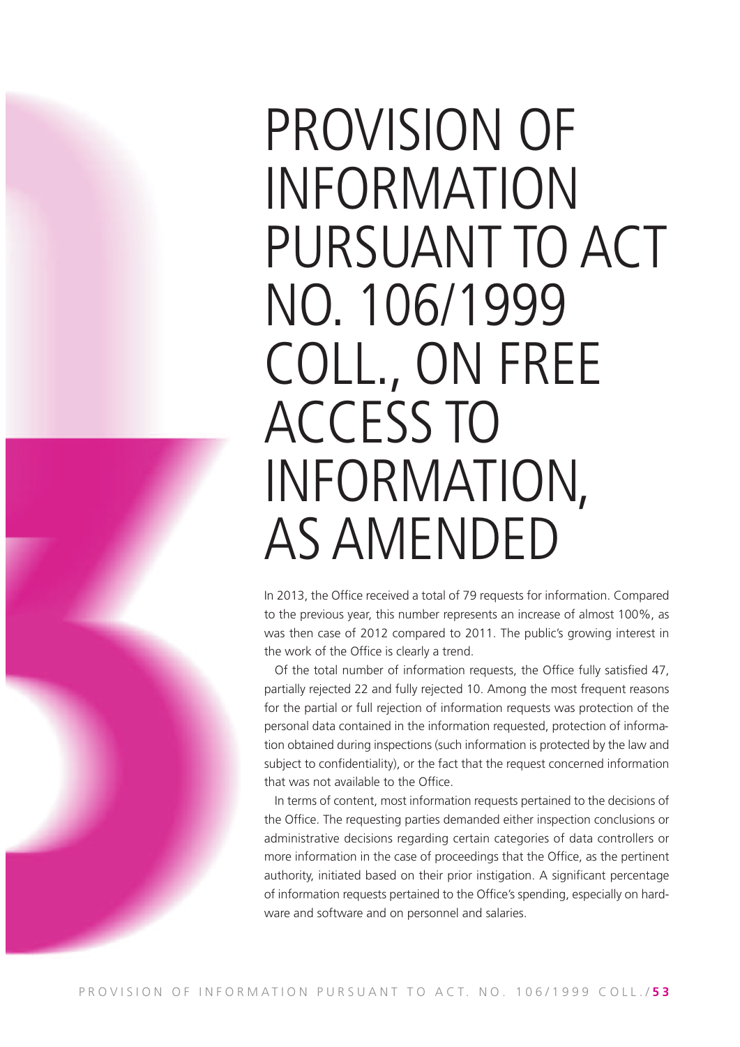# PROVISION OF INFORMATION PURSUANT TO ACT NO. 106/1999 COLL., ON FREE ACCESS TO INFORMATION, AS AMENDED

In 2013, the Office received a total of 79 requests for information. Compared to the previous year, this number represents an increase of almost 100%, as was then case of 2012 compared to 2011. The public's growing interest in the work of the Office is clearly a trend.

Of the total number of information requests, the Office fully satisfied 47, partially rejected 22 and fully rejected 10. Among the most frequent reasons for the partial or full rejection of information requests was protection of the personal data contained in the information requested, protection of information obtained during inspections (such information is protected by the law and subject to confidentiality), or the fact that the request concerned information that was not available to the Office.

In terms of content, most information requests pertained to the decisions of the Office. The requesting parties demanded either inspection conclusions or administrative decisions regarding certain categories of data controllers or more information in the case of proceedings that the Office, as the pertinent authority, initiated based on their prior instigation. A significant percentage of information requests pertained to the Office's spending, especially on hardware and software and on personnel and salaries.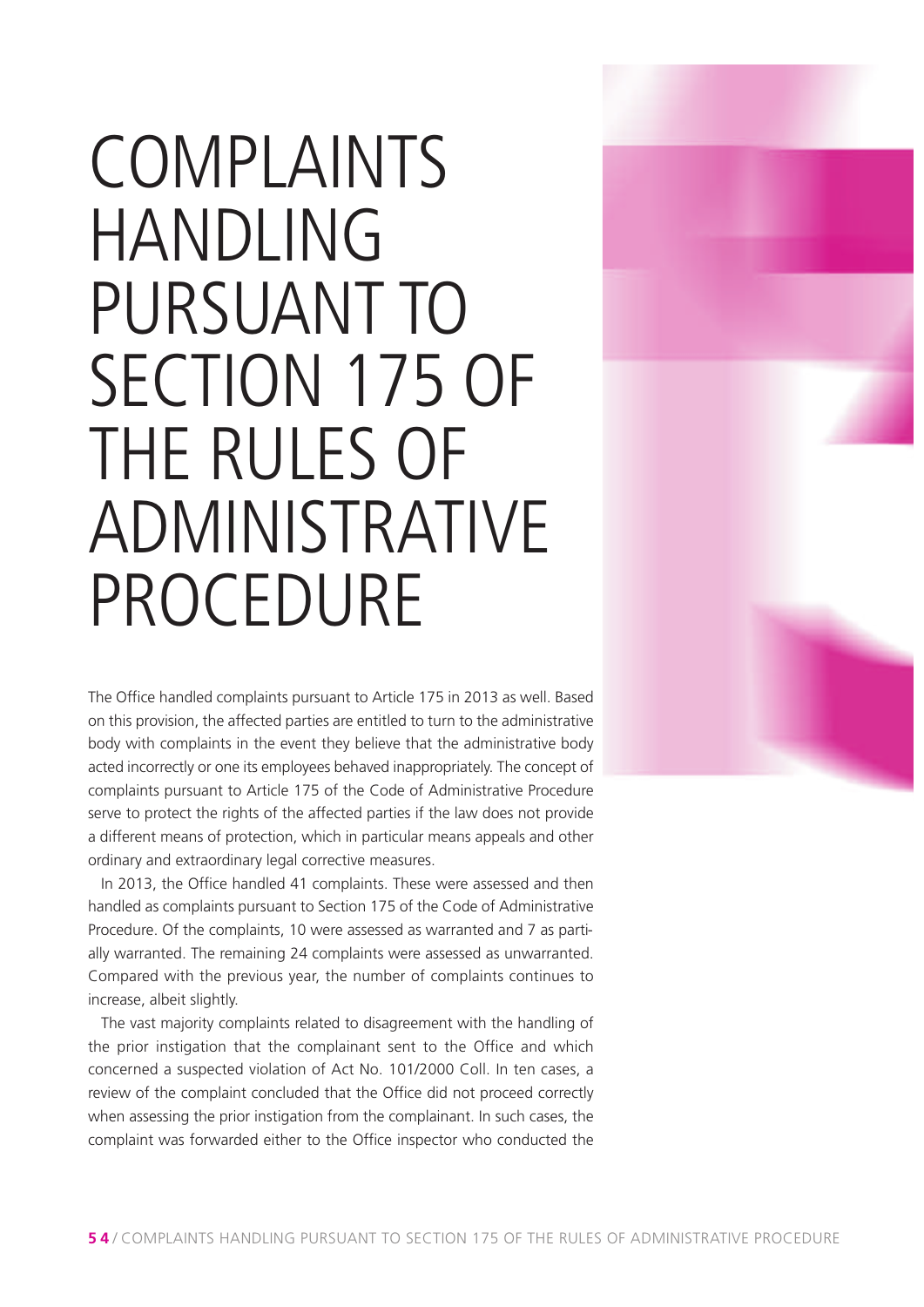# COMPLAINTS HANDLING PURSUANT TO SECTION 175 OF THE RULES OF ADMINISTRATIVE PROCEDURE

The Office handled complaints pursuant to Article 175 in 2013 as well. Based on this provision, the affected parties are entitled to turn to the administrative body with complaints in the event they believe that the administrative body acted incorrectly or one its employees behaved inappropriately. The concept of complaints pursuant to Article 175 of the Code of Administrative Procedure serve to protect the rights of the affected parties if the law does not provide a different means of protection, which in particular means appeals and other ordinary and extraordinary legal corrective measures.

In 2013, the Office handled 41 complaints. These were assessed and then handled as complaints pursuant to Section 175 of the Code of Administrative Procedure. Of the complaints, 10 were assessed as warranted and 7 as partially warranted. The remaining 24 complaints were assessed as unwarranted. Compared with the previous year, the number of complaints continues to increase, albeit slightly.

The vast majority complaints related to disagreement with the handling of the prior instigation that the complainant sent to the Office and which concerned a suspected violation of Act No. 101/2000 Coll. In ten cases, a review of the complaint concluded that the Office did not proceed correctly when assessing the prior instigation from the complainant. In such cases, the complaint was forwarded either to the Office inspector who conducted the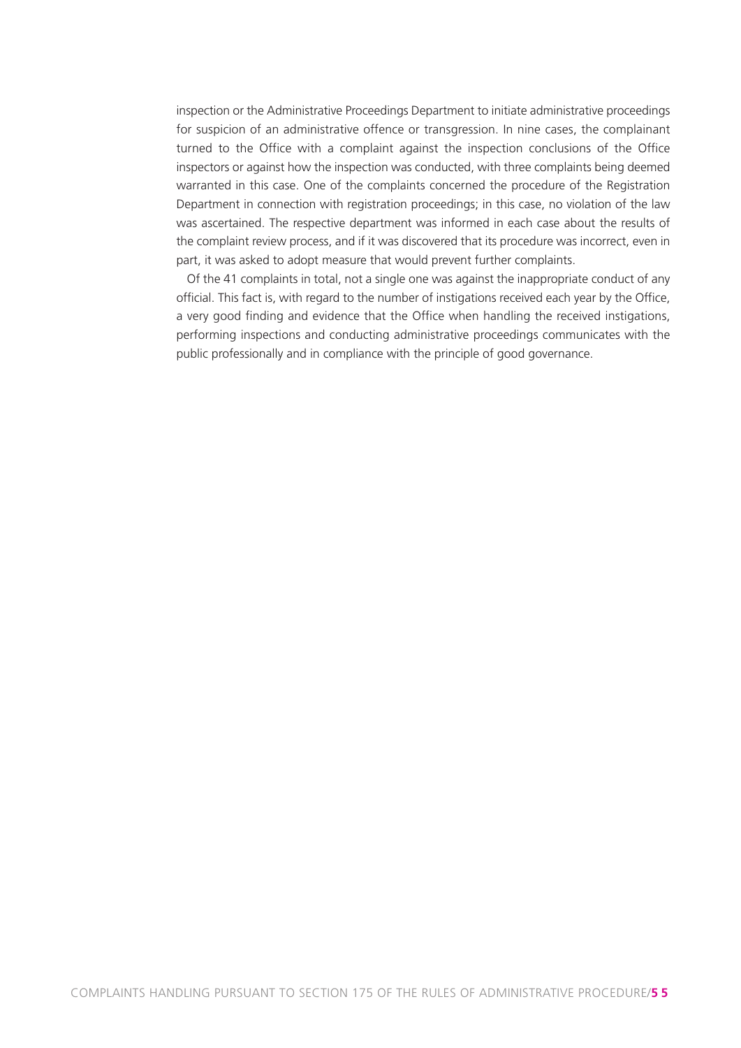inspection or the Administrative Proceedings Department to initiate administrative proceedings for suspicion of an administrative offence or transgression. In nine cases, the complainant turned to the Office with a complaint against the inspection conclusions of the Office inspectors or against how the inspection was conducted, with three complaints being deemed warranted in this case. One of the complaints concerned the procedure of the Registration Department in connection with registration proceedings; in this case, no violation of the law was ascertained. The respective department was informed in each case about the results of the complaint review process, and if it was discovered that its procedure was incorrect, even in part, it was asked to adopt measure that would prevent further complaints.

Of the 41 complaints in total, not a single one was against the inappropriate conduct of any official. This fact is, with regard to the number of instigations received each year by the Office, a very good finding and evidence that the Office when handling the received instigations, performing inspections and conducting administrative proceedings communicates with the public professionally and in compliance with the principle of good governance.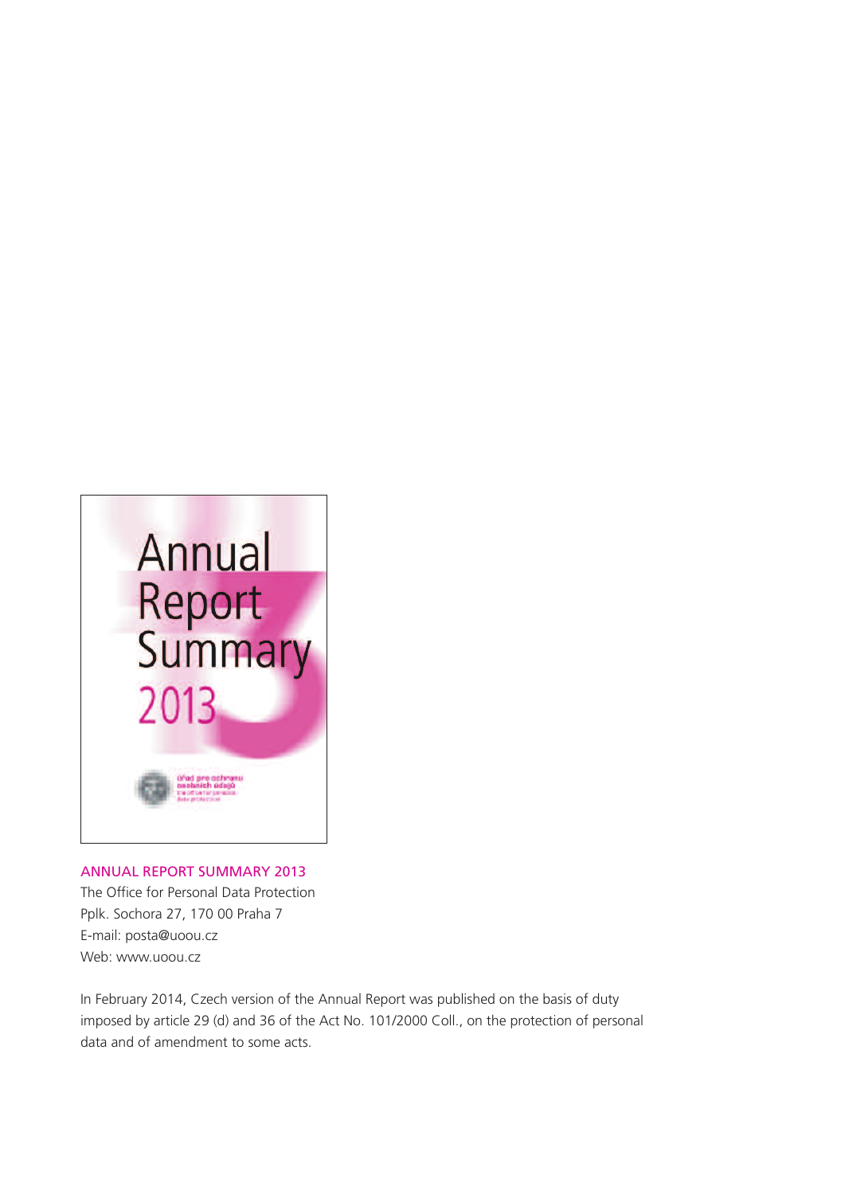ANNUAL REPORT SUMMARY 2013

The Office for Personal Data Protection
Pplk. Sochora 27, 170 00 Praha 7
E-mail: posta@uoou.cz
Web: www.uoou.cz

In February 2014, Czech version of the Annual Report was published on the basis of duty imposed by article 29 (d) and 36 of the Act No. 101/2000 Coll., on the protection of personal data and of amendment to some acts.